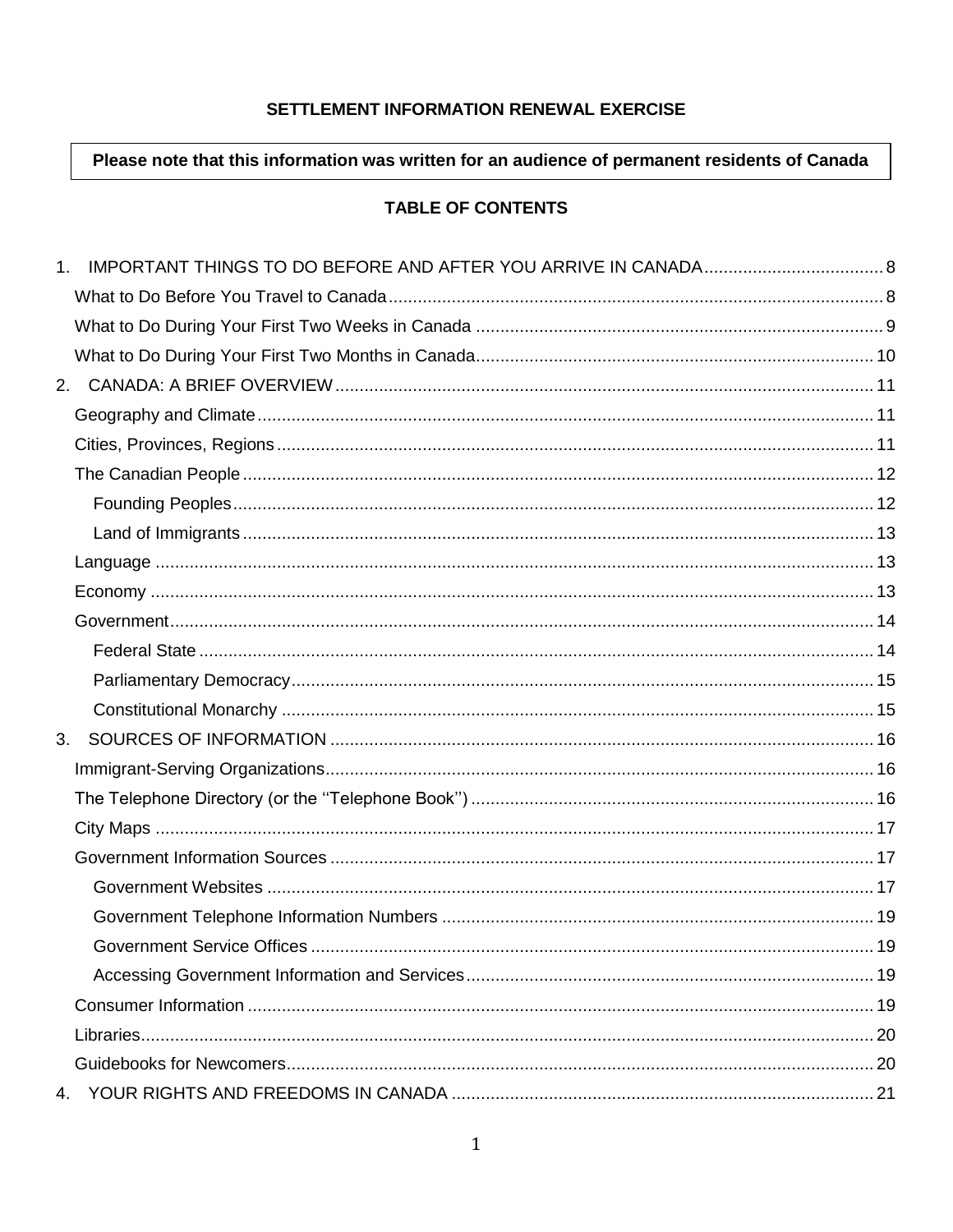**SETTLEMENT INFORMATION RENEWAL EXERCISE**

**Please note that this information was written for an audience of permanent residents of Canada**

## TABLE OF CONTENTS

1. IMPORTANT THINGS TO DO BEFORE AND AFTER YOU ARRIVE IN CANADA ..... 8
   - What to Do Before You Travel to Canada ..... 8
   - What to Do During Your First Two Weeks in Canada ..... 9
   - What to Do During Your First Two Months in Canada ..... 10
2. CANADA: A BRIEF OVERVIEW ..... 11
   - Geography and Climate ..... 11
   - Cities, Provinces, Regions ..... 11
   - The Canadian People ..... 12
     - Founding Peoples ..... 12
     - Land of Immigrants ..... 13
   - Language ..... 13
   - Economy ..... 13
   - Government ..... 14
     - Federal State ..... 14
     - Parliamentary Democracy ..... 15
     - Constitutional Monarchy ..... 15
3. SOURCES OF INFORMATION ..... 16
   - Immigrant-Serving Organizations ..... 16
   - The Telephone Directory (or the ''Telephone Book'') ..... 16
   - City Maps ..... 17
   - Government Information Sources ..... 17
     - Government Websites ..... 17
     - Government Telephone Information Numbers ..... 19
     - Government Service Offices ..... 19
     - Accessing Government Information and Services ..... 19
   - Consumer Information ..... 19
   - Libraries ..... 20
   - Guidebooks for Newcomers ..... 20
4. YOUR RIGHTS AND FREEDOMS IN CANADA ..... 21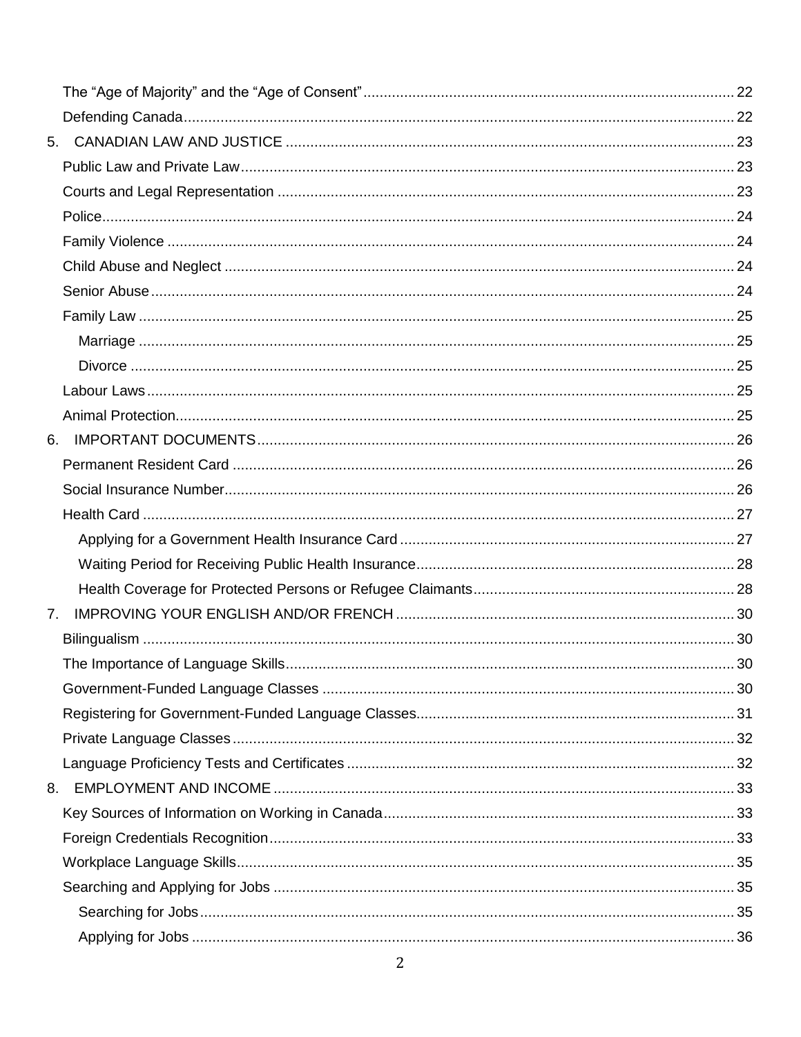- The “Age of Majority” and the “Age of Consent” ... 22
- Defending Canada ... 22

5. CANADIAN LAW AND JUSTICE ... 23
   - Public Law and Private Law ... 23
   - Courts and Legal Representation ... 23
   - Police ... 24
   - Family Violence ... 24
   - Child Abuse and Neglect ... 24
   - Senior Abuse ... 24
   - Family Law ... 25
     - Marriage ... 25
     - Divorce ... 25
   - Labour Laws ... 25
   - Animal Protection ... 25

6. IMPORTANT DOCUMENTS ... 26
   - Permanent Resident Card ... 26
   - Social Insurance Number ... 26
   - Health Card ... 27
     - Applying for a Government Health Insurance Card ... 27
     - Waiting Period for Receiving Public Health Insurance ... 28
     - Health Coverage for Protected Persons or Refugee Claimants ... 28

7. IMPROVING YOUR ENGLISH AND/OR FRENCH ... 30
   - Bilingualism ... 30
   - The Importance of Language Skills ... 30
   - Government-Funded Language Classes ... 30
   - Registering for Government-Funded Language Classes ... 31
   - Private Language Classes ... 32
   - Language Proficiency Tests and Certificates ... 32

8. EMPLOYMENT AND INCOME ... 33
   - Key Sources of Information on Working in Canada ... 33
   - Foreign Credentials Recognition ... 33
   - Workplace Language Skills ... 35
   - Searching and Applying for Jobs ... 35
     - Searching for Jobs ... 35
     - Applying for Jobs ... 36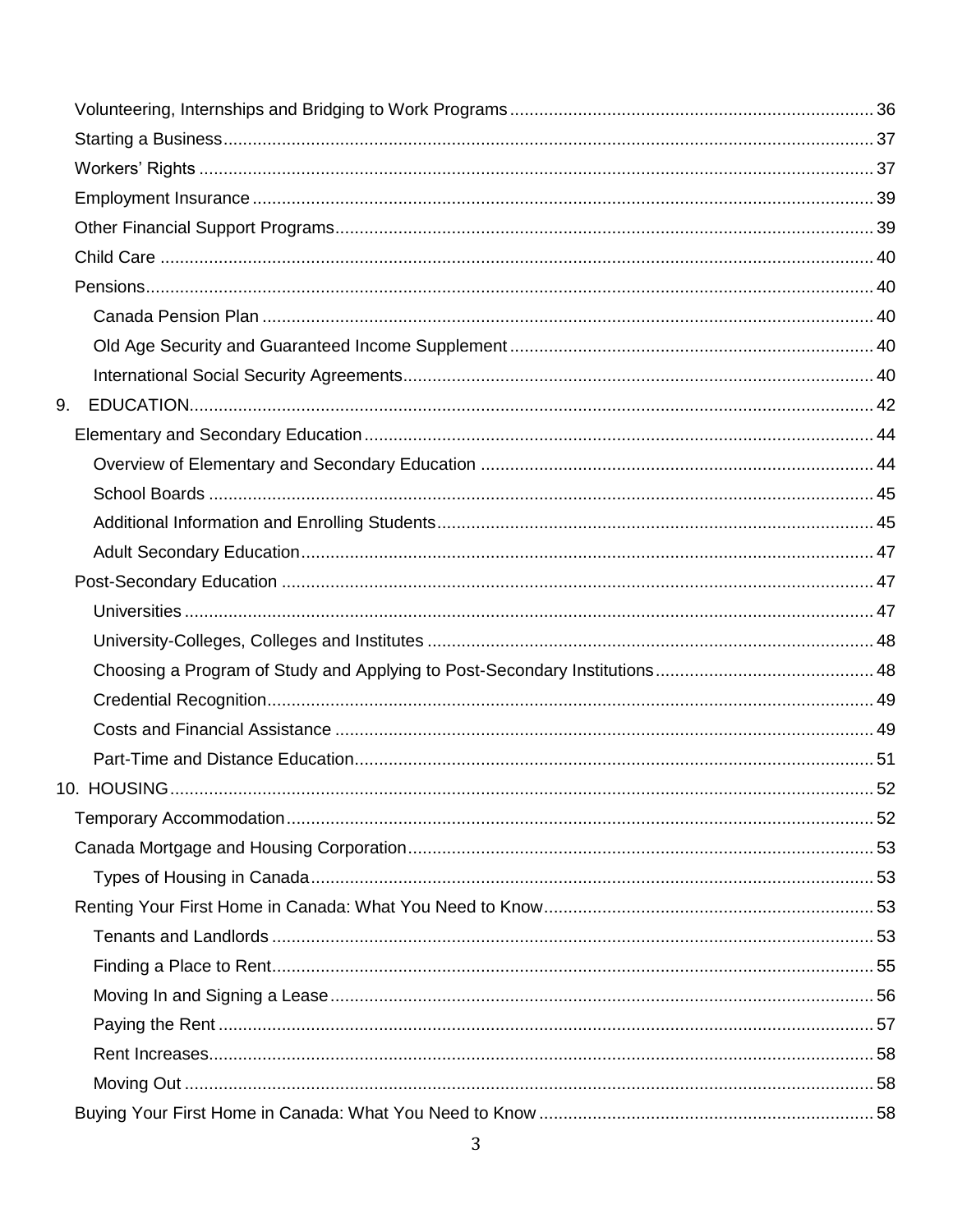- Volunteering, Internships and Bridging to Work Programs ..... 36
- Starting a Business ..... 37
- Workers' Rights ..... 37
- Employment Insurance ..... 39
- Other Financial Support Programs ..... 39
- Child Care ..... 40
- Pensions ..... 40
  - Canada Pension Plan ..... 40
  - Old Age Security and Guaranteed Income Supplement ..... 40
  - International Social Security Agreements ..... 40

9. EDUCATION ..... 42
- Elementary and Secondary Education ..... 44
  - Overview of Elementary and Secondary Education ..... 44
  - School Boards ..... 45
  - Additional Information and Enrolling Students ..... 45
  - Adult Secondary Education ..... 47
- Post-Secondary Education ..... 47
  - Universities ..... 47
  - University-Colleges, Colleges and Institutes ..... 48
  - Choosing a Program of Study and Applying to Post-Secondary Institutions ..... 48
  - Credential Recognition ..... 49
  - Costs and Financial Assistance ..... 49
  - Part-Time and Distance Education ..... 51

10. HOUSING ..... 52
- Temporary Accommodation ..... 52
- Canada Mortgage and Housing Corporation ..... 53
  - Types of Housing in Canada ..... 53
- Renting Your First Home in Canada: What You Need to Know ..... 53
  - Tenants and Landlords ..... 53
  - Finding a Place to Rent ..... 55
  - Moving In and Signing a Lease ..... 56
  - Paying the Rent ..... 57
  - Rent Increases ..... 58
  - Moving Out ..... 58
- Buying Your First Home in Canada: What You Need to Know ..... 58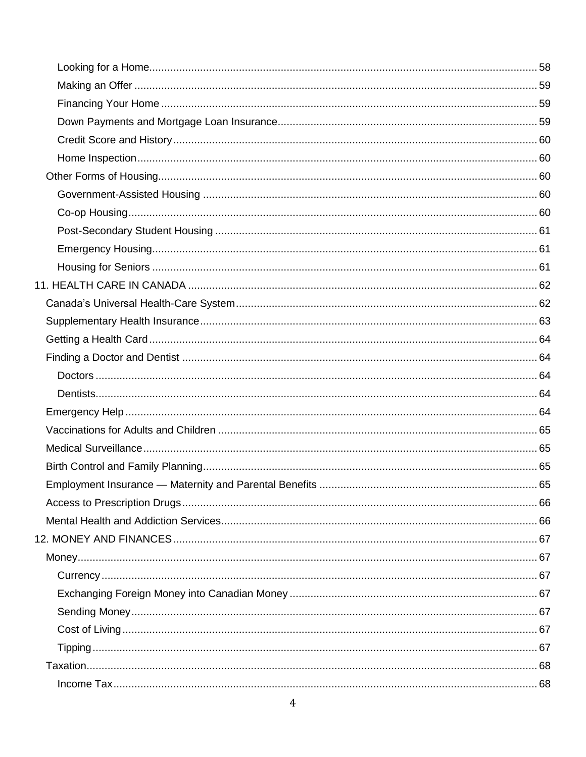- Looking for a Home ..... 58
- Making an Offer ..... 59
- Financing Your Home ..... 59
- Down Payments and Mortgage Loan Insurance ..... 59
- Credit Score and History ..... 60
- Home Inspection ..... 60

Other Forms of Housing ..... 60

- Government-Assisted Housing ..... 60
- Co-op Housing ..... 60
- Post-Secondary Student Housing ..... 61
- Emergency Housing ..... 61
- Housing for Seniors ..... 61

11. HEALTH CARE IN CANADA ..... 62

Canada's Universal Health-Care System ..... 62

Supplementary Health Insurance ..... 63

Getting a Health Card ..... 64

Finding a Doctor and Dentist ..... 64

- Doctors ..... 64
- Dentists ..... 64

Emergency Help ..... 64

Vaccinations for Adults and Children ..... 65

Medical Surveillance ..... 65

Birth Control and Family Planning ..... 65

Employment Insurance — Maternity and Parental Benefits ..... 65

Access to Prescription Drugs ..... 66

Mental Health and Addiction Services ..... 66

12. MONEY AND FINANCES ..... 67

Money ..... 67

- Currency ..... 67
- Exchanging Foreign Money into Canadian Money ..... 67
- Sending Money ..... 67
- Cost of Living ..... 67
- Tipping ..... 67

Taxation ..... 68

- Income Tax ..... 68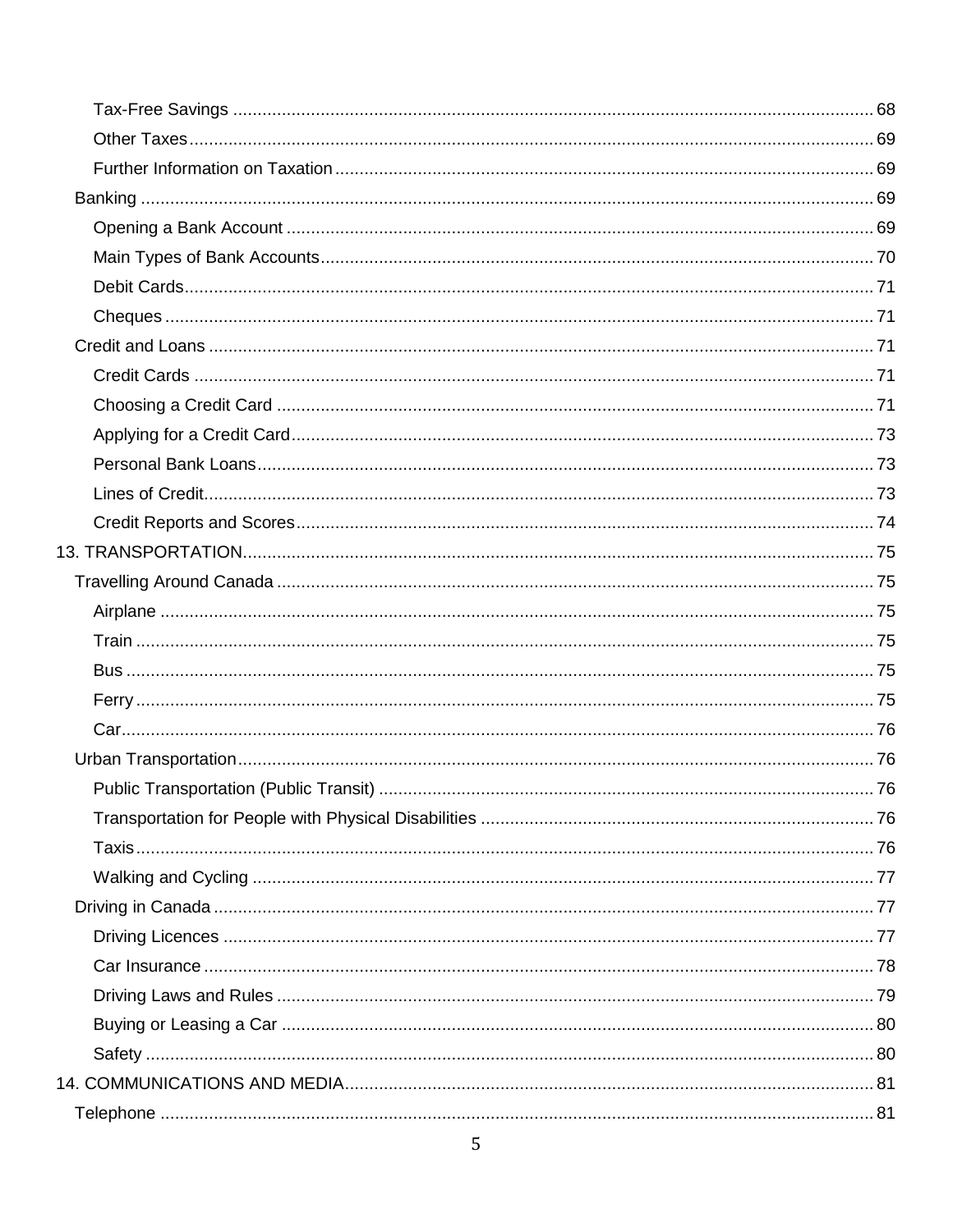- Tax-Free Savings ... 68
- Other Taxes ... 69
- Further Information on Taxation ... 69

Banking ... 69

- Opening a Bank Account ... 69
- Main Types of Bank Accounts ... 70
- Debit Cards ... 71
- Cheques ... 71

Credit and Loans ... 71

- Credit Cards ... 71
- Choosing a Credit Card ... 71
- Applying for a Credit Card ... 73
- Personal Bank Loans ... 73
- Lines of Credit ... 73
- Credit Reports and Scores ... 74

13. TRANSPORTATION ... 75

Travelling Around Canada ... 75

- Airplane ... 75
- Train ... 75
- Bus ... 75
- Ferry ... 75
- Car ... 76

Urban Transportation ... 76

- Public Transportation (Public Transit) ... 76
- Transportation for People with Physical Disabilities ... 76
- Taxis ... 76
- Walking and Cycling ... 77

Driving in Canada ... 77

- Driving Licences ... 77
- Car Insurance ... 78
- Driving Laws and Rules ... 79
- Buying or Leasing a Car ... 80
- Safety ... 80

14. COMMUNICATIONS AND MEDIA ... 81

Telephone ... 81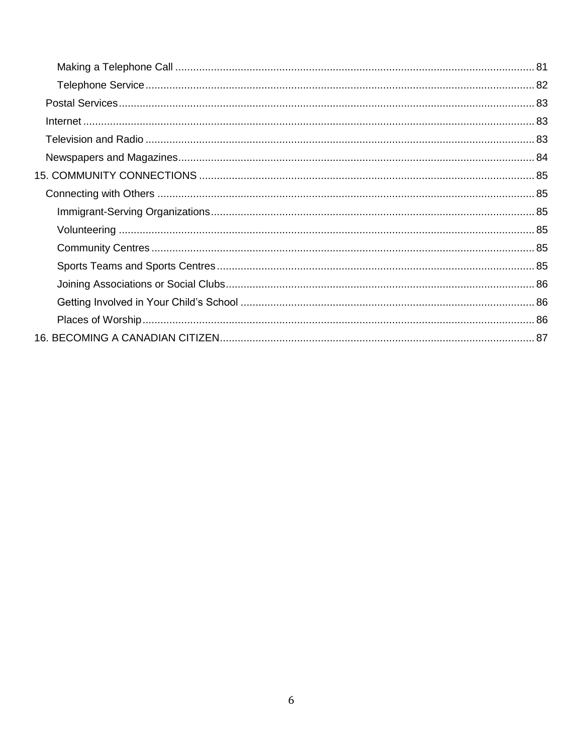- Making a Telephone Call ........ 81
- Telephone Service ........ 82
- Postal Services ........ 83
- Internet ........ 83
- Television and Radio ........ 83
- Newspapers and Magazines ........ 84

15. COMMUNITY CONNECTIONS ........ 85
- Connecting with Others ........ 85
  - Immigrant-Serving Organizations ........ 85
  - Volunteering ........ 85
  - Community Centres ........ 85
  - Sports Teams and Sports Centres ........ 85
  - Joining Associations or Social Clubs ........ 86
  - Getting Involved in Your Child's School ........ 86
  - Places of Worship ........ 86

16. BECOMING A CANADIAN CITIZEN ........ 87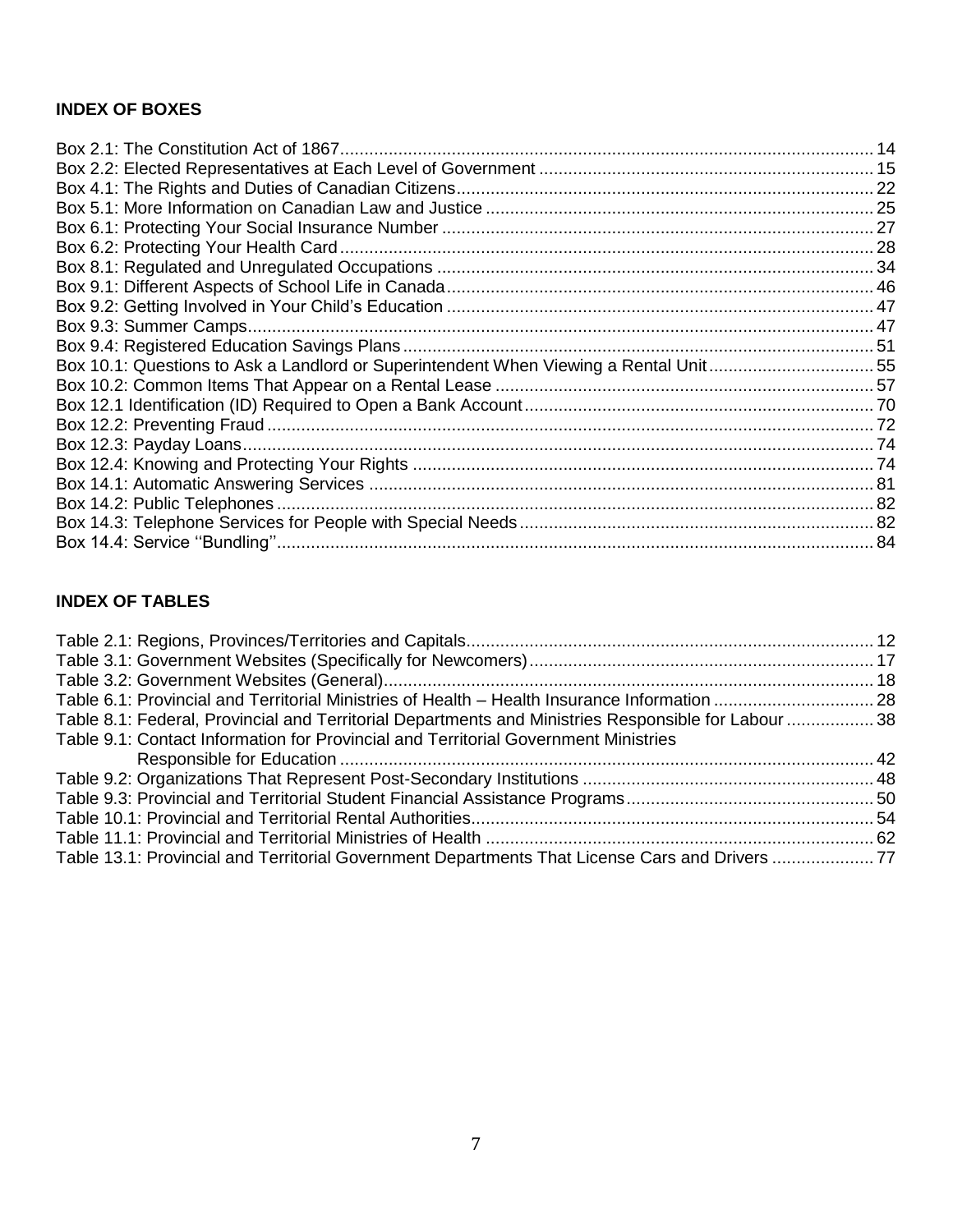**INDEX OF BOXES**

Box 2.1: The Constitution Act of 1867 ..... 14
Box 2.2: Elected Representatives at Each Level of Government ..... 15
Box 4.1: The Rights and Duties of Canadian Citizens ..... 22
Box 5.1: More Information on Canadian Law and Justice ..... 25
Box 6.1: Protecting Your Social Insurance Number ..... 27
Box 6.2: Protecting Your Health Card ..... 28
Box 8.1: Regulated and Unregulated Occupations ..... 34
Box 9.1: Different Aspects of School Life in Canada ..... 46
Box 9.2: Getting Involved in Your Child's Education ..... 47
Box 9.3: Summer Camps ..... 47
Box 9.4: Registered Education Savings Plans ..... 51
Box 10.1: Questions to Ask a Landlord or Superintendent When Viewing a Rental Unit ..... 55
Box 10.2: Common Items That Appear on a Rental Lease ..... 57
Box 12.1 Identification (ID) Required to Open a Bank Account ..... 70
Box 12.2: Preventing Fraud ..... 72
Box 12.3: Payday Loans ..... 74
Box 12.4: Knowing and Protecting Your Rights ..... 74
Box 14.1: Automatic Answering Services ..... 81
Box 14.2: Public Telephones ..... 82
Box 14.3: Telephone Services for People with Special Needs ..... 82
Box 14.4: Service ''Bundling'' ..... 84

**INDEX OF TABLES**

Table 2.1: Regions, Provinces/Territories and Capitals ..... 12
Table 3.1: Government Websites (Specifically for Newcomers) ..... 17
Table 3.2: Government Websites (General) ..... 18
Table 6.1: Provincial and Territorial Ministries of Health – Health Insurance Information ..... 28
Table 8.1: Federal, Provincial and Territorial Departments and Ministries Responsible for Labour ..... 38
Table 9.1: Contact Information for Provincial and Territorial Government Ministries Responsible for Education ..... 42
Table 9.2: Organizations That Represent Post-Secondary Institutions ..... 48
Table 9.3: Provincial and Territorial Student Financial Assistance Programs ..... 50
Table 10.1: Provincial and Territorial Rental Authorities ..... 54
Table 11.1: Provincial and Territorial Ministries of Health ..... 62
Table 13.1: Provincial and Territorial Government Departments That License Cars and Drivers ..... 77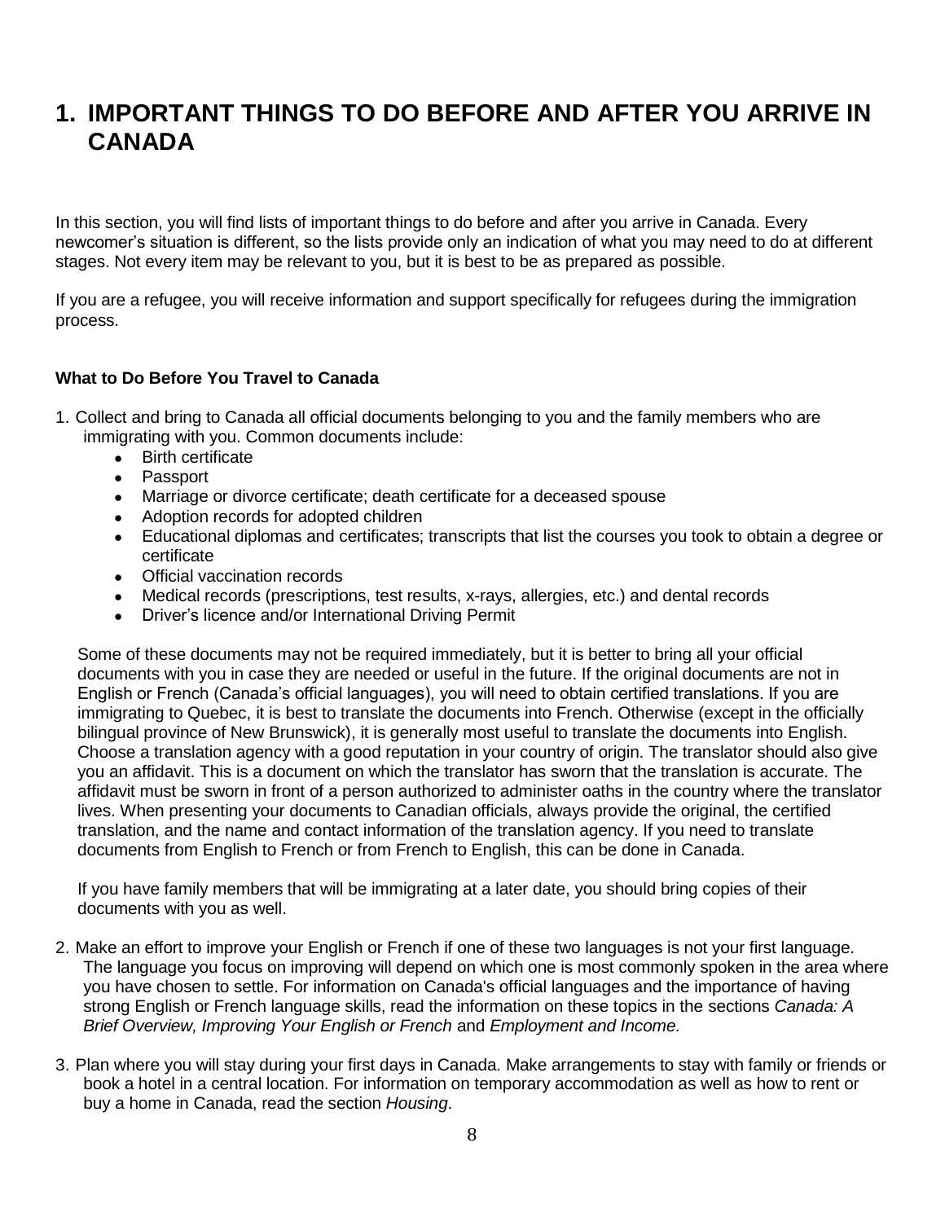# 1. IMPORTANT THINGS TO DO BEFORE AND AFTER YOU ARRIVE IN CANADA

In this section, you will find lists of important things to do before and after you arrive in Canada. Every newcomer's situation is different, so the lists provide only an indication of what you may need to do at different stages. Not every item may be relevant to you, but it is best to be as prepared as possible.

If you are a refugee, you will receive information and support specifically for refugees during the immigration process.

**What to Do Before You Travel to Canada**

1. Collect and bring to Canada all official documents belonging to you and the family members who are immigrating with you. Common documents include:
   - Birth certificate
   - Passport
   - Marriage or divorce certificate; death certificate for a deceased spouse
   - Adoption records for adopted children
   - Educational diplomas and certificates; transcripts that list the courses you took to obtain a degree or certificate
   - Official vaccination records
   - Medical records (prescriptions, test results, x-rays, allergies, etc.) and dental records
   - Driver's licence and/or International Driving Permit

   Some of these documents may not be required immediately, but it is better to bring all your official documents with you in case they are needed or useful in the future. If the original documents are not in English or French (Canada's official languages), you will need to obtain certified translations. If you are immigrating to Quebec, it is best to translate the documents into French. Otherwise (except in the officially bilingual province of New Brunswick), it is generally most useful to translate the documents into English. Choose a translation agency with a good reputation in your country of origin. The translator should also give you an affidavit. This is a document on which the translator has sworn that the translation is accurate. The affidavit must be sworn in front of a person authorized to administer oaths in the country where the translator lives. When presenting your documents to Canadian officials, always provide the original, the certified translation, and the name and contact information of the translation agency. If you need to translate documents from English to French or from French to English, this can be done in Canada.

   If you have family members that will be immigrating at a later date, you should bring copies of their documents with you as well.

2. Make an effort to improve your English or French if one of these two languages is not your first language. The language you focus on improving will depend on which one is most commonly spoken in the area where you have chosen to settle. For information on Canada's official languages and the importance of having strong English or French language skills, read the information on these topics in the sections *Canada: A Brief Overview, Improving Your English or French* and *Employment and Income.*

3. Plan where you will stay during your first days in Canada. Make arrangements to stay with family or friends or book a hotel in a central location. For information on temporary accommodation as well as how to rent or buy a home in Canada, read the section *Housing*.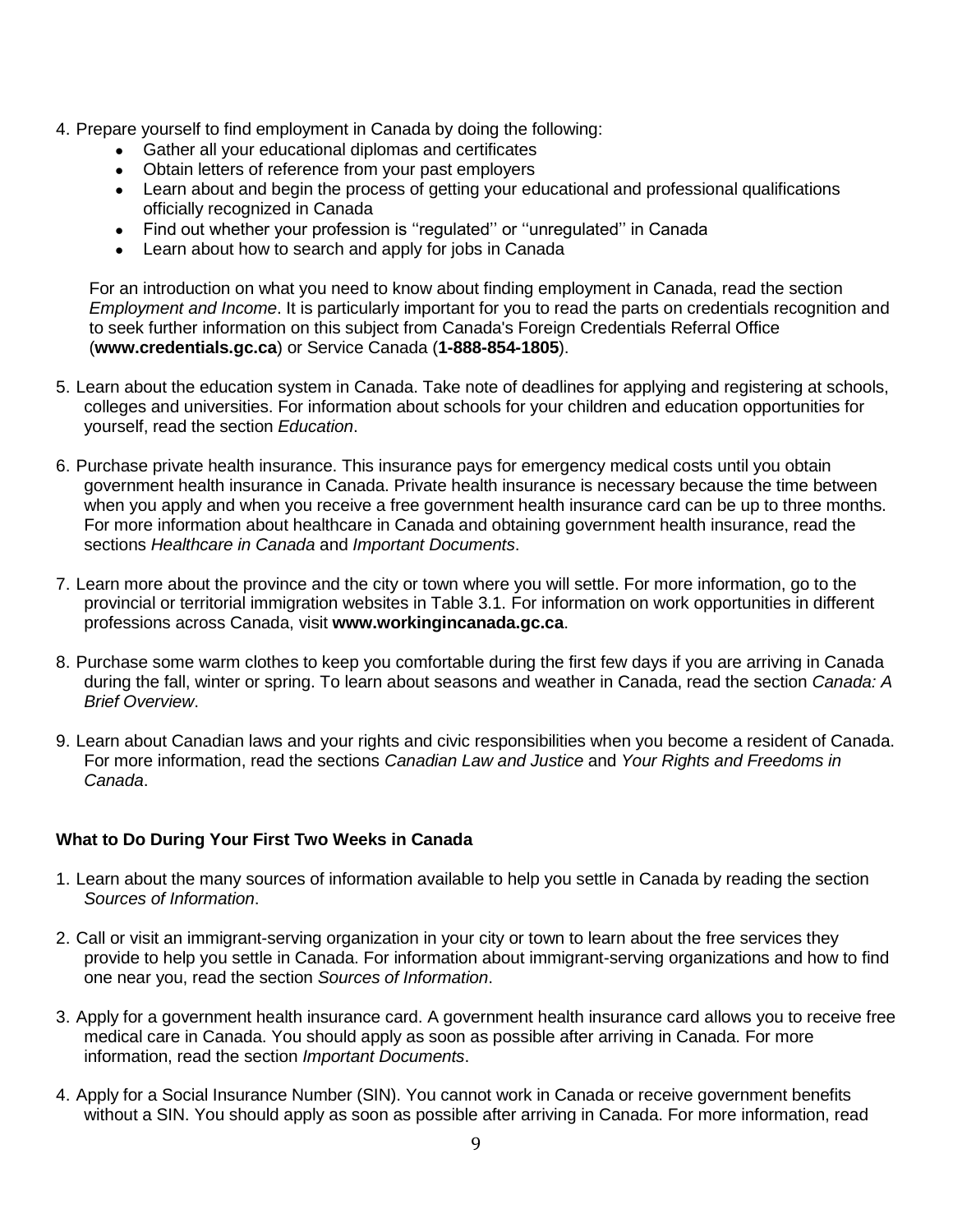4. Prepare yourself to find employment in Canada by doing the following:
    - Gather all your educational diplomas and certificates
    - Obtain letters of reference from your past employers
    - Learn about and begin the process of getting your educational and professional qualifications officially recognized in Canada
    - Find out whether your profession is ''regulated'' or ''unregulated'' in Canada
    - Learn about how to search and apply for jobs in Canada

    For an introduction on what you need to know about finding employment in Canada, read the section *Employment and Income*. It is particularly important for you to read the parts on credentials recognition and to seek further information on this subject from Canada's Foreign Credentials Referral Office (**www.credentials.gc.ca**) or Service Canada (**1-888-854-1805**).

5. Learn about the education system in Canada. Take note of deadlines for applying and registering at schools, colleges and universities. For information about schools for your children and education opportunities for yourself, read the section *Education*.

6. Purchase private health insurance. This insurance pays for emergency medical costs until you obtain government health insurance in Canada. Private health insurance is necessary because the time between when you apply and when you receive a free government health insurance card can be up to three months. For more information about healthcare in Canada and obtaining government health insurance, read the sections *Healthcare in Canada* and *Important Documents*.

7. Learn more about the province and the city or town where you will settle. For more information, go to the provincial or territorial immigration websites in Table 3.1. For information on work opportunities in different professions across Canada, visit **www.workingincanada.gc.ca**.

8. Purchase some warm clothes to keep you comfortable during the first few days if you are arriving in Canada during the fall, winter or spring. To learn about seasons and weather in Canada, read the section *Canada: A Brief Overview*.

9. Learn about Canadian laws and your rights and civic responsibilities when you become a resident of Canada. For more information, read the sections *Canadian Law and Justice* and *Your Rights and Freedoms in Canada*.

**What to Do During Your First Two Weeks in Canada**

1. Learn about the many sources of information available to help you settle in Canada by reading the section *Sources of Information*.

2. Call or visit an immigrant-serving organization in your city or town to learn about the free services they provide to help you settle in Canada. For information about immigrant-serving organizations and how to find one near you, read the section *Sources of Information*.

3. Apply for a government health insurance card. A government health insurance card allows you to receive free medical care in Canada. You should apply as soon as possible after arriving in Canada. For more information, read the section *Important Documents*.

4. Apply for a Social Insurance Number (SIN). You cannot work in Canada or receive government benefits without a SIN. You should apply as soon as possible after arriving in Canada. For more information, read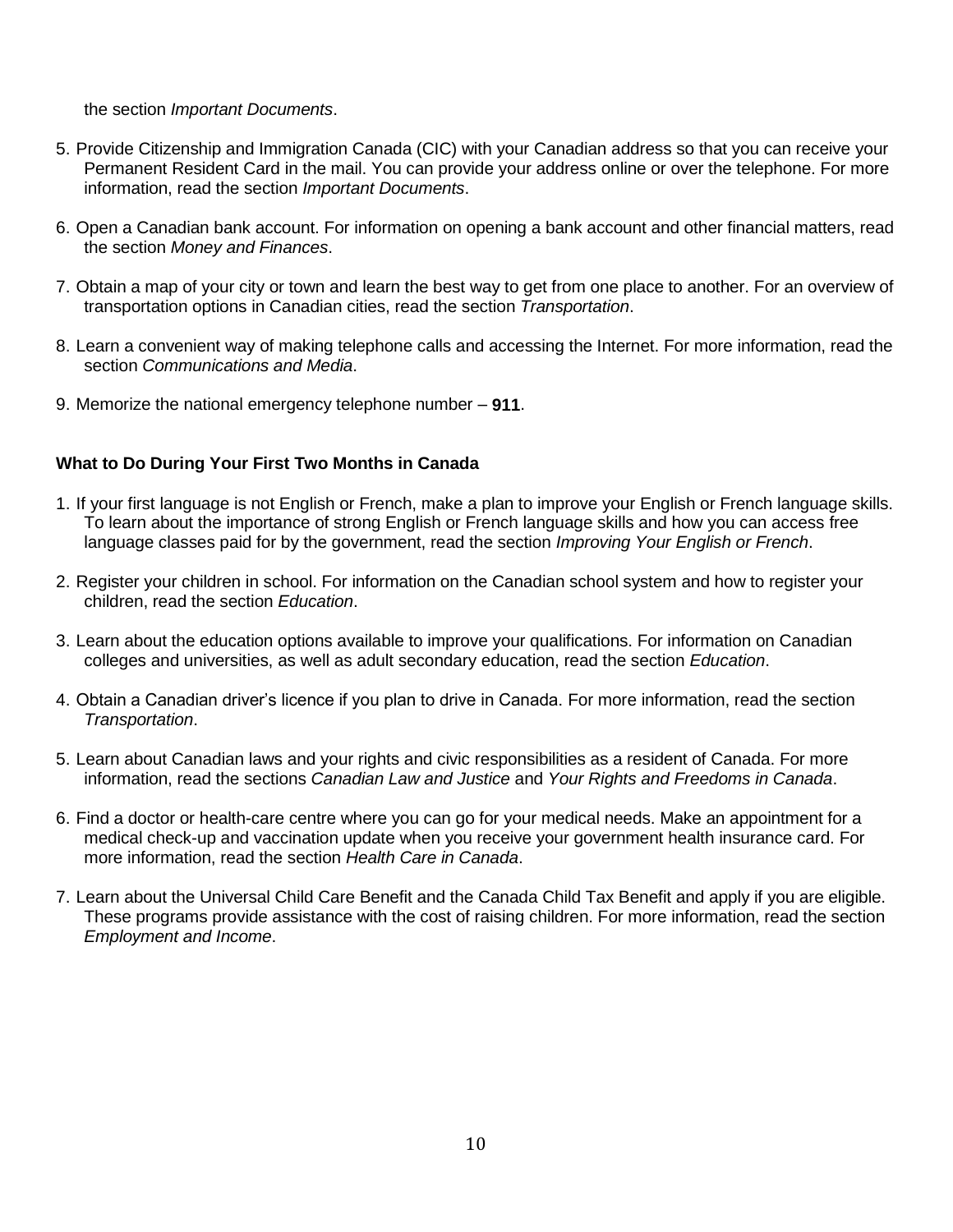the section *Important Documents*.

5. Provide Citizenship and Immigration Canada (CIC) with your Canadian address so that you can receive your Permanent Resident Card in the mail. You can provide your address online or over the telephone. For more information, read the section *Important Documents*.

6. Open a Canadian bank account. For information on opening a bank account and other financial matters, read the section *Money and Finances*.

7. Obtain a map of your city or town and learn the best way to get from one place to another. For an overview of transportation options in Canadian cities, read the section *Transportation*.

8. Learn a convenient way of making telephone calls and accessing the Internet. For more information, read the section *Communications and Media*.

9. Memorize the national emergency telephone number – **911**.

**What to Do During Your First Two Months in Canada**

1. If your first language is not English or French, make a plan to improve your English or French language skills. To learn about the importance of strong English or French language skills and how you can access free language classes paid for by the government, read the section *Improving Your English or French*.

2. Register your children in school. For information on the Canadian school system and how to register your children, read the section *Education*.

3. Learn about the education options available to improve your qualifications. For information on Canadian colleges and universities, as well as adult secondary education, read the section *Education*.

4. Obtain a Canadian driver's licence if you plan to drive in Canada. For more information, read the section *Transportation*.

5. Learn about Canadian laws and your rights and civic responsibilities as a resident of Canada. For more information, read the sections *Canadian Law and Justice* and *Your Rights and Freedoms in Canada*.

6. Find a doctor or health-care centre where you can go for your medical needs. Make an appointment for a medical check-up and vaccination update when you receive your government health insurance card. For more information, read the section *Health Care in Canada*.

7. Learn about the Universal Child Care Benefit and the Canada Child Tax Benefit and apply if you are eligible. These programs provide assistance with the cost of raising children. For more information, read the section *Employment and Income*.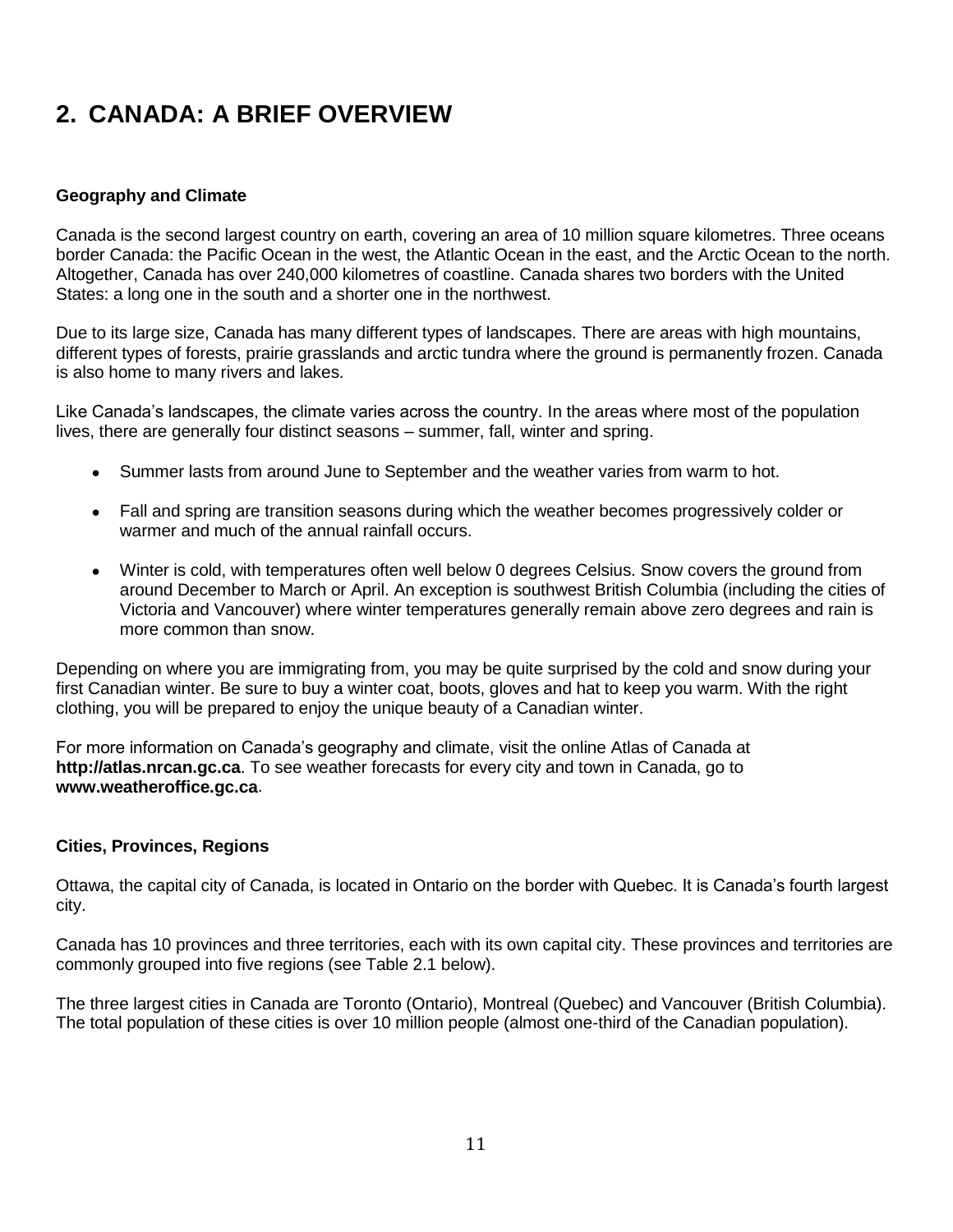# 2. CANADA: A BRIEF OVERVIEW

### Geography and Climate

Canada is the second largest country on earth, covering an area of 10 million square kilometres. Three oceans border Canada: the Pacific Ocean in the west, the Atlantic Ocean in the east, and the Arctic Ocean to the north. Altogether, Canada has over 240,000 kilometres of coastline. Canada shares two borders with the United States: a long one in the south and a shorter one in the northwest.

Due to its large size, Canada has many different types of landscapes. There are areas with high mountains, different types of forests, prairie grasslands and arctic tundra where the ground is permanently frozen. Canada is also home to many rivers and lakes.

Like Canada's landscapes, the climate varies across the country. In the areas where most of the population lives, there are generally four distinct seasons – summer, fall, winter and spring.

- Summer lasts from around June to September and the weather varies from warm to hot.
- Fall and spring are transition seasons during which the weather becomes progressively colder or warmer and much of the annual rainfall occurs.
- Winter is cold, with temperatures often well below 0 degrees Celsius. Snow covers the ground from around December to March or April. An exception is southwest British Columbia (including the cities of Victoria and Vancouver) where winter temperatures generally remain above zero degrees and rain is more common than snow.

Depending on where you are immigrating from, you may be quite surprised by the cold and snow during your first Canadian winter. Be sure to buy a winter coat, boots, gloves and hat to keep you warm. With the right clothing, you will be prepared to enjoy the unique beauty of a Canadian winter.

For more information on Canada's geography and climate, visit the online Atlas of Canada at **http://atlas.nrcan.gc.ca**. To see weather forecasts for every city and town in Canada, go to **www.weatheroffice.gc.ca**.

### Cities, Provinces, Regions

Ottawa, the capital city of Canada, is located in Ontario on the border with Quebec. It is Canada's fourth largest city.

Canada has 10 provinces and three territories, each with its own capital city. These provinces and territories are commonly grouped into five regions (see Table 2.1 below).

The three largest cities in Canada are Toronto (Ontario), Montreal (Quebec) and Vancouver (British Columbia). The total population of these cities is over 10 million people (almost one-third of the Canadian population).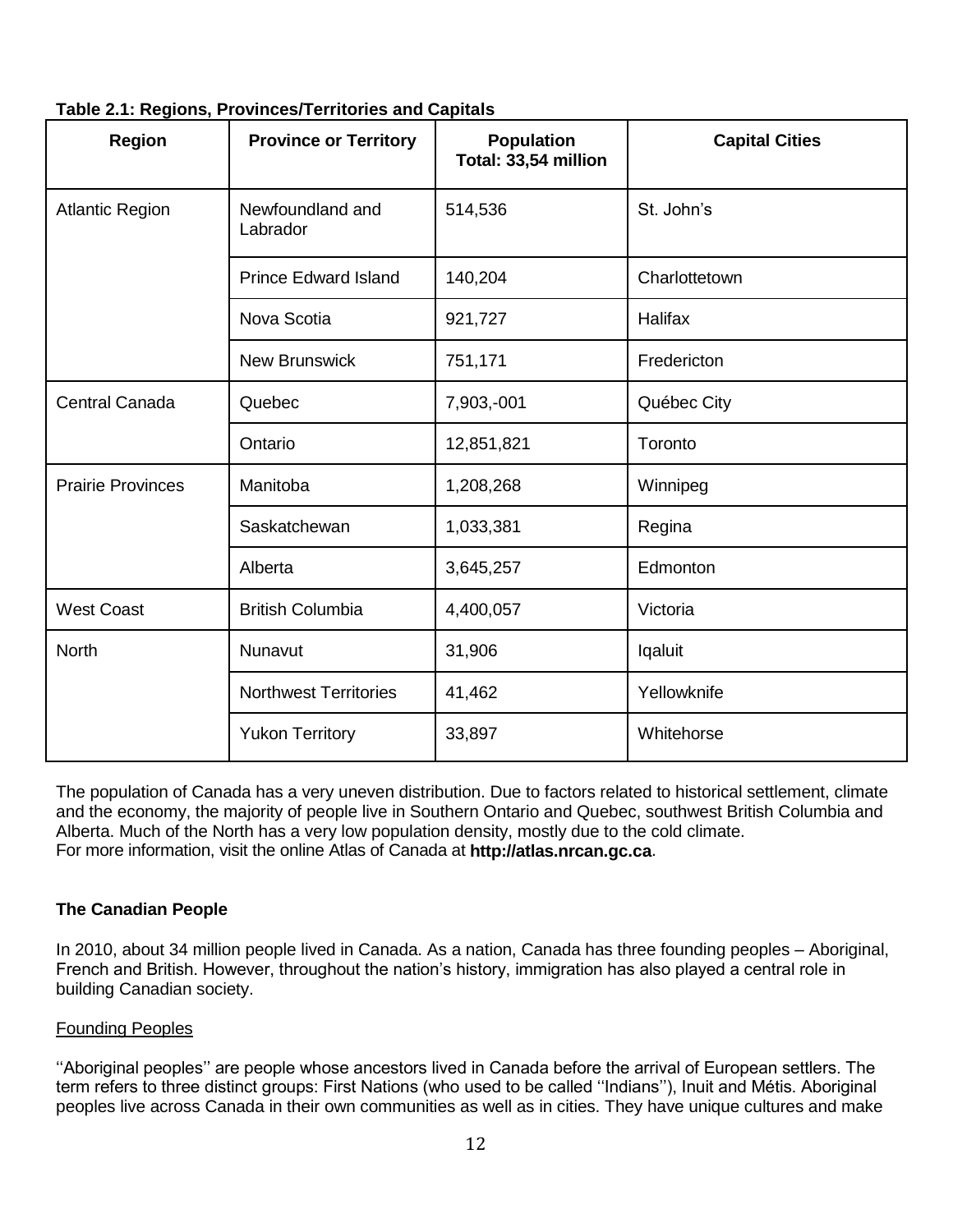**Table 2.1: Regions, Provinces/Territories and Capitals**

| Region | Province or Territory | Population Total: 33,54 million | Capital Cities |
|---|---|---|---|
| Atlantic Region | Newfoundland and Labrador | 514,536 | St. John's |
| | Prince Edward Island | 140,204 | Charlottetown |
| | Nova Scotia | 921,727 | Halifax |
| | New Brunswick | 751,171 | Fredericton |
| Central Canada | Quebec | 7,903,-001 | Québec City |
| | Ontario | 12,851,821 | Toronto |
| Prairie Provinces | Manitoba | 1,208,268 | Winnipeg |
| | Saskatchewan | 1,033,381 | Regina |
| | Alberta | 3,645,257 | Edmonton |
| West Coast | British Columbia | 4,400,057 | Victoria |
| North | Nunavut | 31,906 | Iqaluit |
| | Northwest Territories | 41,462 | Yellowknife |
| | Yukon Territory | 33,897 | Whitehorse |

The population of Canada has a very uneven distribution. Due to factors related to historical settlement, climate and the economy, the majority of people live in Southern Ontario and Quebec, southwest British Columbia and Alberta. Much of the North has a very low population density, mostly due to the cold climate.
For more information, visit the online Atlas of Canada at **http://atlas.nrcan.gc.ca**.

## The Canadian People

In 2010, about 34 million people lived in Canada. As a nation, Canada has three founding peoples – Aboriginal, French and British. However, throughout the nation's history, immigration has also played a central role in building Canadian society.

### Founding Peoples

''Aboriginal peoples'' are people whose ancestors lived in Canada before the arrival of European settlers. The term refers to three distinct groups: First Nations (who used to be called ''Indians''), Inuit and Métis. Aboriginal peoples live across Canada in their own communities as well as in cities. They have unique cultures and make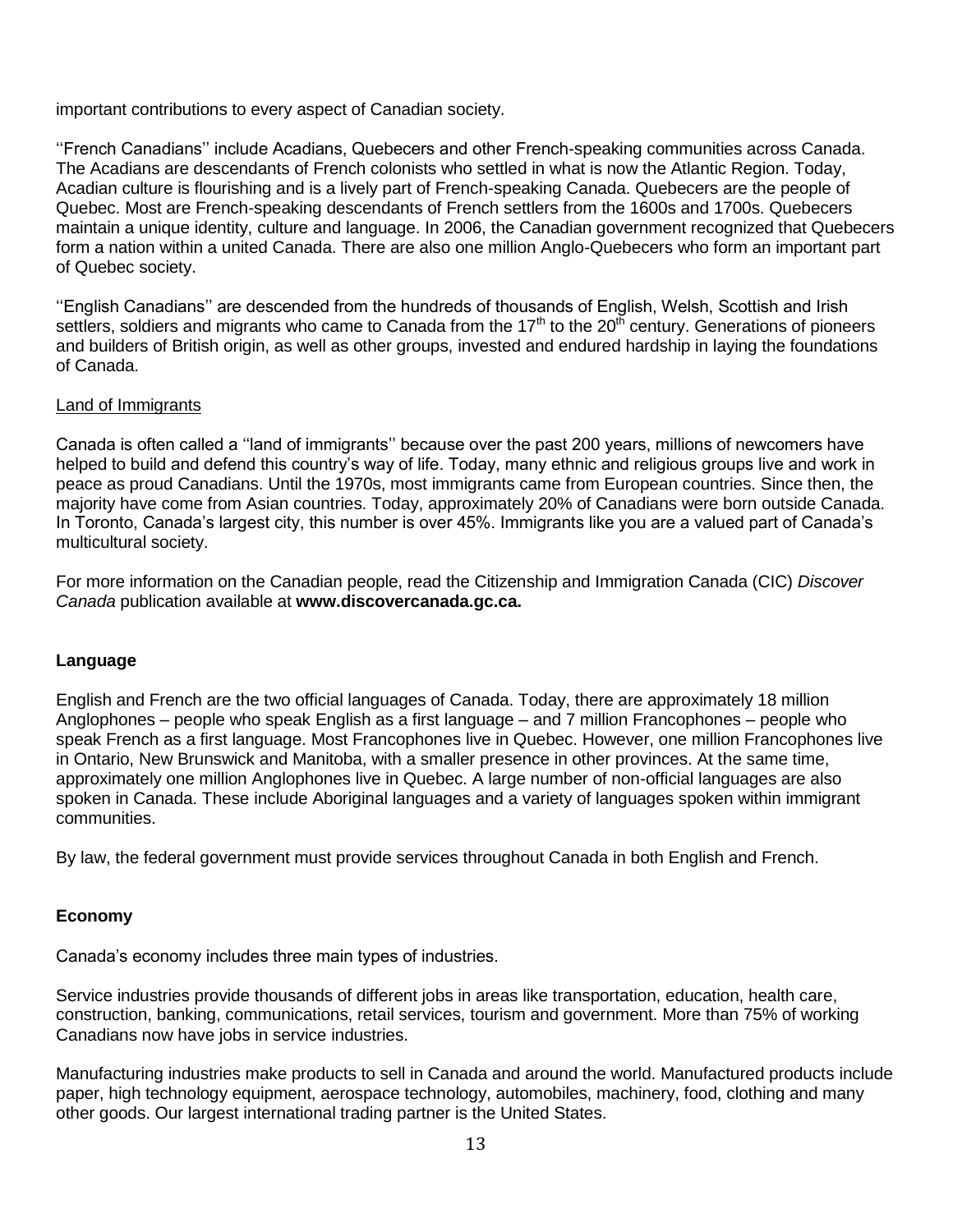important contributions to every aspect of Canadian society.

''French Canadians'' include Acadians, Quebecers and other French-speaking communities across Canada. The Acadians are descendants of French colonists who settled in what is now the Atlantic Region. Today, Acadian culture is flourishing and is a lively part of French-speaking Canada. Quebecers are the people of Quebec. Most are French-speaking descendants of French settlers from the 1600s and 1700s. Quebecers maintain a unique identity, culture and language. In 2006, the Canadian government recognized that Quebecers form a nation within a united Canada. There are also one million Anglo-Quebecers who form an important part of Quebec society.

''English Canadians'' are descended from the hundreds of thousands of English, Welsh, Scottish and Irish settlers, soldiers and migrants who came to Canada from the 17th to the 20th century. Generations of pioneers and builders of British origin, as well as other groups, invested and endured hardship in laying the foundations of Canada.

Land of Immigrants

Canada is often called a ''land of immigrants'' because over the past 200 years, millions of newcomers have helped to build and defend this country's way of life. Today, many ethnic and religious groups live and work in peace as proud Canadians. Until the 1970s, most immigrants came from European countries. Since then, the majority have come from Asian countries. Today, approximately 20% of Canadians were born outside Canada. In Toronto, Canada's largest city, this number is over 45%. Immigrants like you are a valued part of Canada's multicultural society.

For more information on the Canadian people, read the Citizenship and Immigration Canada (CIC) *Discover Canada* publication available at **www.discovercanada.gc.ca.**

### Language

English and French are the two official languages of Canada. Today, there are approximately 18 million Anglophones – people who speak English as a first language – and 7 million Francophones – people who speak French as a first language. Most Francophones live in Quebec. However, one million Francophones live in Ontario, New Brunswick and Manitoba, with a smaller presence in other provinces. At the same time, approximately one million Anglophones live in Quebec. A large number of non-official languages are also spoken in Canada. These include Aboriginal languages and a variety of languages spoken within immigrant communities.

By law, the federal government must provide services throughout Canada in both English and French.

### Economy

Canada's economy includes three main types of industries.

Service industries provide thousands of different jobs in areas like transportation, education, health care, construction, banking, communications, retail services, tourism and government. More than 75% of working Canadians now have jobs in service industries.

Manufacturing industries make products to sell in Canada and around the world. Manufactured products include paper, high technology equipment, aerospace technology, automobiles, machinery, food, clothing and many other goods. Our largest international trading partner is the United States.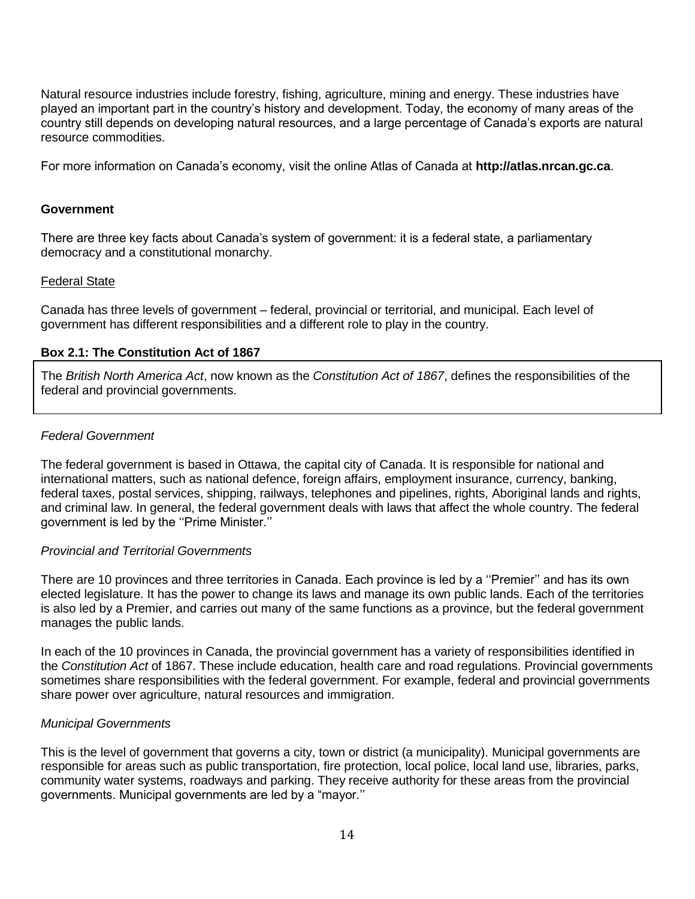Natural resource industries include forestry, fishing, agriculture, mining and energy. These industries have played an important part in the country's history and development. Today, the economy of many areas of the country still depends on developing natural resources, and a large percentage of Canada's exports are natural resource commodities.

For more information on Canada's economy, visit the online Atlas of Canada at **http://atlas.nrcan.gc.ca**.

## Government

There are three key facts about Canada's system of government: it is a federal state, a parliamentary democracy and a constitutional monarchy.

### Federal State

Canada has three levels of government – federal, provincial or territorial, and municipal. Each level of government has different responsibilities and a different role to play in the country.

**Box 2.1: The Constitution Act of 1867**

> The *British North America Act*, now known as the *Constitution Act of 1867*, defines the responsibilities of the federal and provincial governments.

#### *Federal Government*

The federal government is based in Ottawa, the capital city of Canada. It is responsible for national and international matters, such as national defence, foreign affairs, employment insurance, currency, banking, federal taxes, postal services, shipping, railways, telephones and pipelines, rights, Aboriginal lands and rights, and criminal law. In general, the federal government deals with laws that affect the whole country. The federal government is led by the ''Prime Minister.''

#### *Provincial and Territorial Governments*

There are 10 provinces and three territories in Canada. Each province is led by a ''Premier'' and has its own elected legislature. It has the power to change its laws and manage its own public lands. Each of the territories is also led by a Premier, and carries out many of the same functions as a province, but the federal government manages the public lands.

In each of the 10 provinces in Canada, the provincial government has a variety of responsibilities identified in the *Constitution Act* of 1867. These include education, health care and road regulations. Provincial governments sometimes share responsibilities with the federal government. For example, federal and provincial governments share power over agriculture, natural resources and immigration.

#### *Municipal Governments*

This is the level of government that governs a city, town or district (a municipality). Municipal governments are responsible for areas such as public transportation, fire protection, local police, local land use, libraries, parks, community water systems, roadways and parking. They receive authority for these areas from the provincial governments. Municipal governments are led by a "mayor.''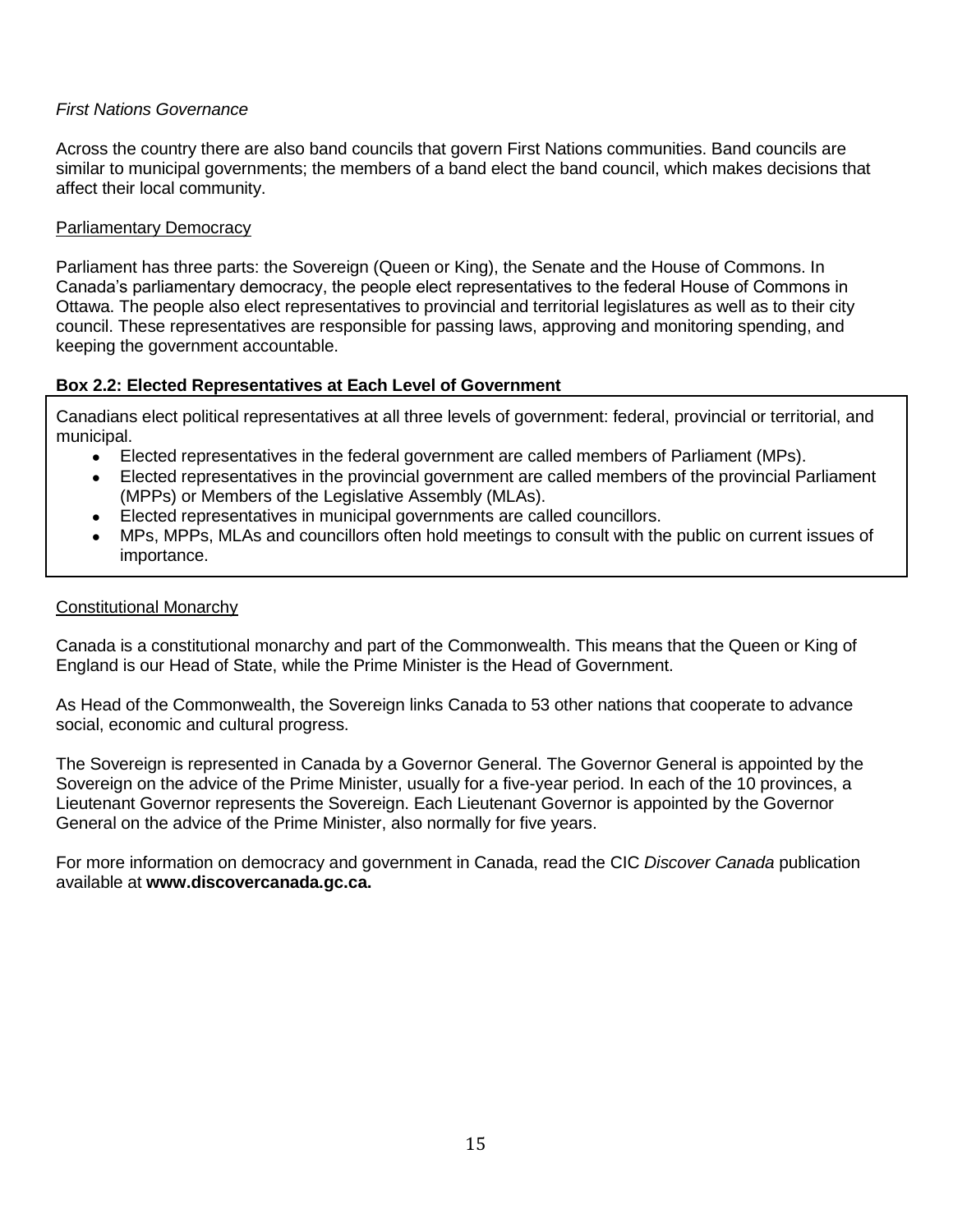*First Nations Governance*

Across the country there are also band councils that govern First Nations communities. Band councils are similar to municipal governments; the members of a band elect the band council, which makes decisions that affect their local community.

Parliamentary Democracy

Parliament has three parts: the Sovereign (Queen or King), the Senate and the House of Commons. In Canada's parliamentary democracy, the people elect representatives to the federal House of Commons in Ottawa. The people also elect representatives to provincial and territorial legislatures as well as to their city council. These representatives are responsible for passing laws, approving and monitoring spending, and keeping the government accountable.

**Box 2.2: Elected Representatives at Each Level of Government**

Canadians elect political representatives at all three levels of government: federal, provincial or territorial, and municipal.

- Elected representatives in the federal government are called members of Parliament (MPs).
- Elected representatives in the provincial government are called members of the provincial Parliament (MPPs) or Members of the Legislative Assembly (MLAs).
- Elected representatives in municipal governments are called councillors.
- MPs, MPPs, MLAs and councillors often hold meetings to consult with the public on current issues of importance.

Constitutional Monarchy

Canada is a constitutional monarchy and part of the Commonwealth. This means that the Queen or King of England is our Head of State, while the Prime Minister is the Head of Government.

As Head of the Commonwealth, the Sovereign links Canada to 53 other nations that cooperate to advance social, economic and cultural progress.

The Sovereign is represented in Canada by a Governor General. The Governor General is appointed by the Sovereign on the advice of the Prime Minister, usually for a five-year period. In each of the 10 provinces, a Lieutenant Governor represents the Sovereign. Each Lieutenant Governor is appointed by the Governor General on the advice of the Prime Minister, also normally for five years.

For more information on democracy and government in Canada, read the CIC *Discover Canada* publication available at **www.discovercanada.gc.ca.**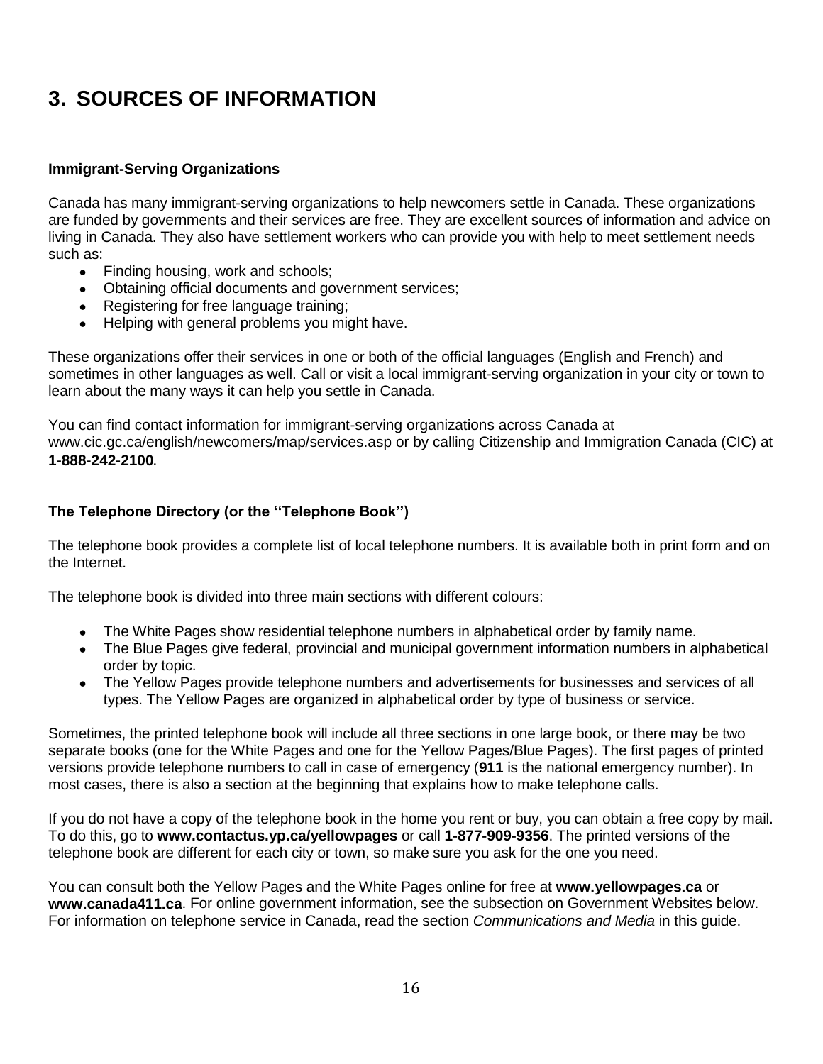# 3. SOURCES OF INFORMATION

### Immigrant-Serving Organizations

Canada has many immigrant-serving organizations to help newcomers settle in Canada. These organizations are funded by governments and their services are free. They are excellent sources of information and advice on living in Canada. They also have settlement workers who can provide you with help to meet settlement needs such as:

- Finding housing, work and schools;
- Obtaining official documents and government services;
- Registering for free language training;
- Helping with general problems you might have.

These organizations offer their services in one or both of the official languages (English and French) and sometimes in other languages as well. Call or visit a local immigrant-serving organization in your city or town to learn about the many ways it can help you settle in Canada.

You can find contact information for immigrant-serving organizations across Canada at www.cic.gc.ca/english/newcomers/map/services.asp or by calling Citizenship and Immigration Canada (CIC) at **1-888-242-2100**.

### The Telephone Directory (or the ''Telephone Book'')

The telephone book provides a complete list of local telephone numbers. It is available both in print form and on the Internet.

The telephone book is divided into three main sections with different colours:

- The White Pages show residential telephone numbers in alphabetical order by family name.
- The Blue Pages give federal, provincial and municipal government information numbers in alphabetical order by topic.
- The Yellow Pages provide telephone numbers and advertisements for businesses and services of all types. The Yellow Pages are organized in alphabetical order by type of business or service.

Sometimes, the printed telephone book will include all three sections in one large book, or there may be two separate books (one for the White Pages and one for the Yellow Pages/Blue Pages). The first pages of printed versions provide telephone numbers to call in case of emergency (**911** is the national emergency number). In most cases, there is also a section at the beginning that explains how to make telephone calls.

If you do not have a copy of the telephone book in the home you rent or buy, you can obtain a free copy by mail. To do this, go to **www.contactus.yp.ca/yellowpages** or call **1-877-909-9356**. The printed versions of the telephone book are different for each city or town, so make sure you ask for the one you need.

You can consult both the Yellow Pages and the White Pages online for free at **www.yellowpages.ca** or **www.canada411.ca**. For online government information, see the subsection on Government Websites below. For information on telephone service in Canada, read the section *Communications and Media* in this guide.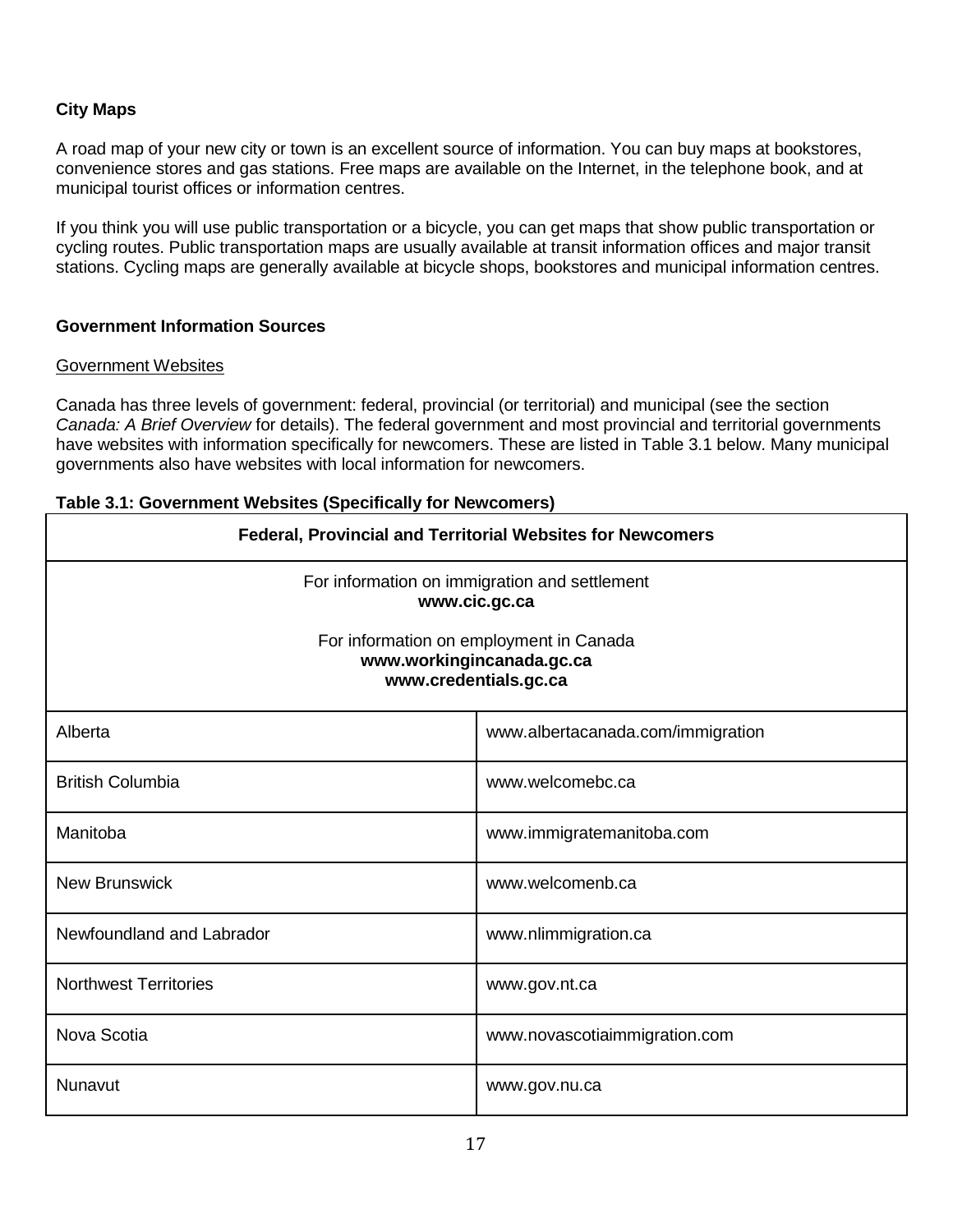### City Maps

A road map of your new city or town is an excellent source of information. You can buy maps at bookstores, convenience stores and gas stations. Free maps are available on the Internet, in the telephone book, and at municipal tourist offices or information centres.

If you think you will use public transportation or a bicycle, you can get maps that show public transportation or cycling routes. Public transportation maps are usually available at transit information offices and major transit stations. Cycling maps are generally available at bicycle shops, bookstores and municipal information centres.

### Government Information Sources

#### Government Websites

Canada has three levels of government: federal, provincial (or territorial) and municipal (see the section *Canada: A Brief Overview* for details). The federal government and most provincial and territorial governments have websites with information specifically for newcomers. These are listed in Table 3.1 below. Many municipal governments also have websites with local information for newcomers.

**Table 3.1: Government Websites (Specifically for Newcomers)**

| **Federal, Provincial and Territorial Websites for Newcomers** | |
|---|---|
| For information on immigration and settlement **www.cic.gc.ca**<br><br>For information on employment in Canada **www.workingincanada.gc.ca** **www.credentials.gc.ca** | |
| Alberta | www.albertacanada.com/immigration |
| British Columbia | www.welcomebc.ca |
| Manitoba | www.immigratemanitoba.com |
| New Brunswick | www.welcomenb.ca |
| Newfoundland and Labrador | www.nlimmigration.ca |
| Northwest Territories | www.gov.nt.ca |
| Nova Scotia | www.novascotiaimmigration.com |
| Nunavut | www.gov.nu.ca |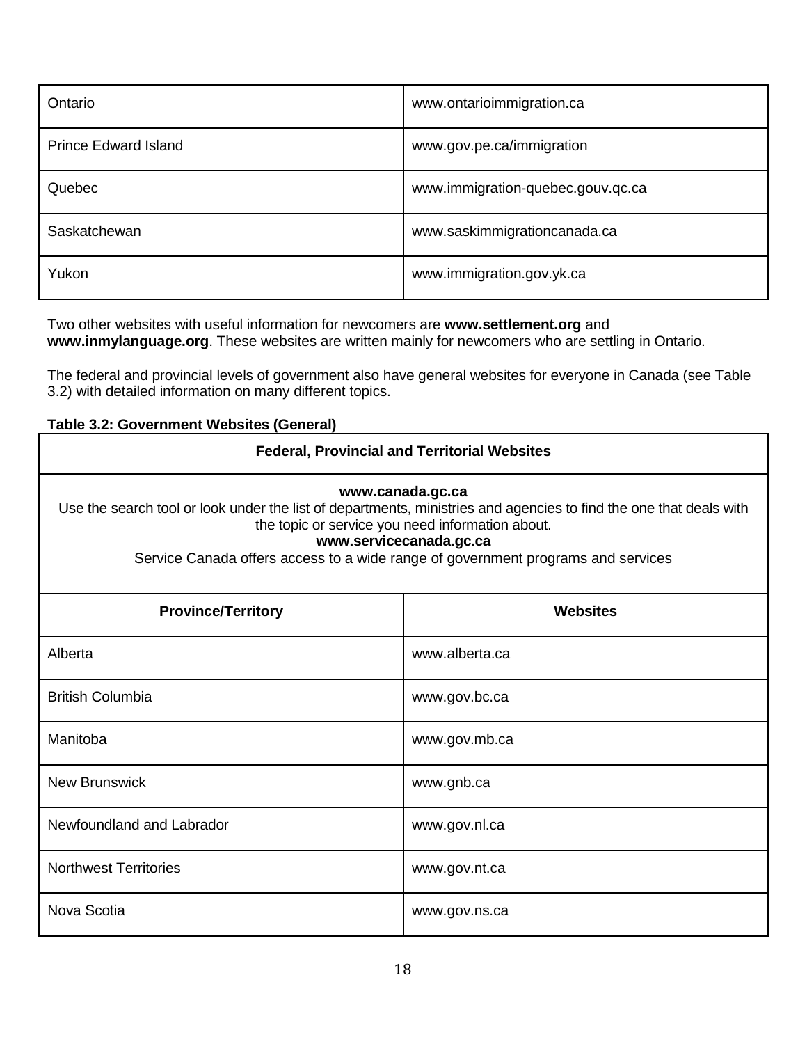| Ontario | www.ontarioimmigration.ca |
|---|---|
| Prince Edward Island | www.gov.pe.ca/immigration |
| Quebec | www.immigration-quebec.gouv.qc.ca |
| Saskatchewan | www.saskimmigrationcanada.ca |
| Yukon | www.immigration.gov.yk.ca |

Two other websites with useful information for newcomers are **www.settlement.org** and **www.inmylanguage.org**. These websites are written mainly for newcomers who are settling in Ontario.

The federal and provincial levels of government also have general websites for everyone in Canada (see Table 3.2) with detailed information on many different topics.

**Table 3.2: Government Websites (General)**

| **Federal, Provincial and Territorial Websites** | |
|---|---|
| **www.canada.gc.ca** Use the search tool or look under the list of departments, ministries and agencies to find the one that deals with the topic or service you need information about. **www.servicecanada.gc.ca** Service Canada offers access to a wide range of government programs and services | |
| **Province/Territory** | **Websites** |
| Alberta | www.alberta.ca |
| British Columbia | www.gov.bc.ca |
| Manitoba | www.gov.mb.ca |
| New Brunswick | www.gnb.ca |
| Newfoundland and Labrador | www.gov.nl.ca |
| Northwest Territories | www.gov.nt.ca |
| Nova Scotia | www.gov.ns.ca |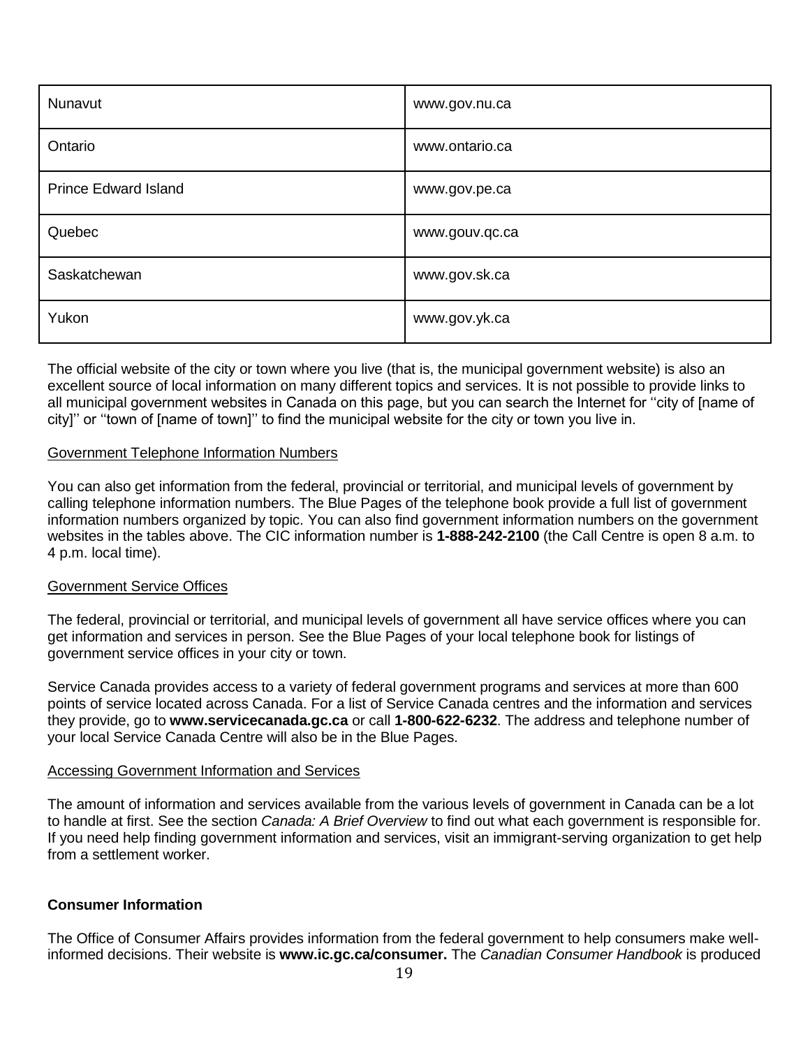| Nunavut | www.gov.nu.ca |
|---|---|
| Ontario | www.ontario.ca |
| Prince Edward Island | www.gov.pe.ca |
| Quebec | www.gouv.qc.ca |
| Saskatchewan | www.gov.sk.ca |
| Yukon | www.gov.yk.ca |

The official website of the city or town where you live (that is, the municipal government website) is also an excellent source of local information on many different topics and services. It is not possible to provide links to all municipal government websites in Canada on this page, but you can search the Internet for ''city of [name of city]'' or ''town of [name of town]'' to find the municipal website for the city or town you live in.

Government Telephone Information Numbers

You can also get information from the federal, provincial or territorial, and municipal levels of government by calling telephone information numbers. The Blue Pages of the telephone book provide a full list of government information numbers organized by topic. You can also find government information numbers on the government websites in the tables above. The CIC information number is **1-888-242-2100** (the Call Centre is open 8 a.m. to 4 p.m. local time).

Government Service Offices

The federal, provincial or territorial, and municipal levels of government all have service offices where you can get information and services in person. See the Blue Pages of your local telephone book for listings of government service offices in your city or town.

Service Canada provides access to a variety of federal government programs and services at more than 600 points of service located across Canada. For a list of Service Canada centres and the information and services they provide, go to **www.servicecanada.gc.ca** or call **1-800-622-6232**. The address and telephone number of your local Service Canada Centre will also be in the Blue Pages.

Accessing Government Information and Services

The amount of information and services available from the various levels of government in Canada can be a lot to handle at first. See the section *Canada: A Brief Overview* to find out what each government is responsible for. If you need help finding government information and services, visit an immigrant-serving organization to get help from a settlement worker.

**Consumer Information**

The Office of Consumer Affairs provides information from the federal government to help consumers make well-informed decisions. Their website is **www.ic.gc.ca/consumer.** The *Canadian Consumer Handbook* is produced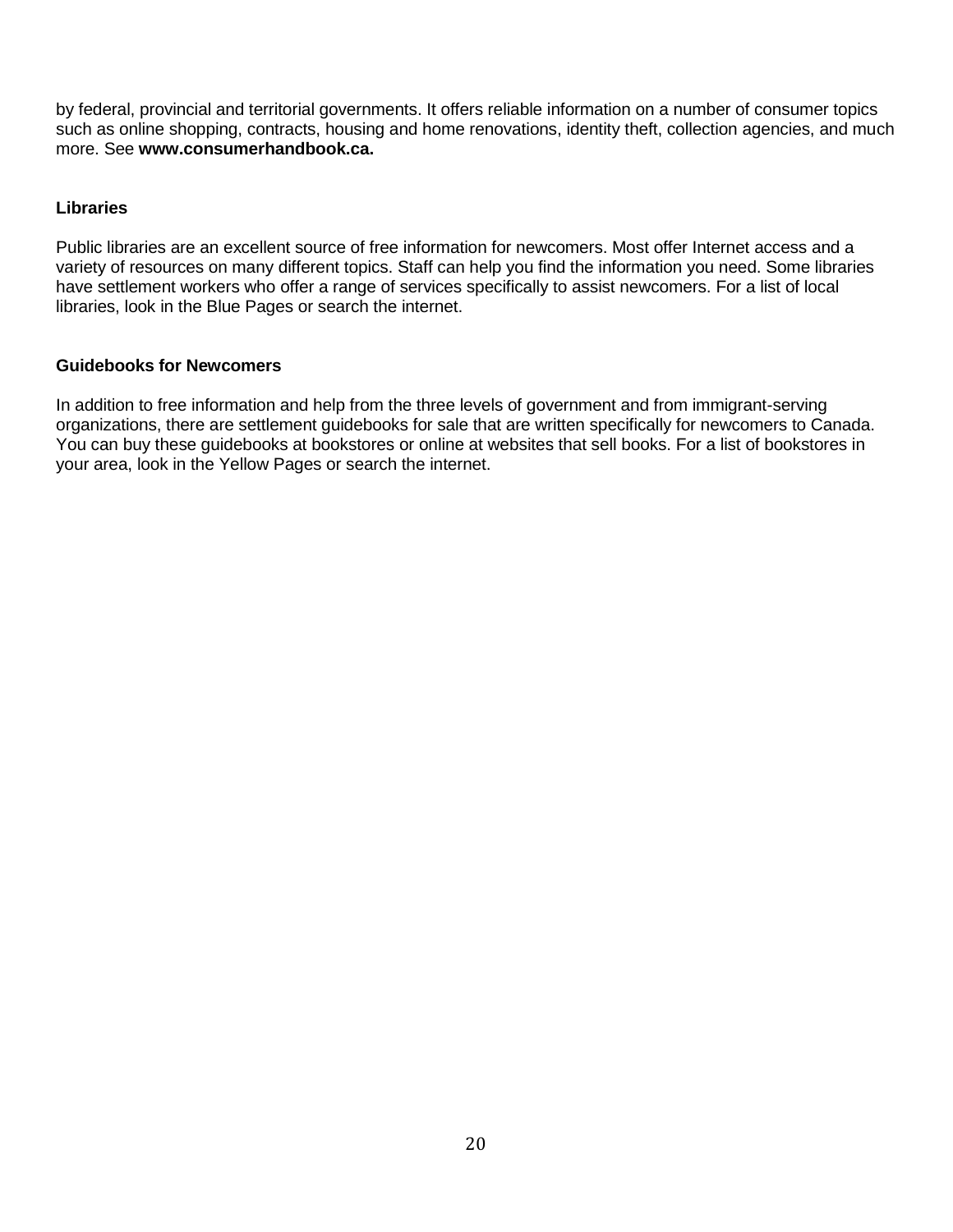by federal, provincial and territorial governments. It offers reliable information on a number of consumer topics such as online shopping, contracts, housing and home renovations, identity theft, collection agencies, and much more. See **www.consumerhandbook.ca.**

### Libraries

Public libraries are an excellent source of free information for newcomers. Most offer Internet access and a variety of resources on many different topics. Staff can help you find the information you need. Some libraries have settlement workers who offer a range of services specifically to assist newcomers. For a list of local libraries, look in the Blue Pages or search the internet.

### Guidebooks for Newcomers

In addition to free information and help from the three levels of government and from immigrant-serving organizations, there are settlement guidebooks for sale that are written specifically for newcomers to Canada. You can buy these guidebooks at bookstores or online at websites that sell books. For a list of bookstores in your area, look in the Yellow Pages or search the internet.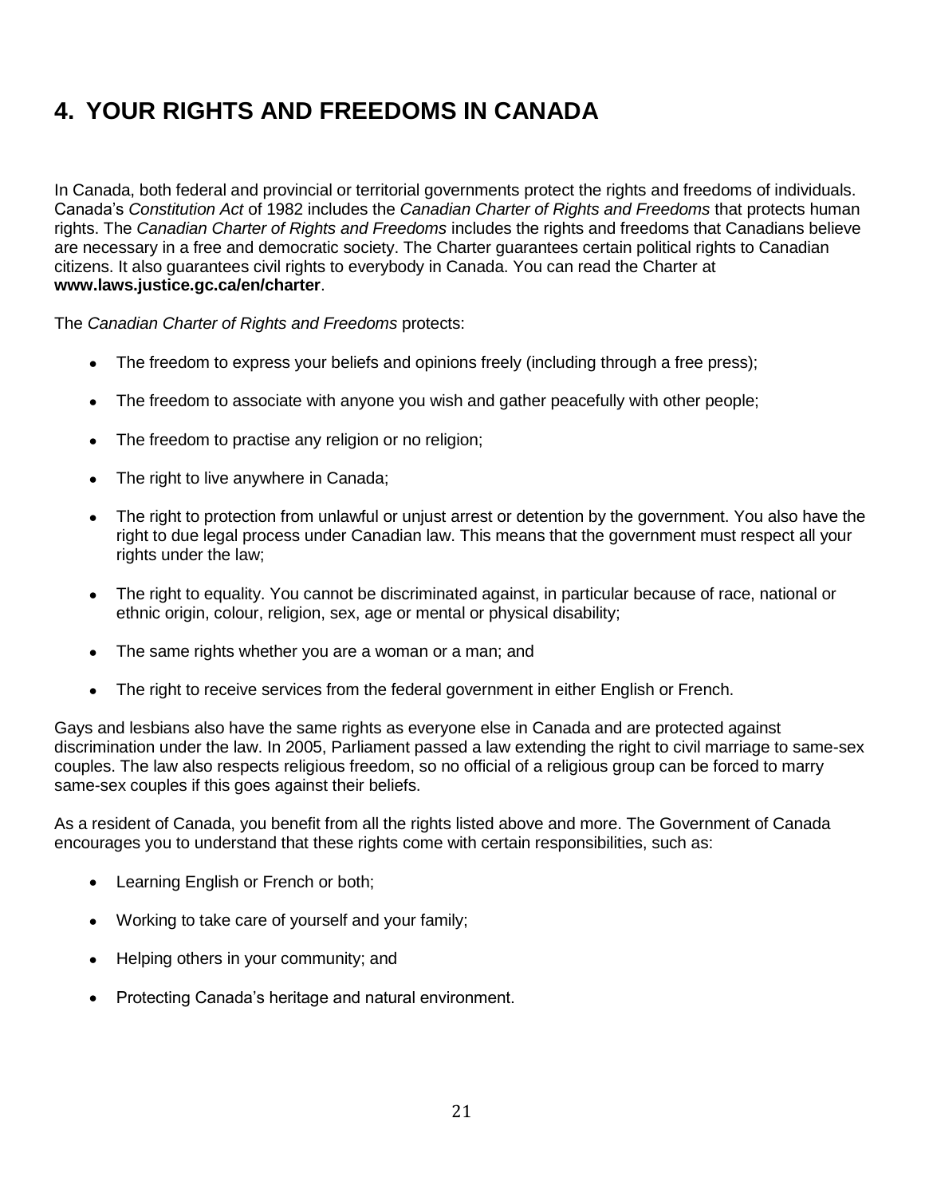# 4. YOUR RIGHTS AND FREEDOMS IN CANADA

In Canada, both federal and provincial or territorial governments protect the rights and freedoms of individuals. Canada's *Constitution Act* of 1982 includes the *Canadian Charter of Rights and Freedoms* that protects human rights. The *Canadian Charter of Rights and Freedoms* includes the rights and freedoms that Canadians believe are necessary in a free and democratic society. The Charter guarantees certain political rights to Canadian citizens. It also guarantees civil rights to everybody in Canada. You can read the Charter at **www.laws.justice.gc.ca/en/charter**.

The *Canadian Charter of Rights and Freedoms* protects:

- The freedom to express your beliefs and opinions freely (including through a free press);
- The freedom to associate with anyone you wish and gather peacefully with other people;
- The freedom to practise any religion or no religion;
- The right to live anywhere in Canada;
- The right to protection from unlawful or unjust arrest or detention by the government. You also have the right to due legal process under Canadian law. This means that the government must respect all your rights under the law;
- The right to equality. You cannot be discriminated against, in particular because of race, national or ethnic origin, colour, religion, sex, age or mental or physical disability;
- The same rights whether you are a woman or a man; and
- The right to receive services from the federal government in either English or French.

Gays and lesbians also have the same rights as everyone else in Canada and are protected against discrimination under the law. In 2005, Parliament passed a law extending the right to civil marriage to same-sex couples. The law also respects religious freedom, so no official of a religious group can be forced to marry same-sex couples if this goes against their beliefs.

As a resident of Canada, you benefit from all the rights listed above and more. The Government of Canada encourages you to understand that these rights come with certain responsibilities, such as:

- Learning English or French or both;
- Working to take care of yourself and your family;
- Helping others in your community; and
- Protecting Canada's heritage and natural environment.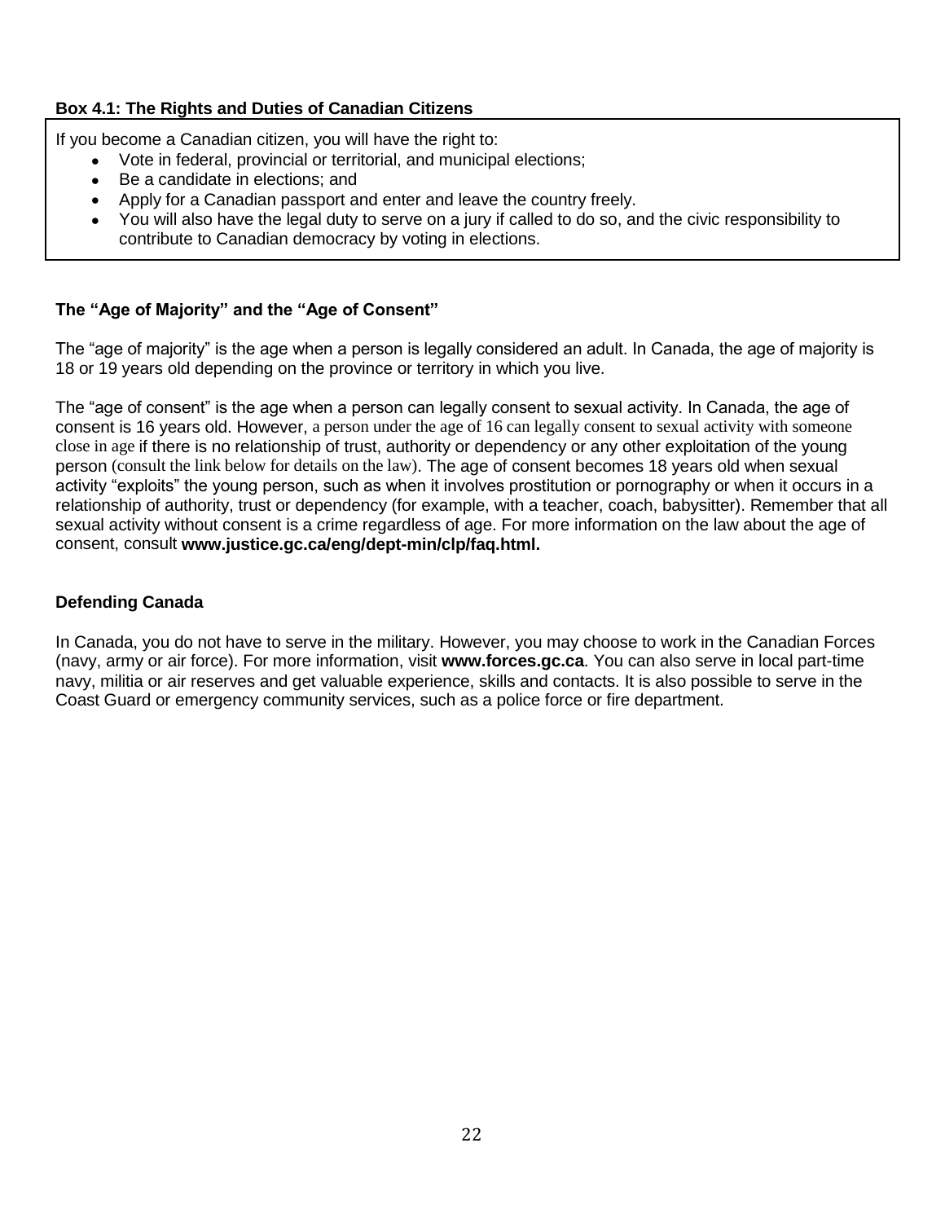**Box 4.1: The Rights and Duties of Canadian Citizens**

If you become a Canadian citizen, you will have the right to:

- Vote in federal, provincial or territorial, and municipal elections;
- Be a candidate in elections; and
- Apply for a Canadian passport and enter and leave the country freely.
- You will also have the legal duty to serve on a jury if called to do so, and the civic responsibility to contribute to Canadian democracy by voting in elections.

### The "Age of Majority" and the "Age of Consent"

The "age of majority" is the age when a person is legally considered an adult. In Canada, the age of majority is 18 or 19 years old depending on the province or territory in which you live.

The "age of consent" is the age when a person can legally consent to sexual activity. In Canada, the age of consent is 16 years old. However, a person under the age of 16 can legally consent to sexual activity with someone close in age if there is no relationship of trust, authority or dependency or any other exploitation of the young person (consult the link below for details on the law). The age of consent becomes 18 years old when sexual activity "exploits" the young person, such as when it involves prostitution or pornography or when it occurs in a relationship of authority, trust or dependency (for example, with a teacher, coach, babysitter). Remember that all sexual activity without consent is a crime regardless of age. For more information on the law about the age of consent, consult **www.justice.gc.ca/eng/dept-min/clp/faq.html.**

### Defending Canada

In Canada, you do not have to serve in the military. However, you may choose to work in the Canadian Forces (navy, army or air force). For more information, visit **www.forces.gc.ca**. You can also serve in local part-time navy, militia or air reserves and get valuable experience, skills and contacts. It is also possible to serve in the Coast Guard or emergency community services, such as a police force or fire department.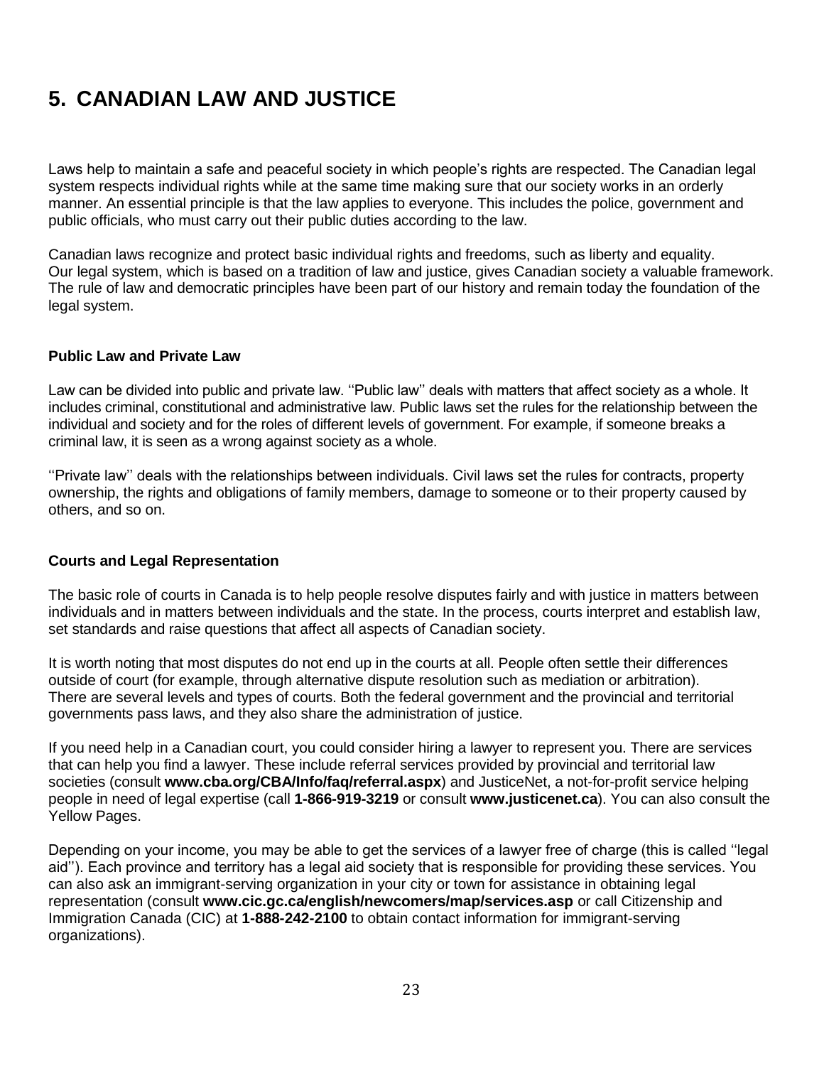# 5. CANADIAN LAW AND JUSTICE

Laws help to maintain a safe and peaceful society in which people's rights are respected. The Canadian legal system respects individual rights while at the same time making sure that our society works in an orderly manner. An essential principle is that the law applies to everyone. This includes the police, government and public officials, who must carry out their public duties according to the law.

Canadian laws recognize and protect basic individual rights and freedoms, such as liberty and equality. Our legal system, which is based on a tradition of law and justice, gives Canadian society a valuable framework. The rule of law and democratic principles have been part of our history and remain today the foundation of the legal system.

### Public Law and Private Law

Law can be divided into public and private law. ''Public law'' deals with matters that affect society as a whole. It includes criminal, constitutional and administrative law. Public laws set the rules for the relationship between the individual and society and for the roles of different levels of government. For example, if someone breaks a criminal law, it is seen as a wrong against society as a whole.

''Private law'' deals with the relationships between individuals. Civil laws set the rules for contracts, property ownership, the rights and obligations of family members, damage to someone or to their property caused by others, and so on.

### Courts and Legal Representation

The basic role of courts in Canada is to help people resolve disputes fairly and with justice in matters between individuals and in matters between individuals and the state. In the process, courts interpret and establish law, set standards and raise questions that affect all aspects of Canadian society.

It is worth noting that most disputes do not end up in the courts at all. People often settle their differences outside of court (for example, through alternative dispute resolution such as mediation or arbitration). There are several levels and types of courts. Both the federal government and the provincial and territorial governments pass laws, and they also share the administration of justice.

If you need help in a Canadian court, you could consider hiring a lawyer to represent you. There are services that can help you find a lawyer. These include referral services provided by provincial and territorial law societies (consult **www.cba.org/CBA/Info/faq/referral.aspx**) and JusticeNet, a not-for-profit service helping people in need of legal expertise (call **1-866-919-3219** or consult **www.justicenet.ca**). You can also consult the Yellow Pages.

Depending on your income, you may be able to get the services of a lawyer free of charge (this is called ''legal aid''). Each province and territory has a legal aid society that is responsible for providing these services. You can also ask an immigrant-serving organization in your city or town for assistance in obtaining legal representation (consult **www.cic.gc.ca/english/newcomers/map/services.asp** or call Citizenship and Immigration Canada (CIC) at **1-888-242-2100** to obtain contact information for immigrant-serving organizations).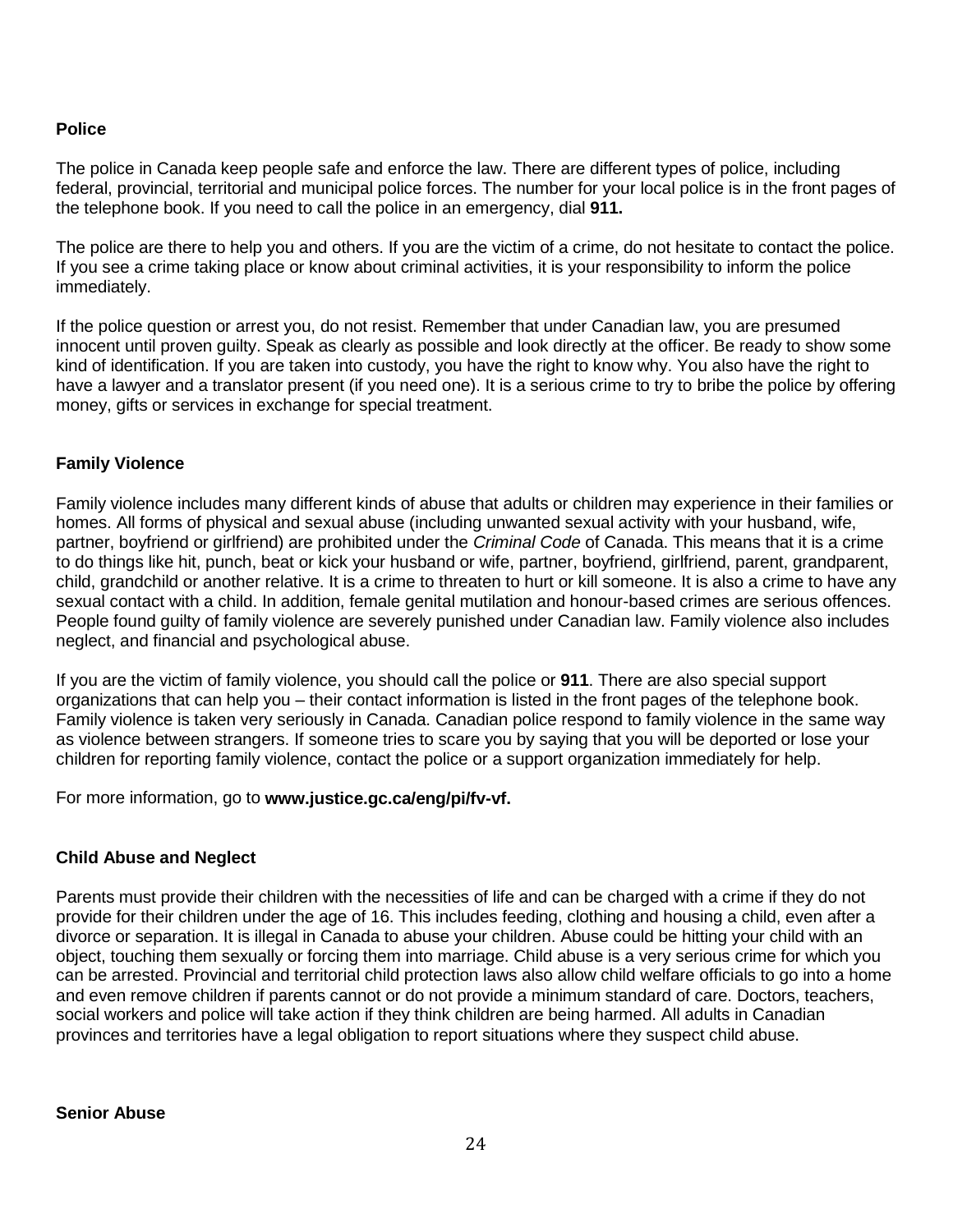## Police

The police in Canada keep people safe and enforce the law. There are different types of police, including federal, provincial, territorial and municipal police forces. The number for your local police is in the front pages of the telephone book. If you need to call the police in an emergency, dial **911.**

The police are there to help you and others. If you are the victim of a crime, do not hesitate to contact the police. If you see a crime taking place or know about criminal activities, it is your responsibility to inform the police immediately.

If the police question or arrest you, do not resist. Remember that under Canadian law, you are presumed innocent until proven guilty. Speak as clearly as possible and look directly at the officer. Be ready to show some kind of identification. If you are taken into custody, you have the right to know why. You also have the right to have a lawyer and a translator present (if you need one). It is a serious crime to try to bribe the police by offering money, gifts or services in exchange for special treatment.

## Family Violence

Family violence includes many different kinds of abuse that adults or children may experience in their families or homes. All forms of physical and sexual abuse (including unwanted sexual activity with your husband, wife, partner, boyfriend or girlfriend) are prohibited under the *Criminal Code* of Canada. This means that it is a crime to do things like hit, punch, beat or kick your husband or wife, partner, boyfriend, girlfriend, parent, grandparent, child, grandchild or another relative. It is a crime to threaten to hurt or kill someone. It is also a crime to have any sexual contact with a child. In addition, female genital mutilation and honour-based crimes are serious offences. People found guilty of family violence are severely punished under Canadian law. Family violence also includes neglect, and financial and psychological abuse.

If you are the victim of family violence, you should call the police or **911**. There are also special support organizations that can help you – their contact information is listed in the front pages of the telephone book. Family violence is taken very seriously in Canada. Canadian police respond to family violence in the same way as violence between strangers. If someone tries to scare you by saying that you will be deported or lose your children for reporting family violence, contact the police or a support organization immediately for help.

For more information, go to **www.justice.gc.ca/eng/pi/fv-vf.**

## Child Abuse and Neglect

Parents must provide their children with the necessities of life and can be charged with a crime if they do not provide for their children under the age of 16. This includes feeding, clothing and housing a child, even after a divorce or separation. It is illegal in Canada to abuse your children. Abuse could be hitting your child with an object, touching them sexually or forcing them into marriage. Child abuse is a very serious crime for which you can be arrested. Provincial and territorial child protection laws also allow child welfare officials to go into a home and even remove children if parents cannot or do not provide a minimum standard of care. Doctors, teachers, social workers and police will take action if they think children are being harmed. All adults in Canadian provinces and territories have a legal obligation to report situations where they suspect child abuse.

## Senior Abuse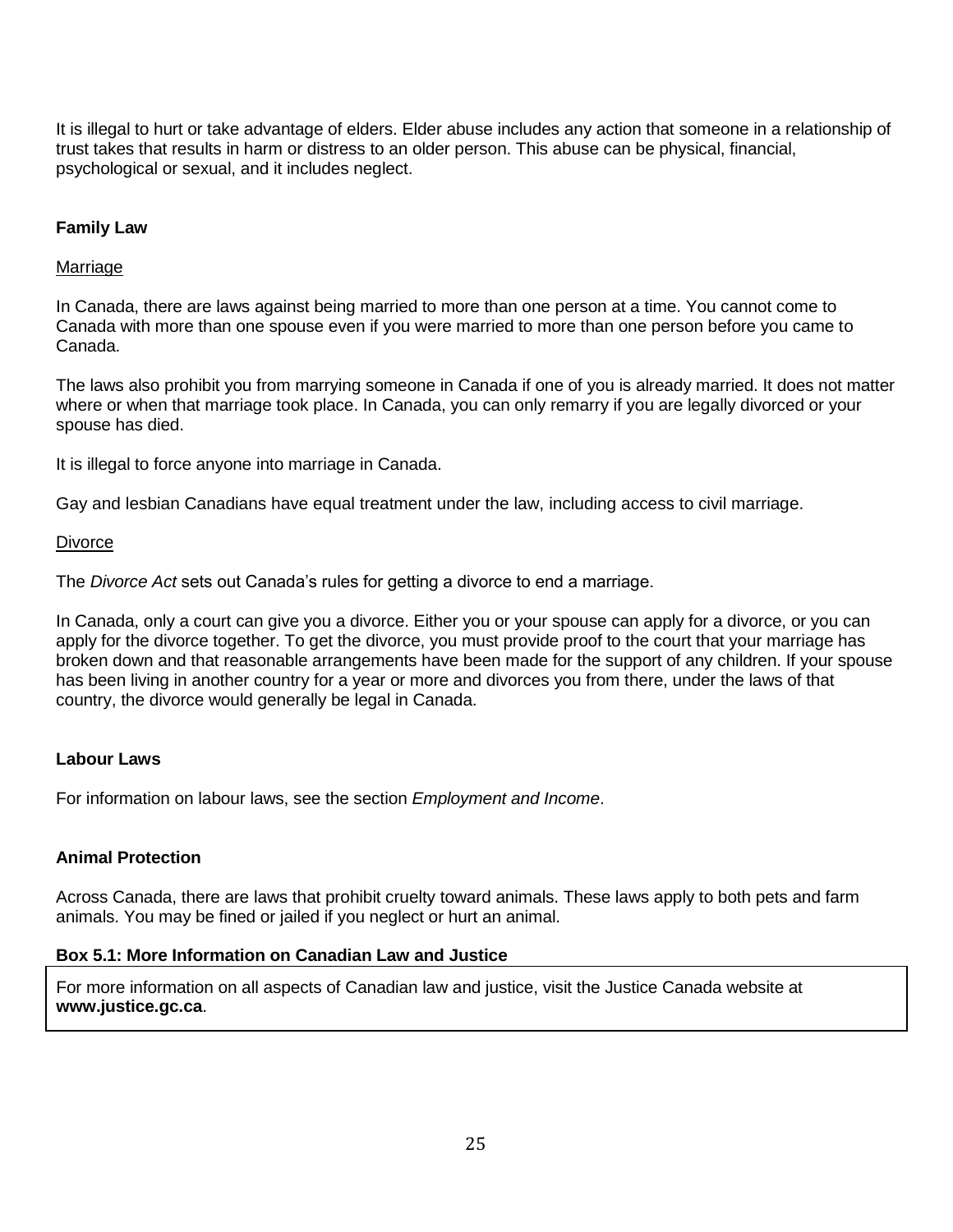It is illegal to hurt or take advantage of elders. Elder abuse includes any action that someone in a relationship of trust takes that results in harm or distress to an older person. This abuse can be physical, financial, psychological or sexual, and it includes neglect.

### Family Law

#### Marriage

In Canada, there are laws against being married to more than one person at a time. You cannot come to Canada with more than one spouse even if you were married to more than one person before you came to Canada.

The laws also prohibit you from marrying someone in Canada if one of you is already married. It does not matter where or when that marriage took place. In Canada, you can only remarry if you are legally divorced or your spouse has died.

It is illegal to force anyone into marriage in Canada.

Gay and lesbian Canadians have equal treatment under the law, including access to civil marriage.

#### Divorce

The *Divorce Act* sets out Canada's rules for getting a divorce to end a marriage.

In Canada, only a court can give you a divorce. Either you or your spouse can apply for a divorce, or you can apply for the divorce together. To get the divorce, you must provide proof to the court that your marriage has broken down and that reasonable arrangements have been made for the support of any children. If your spouse has been living in another country for a year or more and divorces you from there, under the laws of that country, the divorce would generally be legal in Canada.

### Labour Laws

For information on labour laws, see the section *Employment and Income*.

### Animal Protection

Across Canada, there are laws that prohibit cruelty toward animals. These laws apply to both pets and farm animals. You may be fined or jailed if you neglect or hurt an animal.

**Box 5.1: More Information on Canadian Law and Justice**

For more information on all aspects of Canadian law and justice, visit the Justice Canada website at **www.justice.gc.ca**.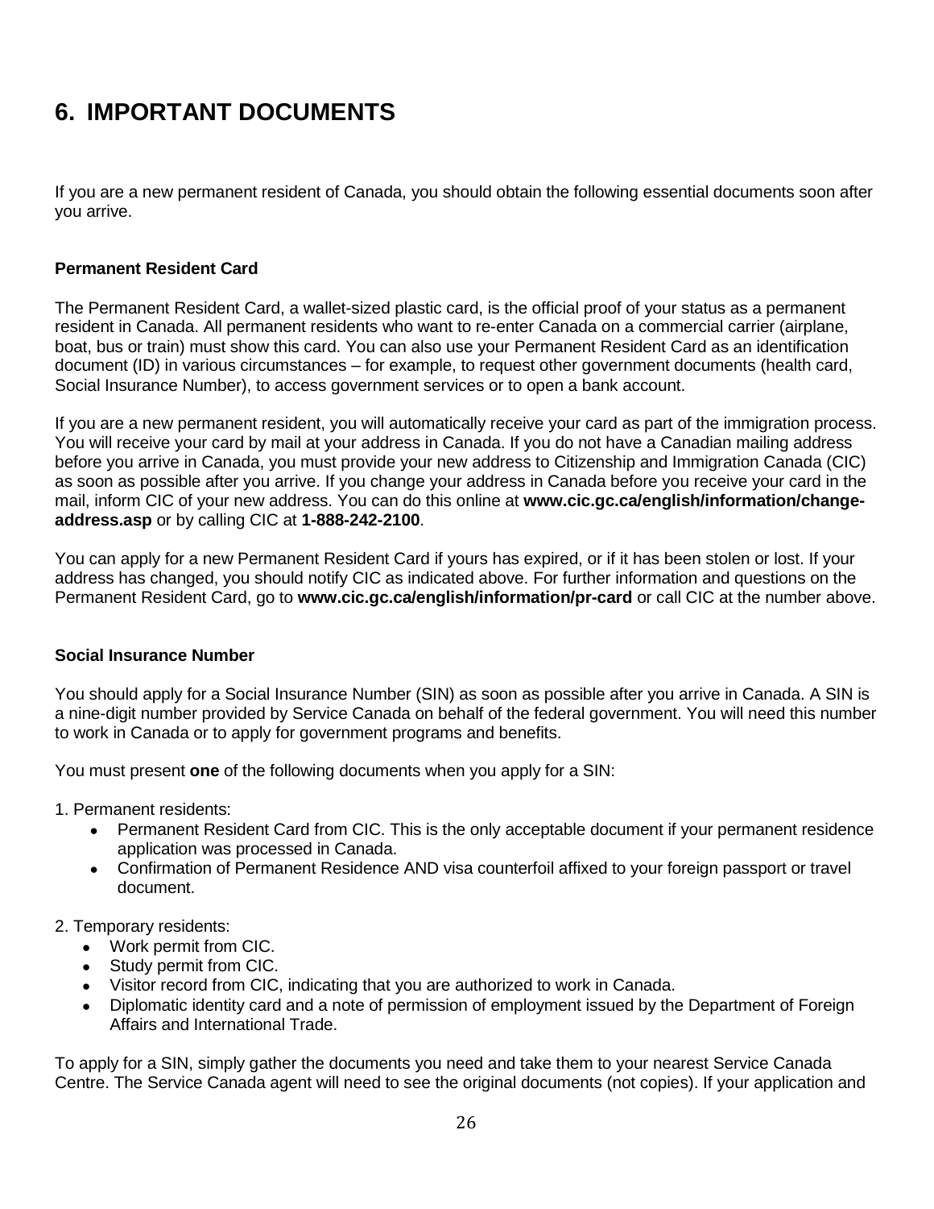# 6. IMPORTANT DOCUMENTS

If you are a new permanent resident of Canada, you should obtain the following essential documents soon after you arrive.

### Permanent Resident Card

The Permanent Resident Card, a wallet-sized plastic card, is the official proof of your status as a permanent resident in Canada. All permanent residents who want to re-enter Canada on a commercial carrier (airplane, boat, bus or train) must show this card. You can also use your Permanent Resident Card as an identification document (ID) in various circumstances – for example, to request other government documents (health card, Social Insurance Number), to access government services or to open a bank account.

If you are a new permanent resident, you will automatically receive your card as part of the immigration process. You will receive your card by mail at your address in Canada. If you do not have a Canadian mailing address before you arrive in Canada, you must provide your new address to Citizenship and Immigration Canada (CIC) as soon as possible after you arrive. If you change your address in Canada before you receive your card in the mail, inform CIC of your new address. You can do this online at **www.cic.gc.ca/english/information/change-address.asp** or by calling CIC at **1-888-242-2100**.

You can apply for a new Permanent Resident Card if yours has expired, or if it has been stolen or lost. If your address has changed, you should notify CIC as indicated above. For further information and questions on the Permanent Resident Card, go to **www.cic.gc.ca/english/information/pr-card** or call CIC at the number above.

### Social Insurance Number

You should apply for a Social Insurance Number (SIN) as soon as possible after you arrive in Canada. A SIN is a nine-digit number provided by Service Canada on behalf of the federal government. You will need this number to work in Canada or to apply for government programs and benefits.

You must present **one** of the following documents when you apply for a SIN:

1. Permanent residents:
   - Permanent Resident Card from CIC. This is the only acceptable document if your permanent residence application was processed in Canada.
   - Confirmation of Permanent Residence AND visa counterfoil affixed to your foreign passport or travel document.

2. Temporary residents:
   - Work permit from CIC.
   - Study permit from CIC.
   - Visitor record from CIC, indicating that you are authorized to work in Canada.
   - Diplomatic identity card and a note of permission of employment issued by the Department of Foreign Affairs and International Trade.

To apply for a SIN, simply gather the documents you need and take them to your nearest Service Canada Centre. The Service Canada agent will need to see the original documents (not copies). If your application and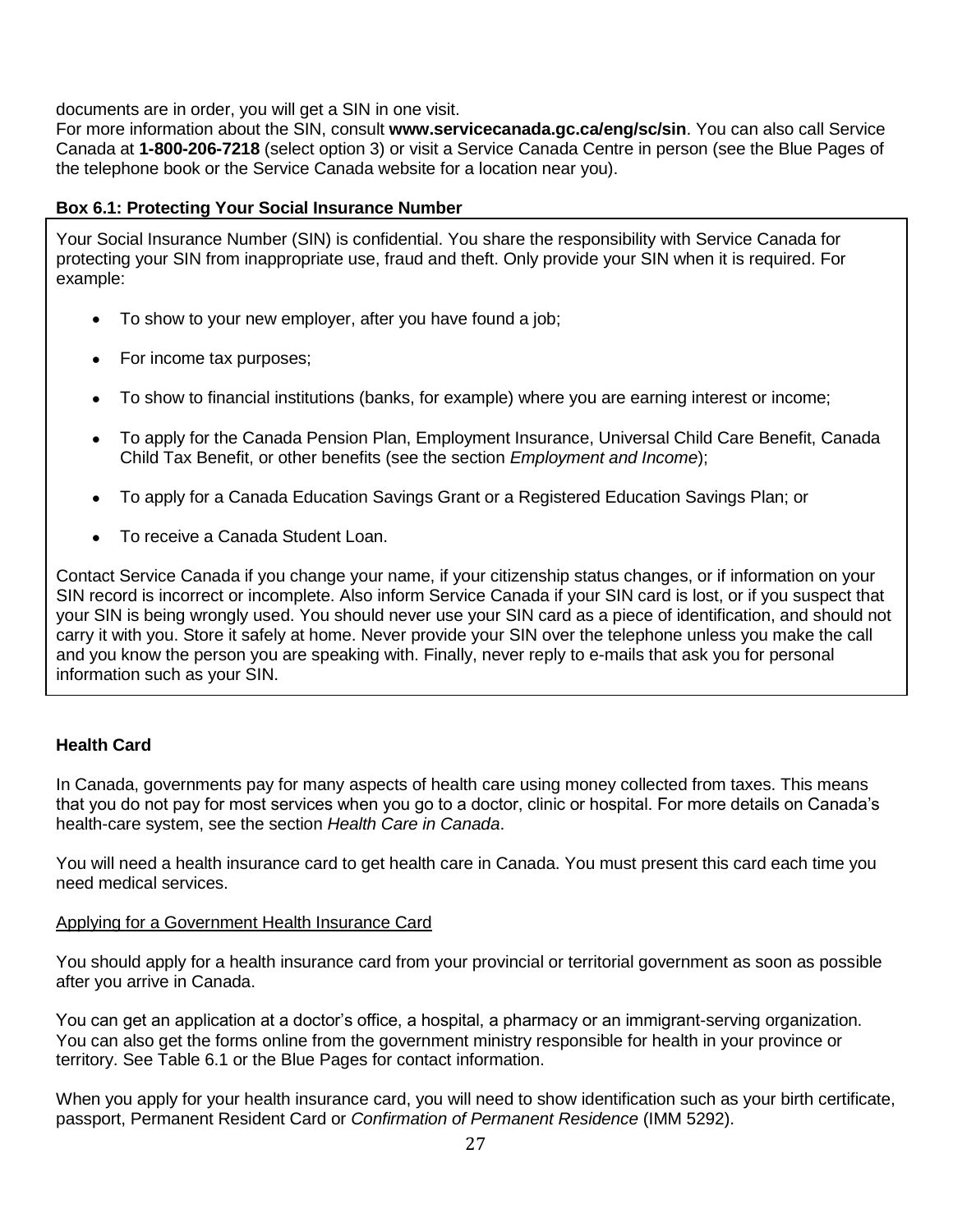documents are in order, you will get a SIN in one visit.

For more information about the SIN, consult **www.servicecanada.gc.ca/eng/sc/sin**. You can also call Service Canada at **1-800-206-7218** (select option 3) or visit a Service Canada Centre in person (see the Blue Pages of the telephone book or the Service Canada website for a location near you).

**Box 6.1: Protecting Your Social Insurance Number**

Your Social Insurance Number (SIN) is confidential. You share the responsibility with Service Canada for protecting your SIN from inappropriate use, fraud and theft. Only provide your SIN when it is required. For example:

- To show to your new employer, after you have found a job;
- For income tax purposes;
- To show to financial institutions (banks, for example) where you are earning interest or income;
- To apply for the Canada Pension Plan, Employment Insurance, Universal Child Care Benefit, Canada Child Tax Benefit, or other benefits (see the section *Employment and Income*);
- To apply for a Canada Education Savings Grant or a Registered Education Savings Plan; or
- To receive a Canada Student Loan.

Contact Service Canada if you change your name, if your citizenship status changes, or if information on your SIN record is incorrect or incomplete. Also inform Service Canada if your SIN card is lost, or if you suspect that your SIN is being wrongly used. You should never use your SIN card as a piece of identification, and should not carry it with you. Store it safely at home. Never provide your SIN over the telephone unless you make the call and you know the person you are speaking with. Finally, never reply to e-mails that ask you for personal information such as your SIN.

### Health Card

In Canada, governments pay for many aspects of health care using money collected from taxes. This means that you do not pay for most services when you go to a doctor, clinic or hospital. For more details on Canada's health-care system, see the section *Health Care in Canada*.

You will need a health insurance card to get health care in Canada. You must present this card each time you need medical services.

#### Applying for a Government Health Insurance Card

You should apply for a health insurance card from your provincial or territorial government as soon as possible after you arrive in Canada.

You can get an application at a doctor's office, a hospital, a pharmacy or an immigrant-serving organization. You can also get the forms online from the government ministry responsible for health in your province or territory. See Table 6.1 or the Blue Pages for contact information.

When you apply for your health insurance card, you will need to show identification such as your birth certificate, passport, Permanent Resident Card or *Confirmation of Permanent Residence* (IMM 5292).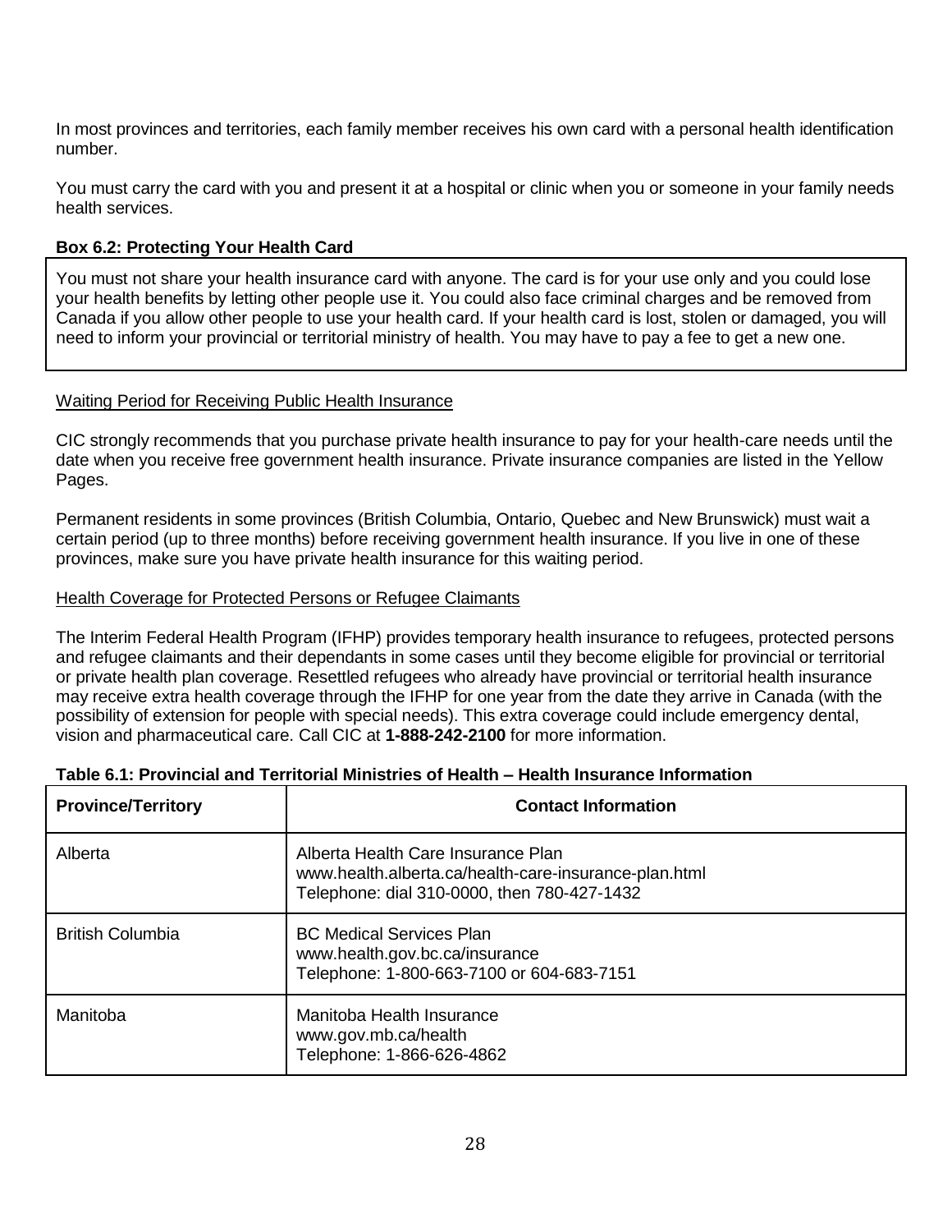In most provinces and territories, each family member receives his own card with a personal health identification number.

You must carry the card with you and present it at a hospital or clinic when you or someone in your family needs health services.

**Box 6.2: Protecting Your Health Card**

> You must not share your health insurance card with anyone. The card is for your use only and you could lose your health benefits by letting other people use it. You could also face criminal charges and be removed from Canada if you allow other people to use your health card. If your health card is lost, stolen or damaged, you will need to inform your provincial or territorial ministry of health. You may have to pay a fee to get a new one.

<u>Waiting Period for Receiving Public Health Insurance</u>

CIC strongly recommends that you purchase private health insurance to pay for your health-care needs until the date when you receive free government health insurance. Private insurance companies are listed in the Yellow Pages.

Permanent residents in some provinces (British Columbia, Ontario, Quebec and New Brunswick) must wait a certain period (up to three months) before receiving government health insurance. If you live in one of these provinces, make sure you have private health insurance for this waiting period.

<u>Health Coverage for Protected Persons or Refugee Claimants</u>

The Interim Federal Health Program (IFHP) provides temporary health insurance to refugees, protected persons and refugee claimants and their dependants in some cases until they become eligible for provincial or territorial or private health plan coverage. Resettled refugees who already have provincial or territorial health insurance may receive extra health coverage through the IFHP for one year from the date they arrive in Canada (with the possibility of extension for people with special needs). This extra coverage could include emergency dental, vision and pharmaceutical care. Call CIC at **1-888-242-2100** for more information.

**Table 6.1: Provincial and Territorial Ministries of Health – Health Insurance Information**

| Province/Territory | Contact Information |
|---|---|
| Alberta | Alberta Health Care Insurance Plan<br>www.health.alberta.ca/health-care-insurance-plan.html<br>Telephone: dial 310-0000, then 780-427-1432 |
| British Columbia | BC Medical Services Plan<br>www.health.gov.bc.ca/insurance<br>Telephone: 1-800-663-7100 or 604-683-7151 |
| Manitoba | Manitoba Health Insurance<br>www.gov.mb.ca/health<br>Telephone: 1-866-626-4862 |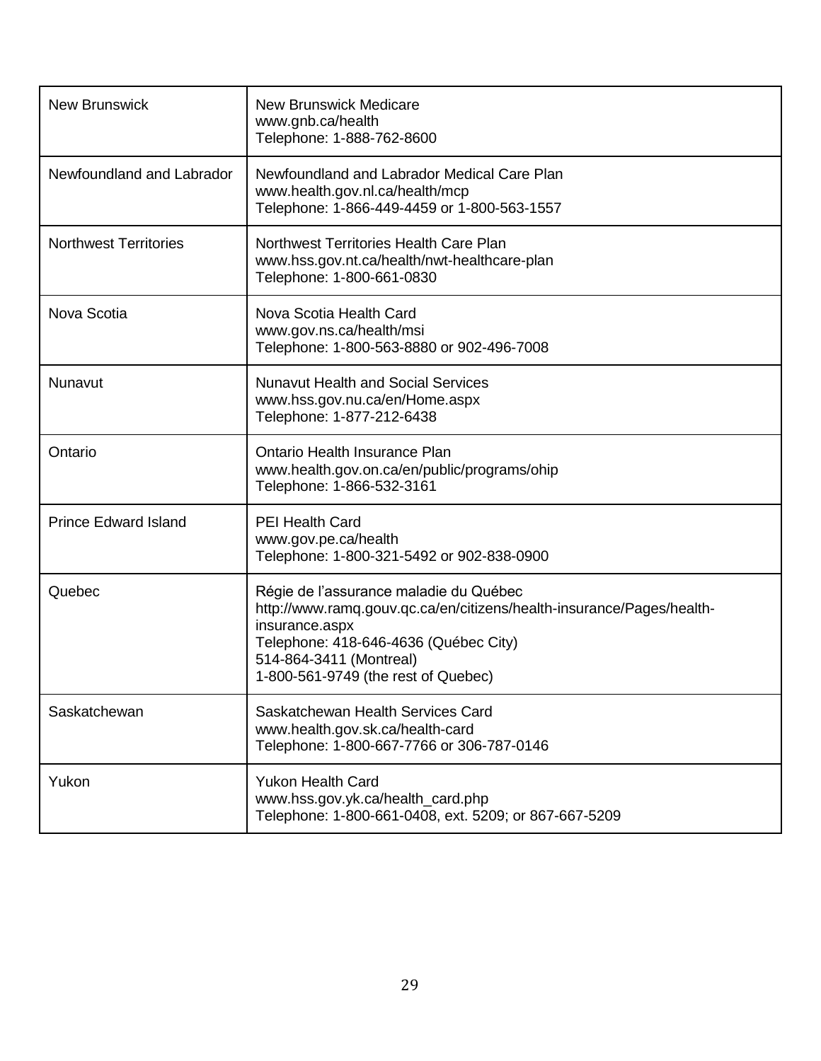| | |
|---|---|
| New Brunswick | New Brunswick Medicare<br>www.gnb.ca/health<br>Telephone: 1-888-762-8600 |
| Newfoundland and Labrador | Newfoundland and Labrador Medical Care Plan<br>www.health.gov.nl.ca/health/mcp<br>Telephone: 1-866-449-4459 or 1-800-563-1557 |
| Northwest Territories | Northwest Territories Health Care Plan<br>www.hss.gov.nt.ca/health/nwt-healthcare-plan<br>Telephone: 1-800-661-0830 |
| Nova Scotia | Nova Scotia Health Card<br>www.gov.ns.ca/health/msi<br>Telephone: 1-800-563-8880 or 902-496-7008 |
| Nunavut | Nunavut Health and Social Services<br>www.hss.gov.nu.ca/en/Home.aspx<br>Telephone: 1-877-212-6438 |
| Ontario | Ontario Health Insurance Plan<br>www.health.gov.on.ca/en/public/programs/ohip<br>Telephone: 1-866-532-3161 |
| Prince Edward Island | PEI Health Card<br>www.gov.pe.ca/health<br>Telephone: 1-800-321-5492 or 902-838-0900 |
| Quebec | Régie de l'assurance maladie du Québec<br>http://www.ramq.gouv.qc.ca/en/citizens/health-insurance/Pages/health-insurance.aspx<br>Telephone: 418-646-4636 (Québec City)<br>514-864-3411 (Montreal)<br>1-800-561-9749 (the rest of Quebec) |
| Saskatchewan | Saskatchewan Health Services Card<br>www.health.gov.sk.ca/health-card<br>Telephone: 1-800-667-7766 or 306-787-0146 |
| Yukon | Yukon Health Card<br>www.hss.gov.yk.ca/health_card.php<br>Telephone: 1-800-661-0408, ext. 5209; or 867-667-5209 |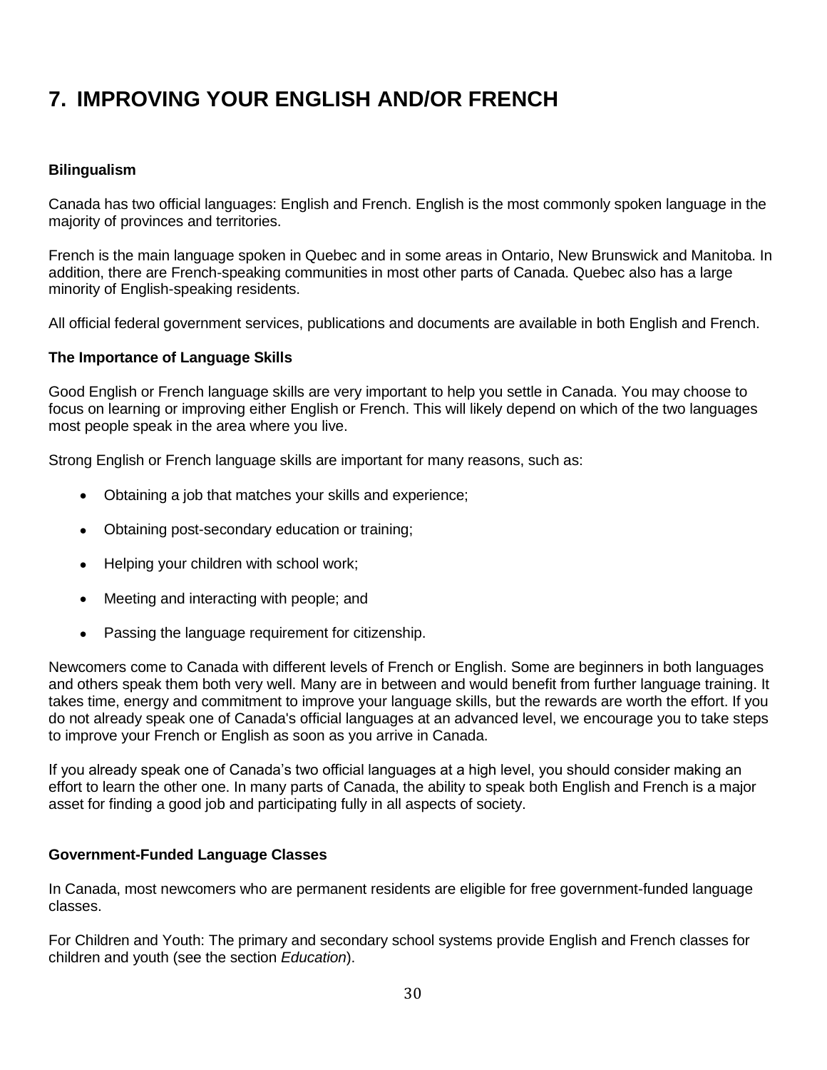# 7. IMPROVING YOUR ENGLISH AND/OR FRENCH

### Bilingualism

Canada has two official languages: English and French. English is the most commonly spoken language in the majority of provinces and territories.

French is the main language spoken in Quebec and in some areas in Ontario, New Brunswick and Manitoba. In addition, there are French-speaking communities in most other parts of Canada. Quebec also has a large minority of English-speaking residents.

All official federal government services, publications and documents are available in both English and French.

### The Importance of Language Skills

Good English or French language skills are very important to help you settle in Canada. You may choose to focus on learning or improving either English or French. This will likely depend on which of the two languages most people speak in the area where you live.

Strong English or French language skills are important for many reasons, such as:

- Obtaining a job that matches your skills and experience;
- Obtaining post-secondary education or training;
- Helping your children with school work;
- Meeting and interacting with people; and
- Passing the language requirement for citizenship.

Newcomers come to Canada with different levels of French or English. Some are beginners in both languages and others speak them both very well. Many are in between and would benefit from further language training. It takes time, energy and commitment to improve your language skills, but the rewards are worth the effort. If you do not already speak one of Canada's official languages at an advanced level, we encourage you to take steps to improve your French or English as soon as you arrive in Canada.

If you already speak one of Canada's two official languages at a high level, you should consider making an effort to learn the other one. In many parts of Canada, the ability to speak both English and French is a major asset for finding a good job and participating fully in all aspects of society.

### Government-Funded Language Classes

In Canada, most newcomers who are permanent residents are eligible for free government-funded language classes.

For Children and Youth: The primary and secondary school systems provide English and French classes for children and youth (see the section *Education*).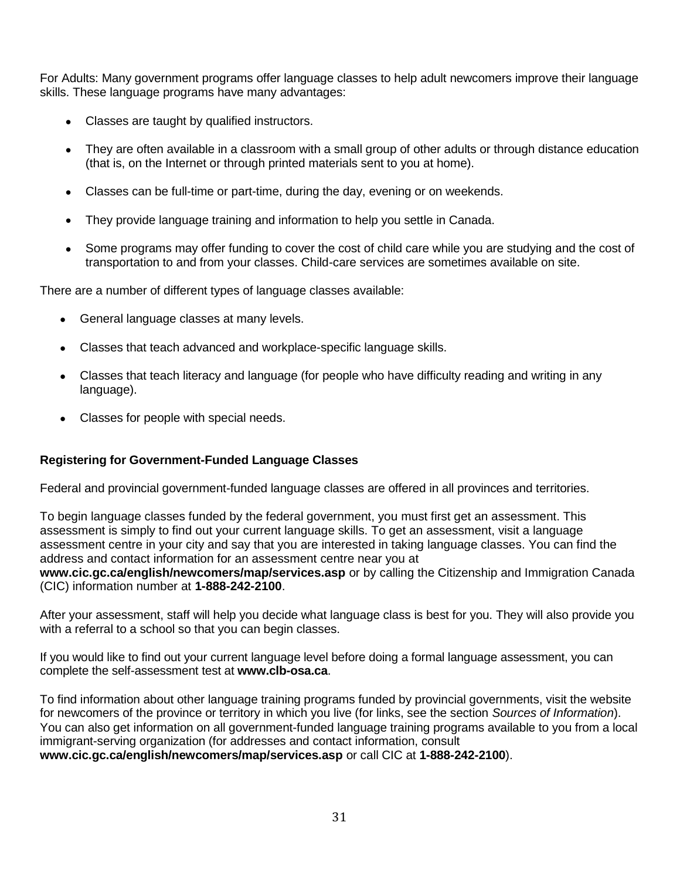For Adults: Many government programs offer language classes to help adult newcomers improve their language skills. These language programs have many advantages:

- Classes are taught by qualified instructors.
- They are often available in a classroom with a small group of other adults or through distance education (that is, on the Internet or through printed materials sent to you at home).
- Classes can be full-time or part-time, during the day, evening or on weekends.
- They provide language training and information to help you settle in Canada.
- Some programs may offer funding to cover the cost of child care while you are studying and the cost of transportation to and from your classes. Child-care services are sometimes available on site.

There are a number of different types of language classes available:

- General language classes at many levels.
- Classes that teach advanced and workplace-specific language skills.
- Classes that teach literacy and language (for people who have difficulty reading and writing in any language).
- Classes for people with special needs.

**Registering for Government-Funded Language Classes**

Federal and provincial government-funded language classes are offered in all provinces and territories.

To begin language classes funded by the federal government, you must first get an assessment. This assessment is simply to find out your current language skills. To get an assessment, visit a language assessment centre in your city and say that you are interested in taking language classes. You can find the address and contact information for an assessment centre near you at **www.cic.gc.ca/english/newcomers/map/services.asp** or by calling the Citizenship and Immigration Canada (CIC) information number at **1-888-242-2100**.

After your assessment, staff will help you decide what language class is best for you. They will also provide you with a referral to a school so that you can begin classes.

If you would like to find out your current language level before doing a formal language assessment, you can complete the self-assessment test at **www.clb-osa.ca**.

To find information about other language training programs funded by provincial governments, visit the website for newcomers of the province or territory in which you live (for links, see the section *Sources of Information*). You can also get information on all government-funded language training programs available to you from a local immigrant-serving organization (for addresses and contact information, consult **www.cic.gc.ca/english/newcomers/map/services.asp** or call CIC at **1-888-242-2100**).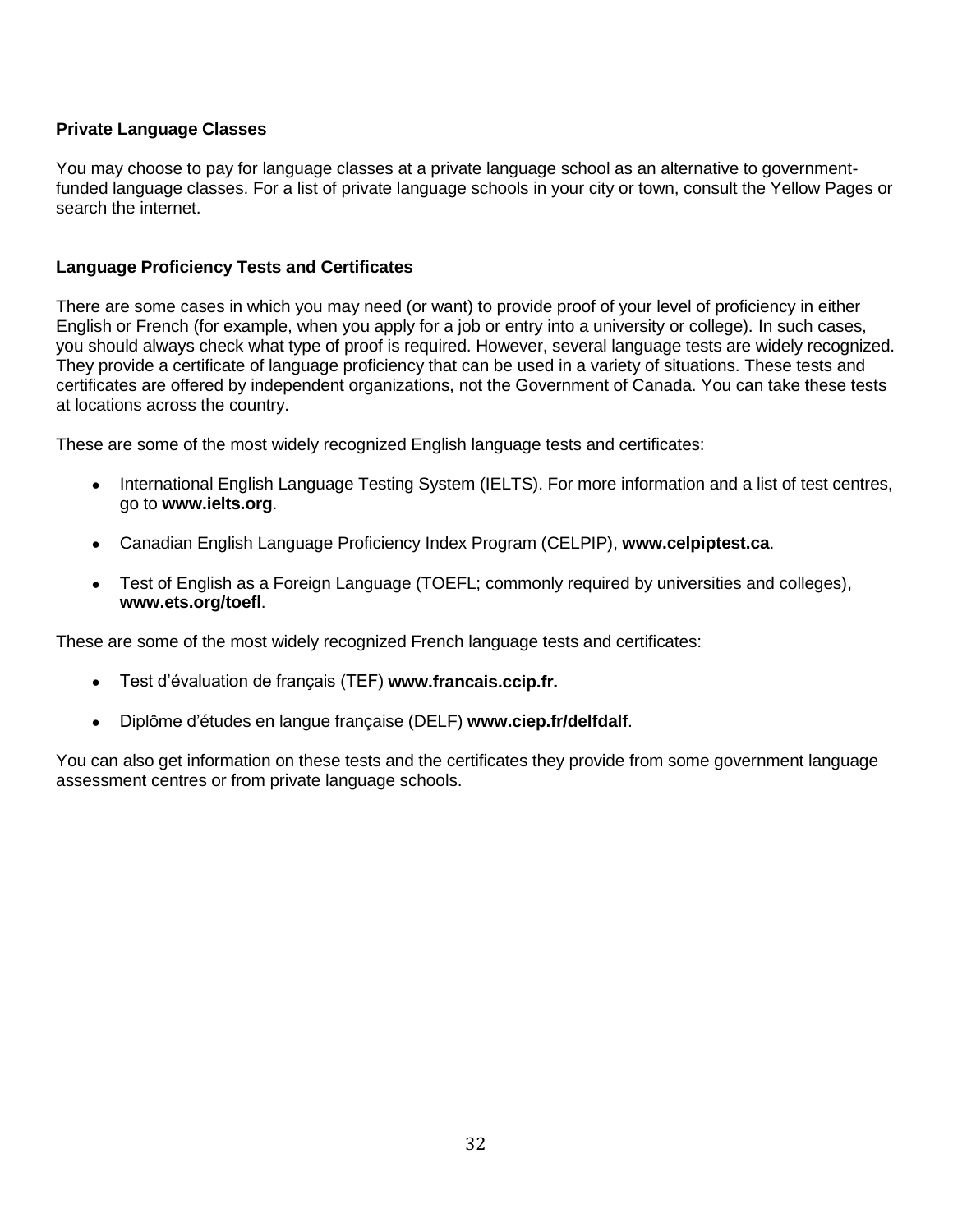### Private Language Classes

You may choose to pay for language classes at a private language school as an alternative to government-funded language classes. For a list of private language schools in your city or town, consult the Yellow Pages or search the internet.

### Language Proficiency Tests and Certificates

There are some cases in which you may need (or want) to provide proof of your level of proficiency in either English or French (for example, when you apply for a job or entry into a university or college). In such cases, you should always check what type of proof is required. However, several language tests are widely recognized. They provide a certificate of language proficiency that can be used in a variety of situations. These tests and certificates are offered by independent organizations, not the Government of Canada. You can take these tests at locations across the country.

These are some of the most widely recognized English language tests and certificates:

- International English Language Testing System (IELTS). For more information and a list of test centres, go to **www.ielts.org**.
- Canadian English Language Proficiency Index Program (CELPIP), **www.celpiptest.ca**.
- Test of English as a Foreign Language (TOEFL; commonly required by universities and colleges), **www.ets.org/toefl**.

These are some of the most widely recognized French language tests and certificates:

- Test d'évaluation de français (TEF) **www.francais.ccip.fr.**
- Diplôme d'études en langue française (DELF) **www.ciep.fr/delfdalf**.

You can also get information on these tests and the certificates they provide from some government language assessment centres or from private language schools.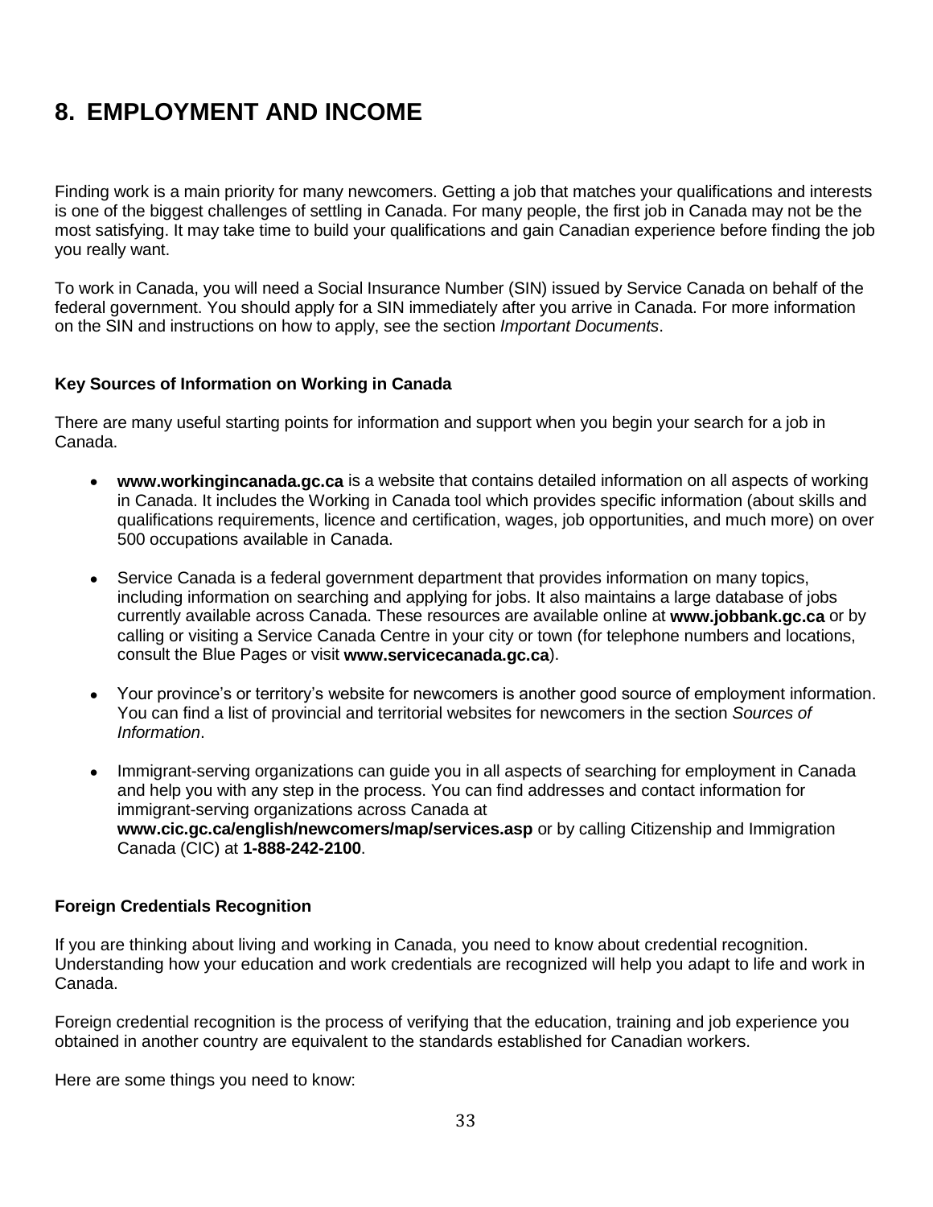# 8. EMPLOYMENT AND INCOME

Finding work is a main priority for many newcomers. Getting a job that matches your qualifications and interests is one of the biggest challenges of settling in Canada. For many people, the first job in Canada may not be the most satisfying. It may take time to build your qualifications and gain Canadian experience before finding the job you really want.

To work in Canada, you will need a Social Insurance Number (SIN) issued by Service Canada on behalf of the federal government. You should apply for a SIN immediately after you arrive in Canada. For more information on the SIN and instructions on how to apply, see the section *Important Documents*.

### Key Sources of Information on Working in Canada

There are many useful starting points for information and support when you begin your search for a job in Canada.

- **www.workingincanada.gc.ca** is a website that contains detailed information on all aspects of working in Canada. It includes the Working in Canada tool which provides specific information (about skills and qualifications requirements, licence and certification, wages, job opportunities, and much more) on over 500 occupations available in Canada.
- Service Canada is a federal government department that provides information on many topics, including information on searching and applying for jobs. It also maintains a large database of jobs currently available across Canada. These resources are available online at **www.jobbank.gc.ca** or by calling or visiting a Service Canada Centre in your city or town (for telephone numbers and locations, consult the Blue Pages or visit **www.servicecanada.gc.ca**).
- Your province's or territory's website for newcomers is another good source of employment information. You can find a list of provincial and territorial websites for newcomers in the section *Sources of Information*.
- Immigrant-serving organizations can guide you in all aspects of searching for employment in Canada and help you with any step in the process. You can find addresses and contact information for immigrant-serving organizations across Canada at **www.cic.gc.ca/english/newcomers/map/services.asp** or by calling Citizenship and Immigration Canada (CIC) at **1-888-242-2100**.

### Foreign Credentials Recognition

If you are thinking about living and working in Canada, you need to know about credential recognition. Understanding how your education and work credentials are recognized will help you adapt to life and work in Canada.

Foreign credential recognition is the process of verifying that the education, training and job experience you obtained in another country are equivalent to the standards established for Canadian workers.

Here are some things you need to know: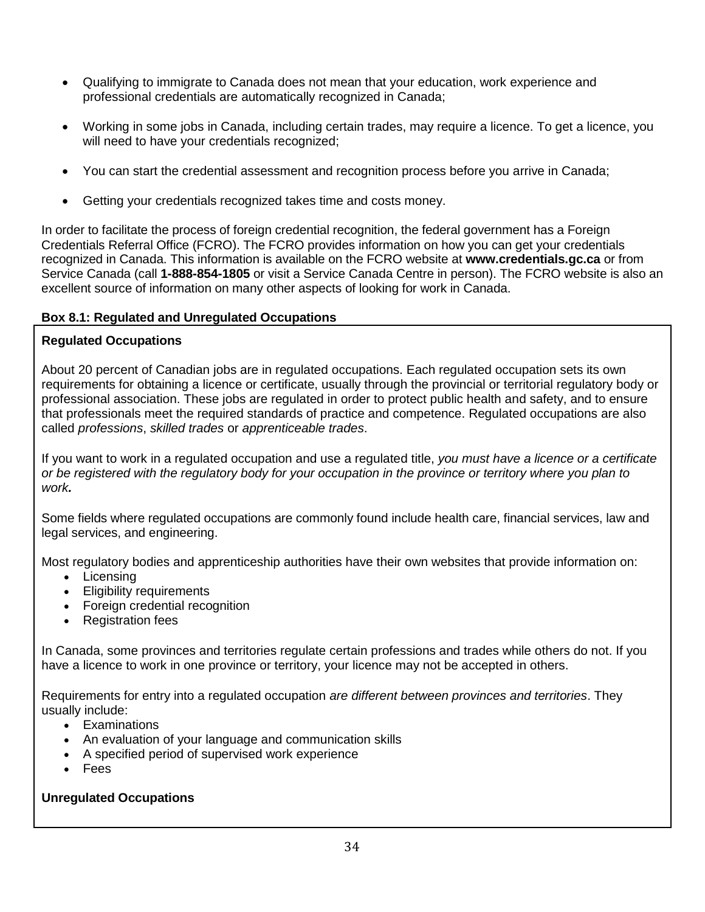- Qualifying to immigrate to Canada does not mean that your education, work experience and professional credentials are automatically recognized in Canada;

- Working in some jobs in Canada, including certain trades, may require a licence. To get a licence, you will need to have your credentials recognized;

- You can start the credential assessment and recognition process before you arrive in Canada;

- Getting your credentials recognized takes time and costs money.

In order to facilitate the process of foreign credential recognition, the federal government has a Foreign Credentials Referral Office (FCRO). The FCRO provides information on how you can get your credentials recognized in Canada. This information is available on the FCRO website at **www.credentials.gc.ca** or from Service Canada (call **1-888-854-1805** or visit a Service Canada Centre in person). The FCRO website is also an excellent source of information on many other aspects of looking for work in Canada.

**Box 8.1: Regulated and Unregulated Occupations**

**Regulated Occupations**

About 20 percent of Canadian jobs are in regulated occupations. Each regulated occupation sets its own requirements for obtaining a licence or certificate, usually through the provincial or territorial regulatory body or professional association. These jobs are regulated in order to protect public health and safety, and to ensure that professionals meet the required standards of practice and competence. Regulated occupations are also called *professions*, *skilled trades* or *apprenticeable trades*.

If you want to work in a regulated occupation and use a regulated title, *you must have a licence or a certificate or be registered with the regulatory body for your occupation in the province or territory where you plan to work.*

Some fields where regulated occupations are commonly found include health care, financial services, law and legal services, and engineering.

Most regulatory bodies and apprenticeship authorities have their own websites that provide information on:

- Licensing
- Eligibility requirements
- Foreign credential recognition
- Registration fees

In Canada, some provinces and territories regulate certain professions and trades while others do not. If you have a licence to work in one province or territory, your licence may not be accepted in others.

Requirements for entry into a regulated occupation *are different between provinces and territories*. They usually include:

- Examinations
- An evaluation of your language and communication skills
- A specified period of supervised work experience
- Fees

**Unregulated Occupations**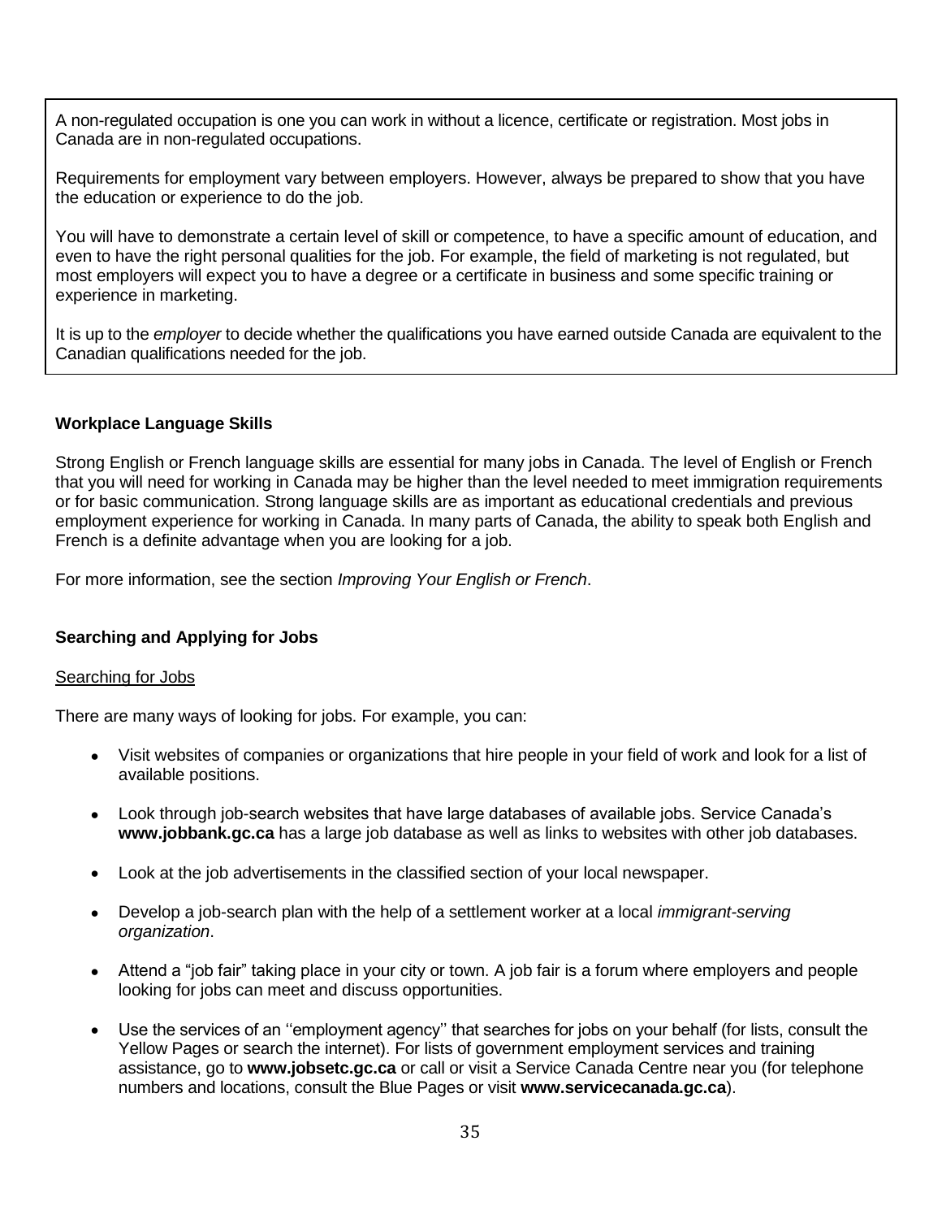A non-regulated occupation is one you can work in without a licence, certificate or registration. Most jobs in Canada are in non-regulated occupations.

Requirements for employment vary between employers. However, always be prepared to show that you have the education or experience to do the job.

You will have to demonstrate a certain level of skill or competence, to have a specific amount of education, and even to have the right personal qualities for the job. For example, the field of marketing is not regulated, but most employers will expect you to have a degree or a certificate in business and some specific training or experience in marketing.

It is up to the *employer* to decide whether the qualifications you have earned outside Canada are equivalent to the Canadian qualifications needed for the job.

### Workplace Language Skills

Strong English or French language skills are essential for many jobs in Canada. The level of English or French that you will need for working in Canada may be higher than the level needed to meet immigration requirements or for basic communication. Strong language skills are as important as educational credentials and previous employment experience for working in Canada. In many parts of Canada, the ability to speak both English and French is a definite advantage when you are looking for a job.

For more information, see the section *Improving Your English or French*.

### Searching and Applying for Jobs

#### Searching for Jobs

There are many ways of looking for jobs. For example, you can:

- Visit websites of companies or organizations that hire people in your field of work and look for a list of available positions.
- Look through job-search websites that have large databases of available jobs. Service Canada's **www.jobbank.gc.ca** has a large job database as well as links to websites with other job databases.
- Look at the job advertisements in the classified section of your local newspaper.
- Develop a job-search plan with the help of a settlement worker at a local *immigrant-serving organization*.
- Attend a "job fair" taking place in your city or town. A job fair is a forum where employers and people looking for jobs can meet and discuss opportunities.
- Use the services of an ''employment agency'' that searches for jobs on your behalf (for lists, consult the Yellow Pages or search the internet). For lists of government employment services and training assistance, go to **www.jobsetc.gc.ca** or call or visit a Service Canada Centre near you (for telephone numbers and locations, consult the Blue Pages or visit **www.servicecanada.gc.ca**).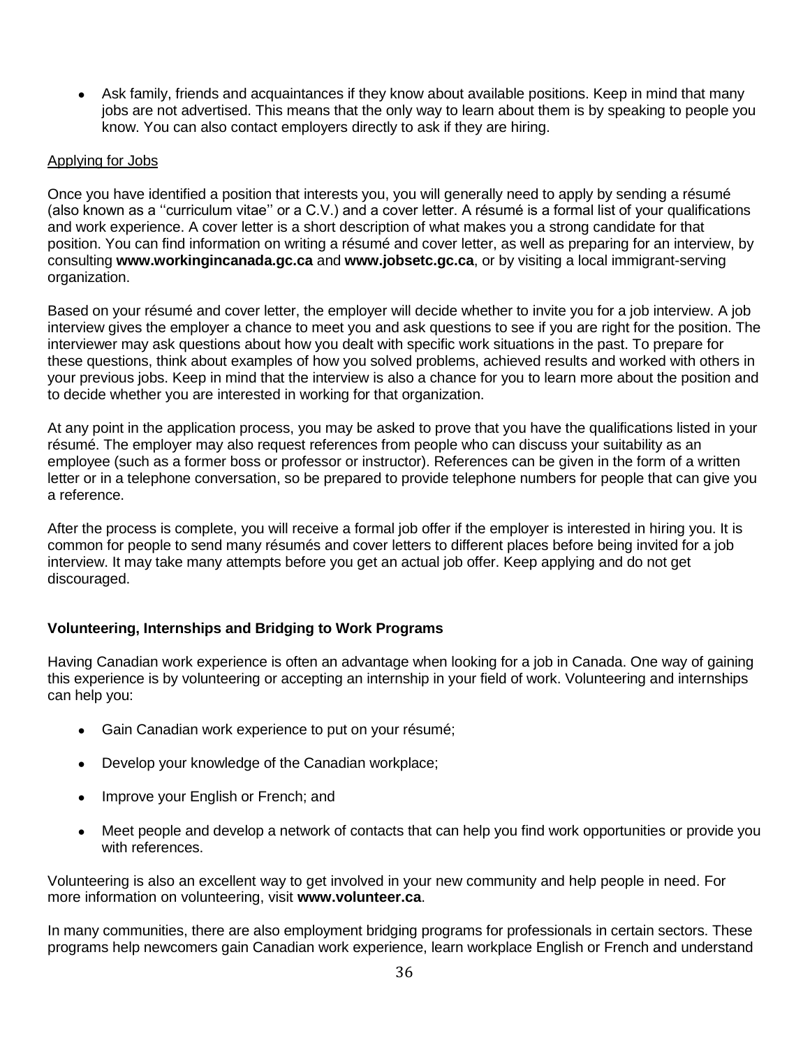- Ask family, friends and acquaintances if they know about available positions. Keep in mind that many jobs are not advertised. This means that the only way to learn about them is by speaking to people you know. You can also contact employers directly to ask if they are hiring.

Applying for Jobs

Once you have identified a position that interests you, you will generally need to apply by sending a résumé (also known as a ''curriculum vitae'' or a C.V.) and a cover letter. A résumé is a formal list of your qualifications and work experience. A cover letter is a short description of what makes you a strong candidate for that position. You can find information on writing a résumé and cover letter, as well as preparing for an interview, by consulting **www.workingincanada.gc.ca** and **www.jobsetc.gc.ca**, or by visiting a local immigrant-serving organization.

Based on your résumé and cover letter, the employer will decide whether to invite you for a job interview. A job interview gives the employer a chance to meet you and ask questions to see if you are right for the position. The interviewer may ask questions about how you dealt with specific work situations in the past. To prepare for these questions, think about examples of how you solved problems, achieved results and worked with others in your previous jobs. Keep in mind that the interview is also a chance for you to learn more about the position and to decide whether you are interested in working for that organization.

At any point in the application process, you may be asked to prove that you have the qualifications listed in your résumé. The employer may also request references from people who can discuss your suitability as an employee (such as a former boss or professor or instructor). References can be given in the form of a written letter or in a telephone conversation, so be prepared to provide telephone numbers for people that can give you a reference.

After the process is complete, you will receive a formal job offer if the employer is interested in hiring you. It is common for people to send many résumés and cover letters to different places before being invited for a job interview. It may take many attempts before you get an actual job offer. Keep applying and do not get discouraged.

### Volunteering, Internships and Bridging to Work Programs

Having Canadian work experience is often an advantage when looking for a job in Canada. One way of gaining this experience is by volunteering or accepting an internship in your field of work. Volunteering and internships can help you:

- Gain Canadian work experience to put on your résumé;
- Develop your knowledge of the Canadian workplace;
- Improve your English or French; and
- Meet people and develop a network of contacts that can help you find work opportunities or provide you with references.

Volunteering is also an excellent way to get involved in your new community and help people in need. For more information on volunteering, visit **www.volunteer.ca**.

In many communities, there are also employment bridging programs for professionals in certain sectors. These programs help newcomers gain Canadian work experience, learn workplace English or French and understand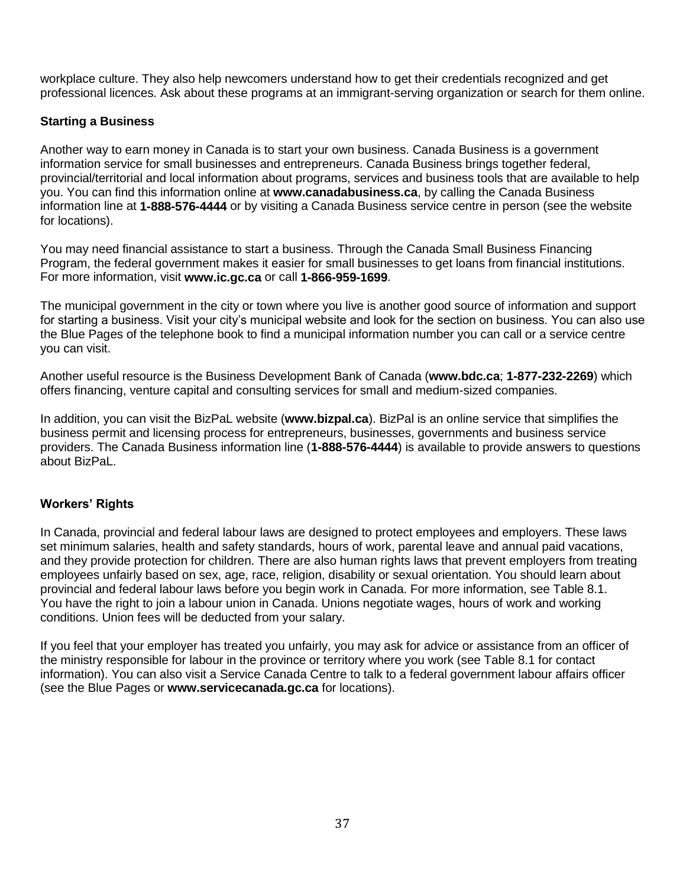workplace culture. They also help newcomers understand how to get their credentials recognized and get professional licences. Ask about these programs at an immigrant-serving organization or search for them online.

### Starting a Business

Another way to earn money in Canada is to start your own business. Canada Business is a government information service for small businesses and entrepreneurs. Canada Business brings together federal, provincial/territorial and local information about programs, services and business tools that are available to help you. You can find this information online at **www.canadabusiness.ca**, by calling the Canada Business information line at **1-888-576-4444** or by visiting a Canada Business service centre in person (see the website for locations).

You may need financial assistance to start a business. Through the Canada Small Business Financing Program, the federal government makes it easier for small businesses to get loans from financial institutions. For more information, visit **www.ic.gc.ca** or call **1-866-959-1699**.

The municipal government in the city or town where you live is another good source of information and support for starting a business. Visit your city's municipal website and look for the section on business. You can also use the Blue Pages of the telephone book to find a municipal information number you can call or a service centre you can visit.

Another useful resource is the Business Development Bank of Canada (**www.bdc.ca**; **1-877-232-2269**) which offers financing, venture capital and consulting services for small and medium-sized companies.

In addition, you can visit the BizPaL website (**www.bizpal.ca**). BizPal is an online service that simplifies the business permit and licensing process for entrepreneurs, businesses, governments and business service providers. The Canada Business information line (**1-888-576-4444**) is available to provide answers to questions about BizPaL.

### Workers' Rights

In Canada, provincial and federal labour laws are designed to protect employees and employers. These laws set minimum salaries, health and safety standards, hours of work, parental leave and annual paid vacations, and they provide protection for children. There are also human rights laws that prevent employers from treating employees unfairly based on sex, age, race, religion, disability or sexual orientation. You should learn about provincial and federal labour laws before you begin work in Canada. For more information, see Table 8.1. You have the right to join a labour union in Canada. Unions negotiate wages, hours of work and working conditions. Union fees will be deducted from your salary.

If you feel that your employer has treated you unfairly, you may ask for advice or assistance from an officer of the ministry responsible for labour in the province or territory where you work (see Table 8.1 for contact information). You can also visit a Service Canada Centre to talk to a federal government labour affairs officer (see the Blue Pages or **www.servicecanada.gc.ca** for locations).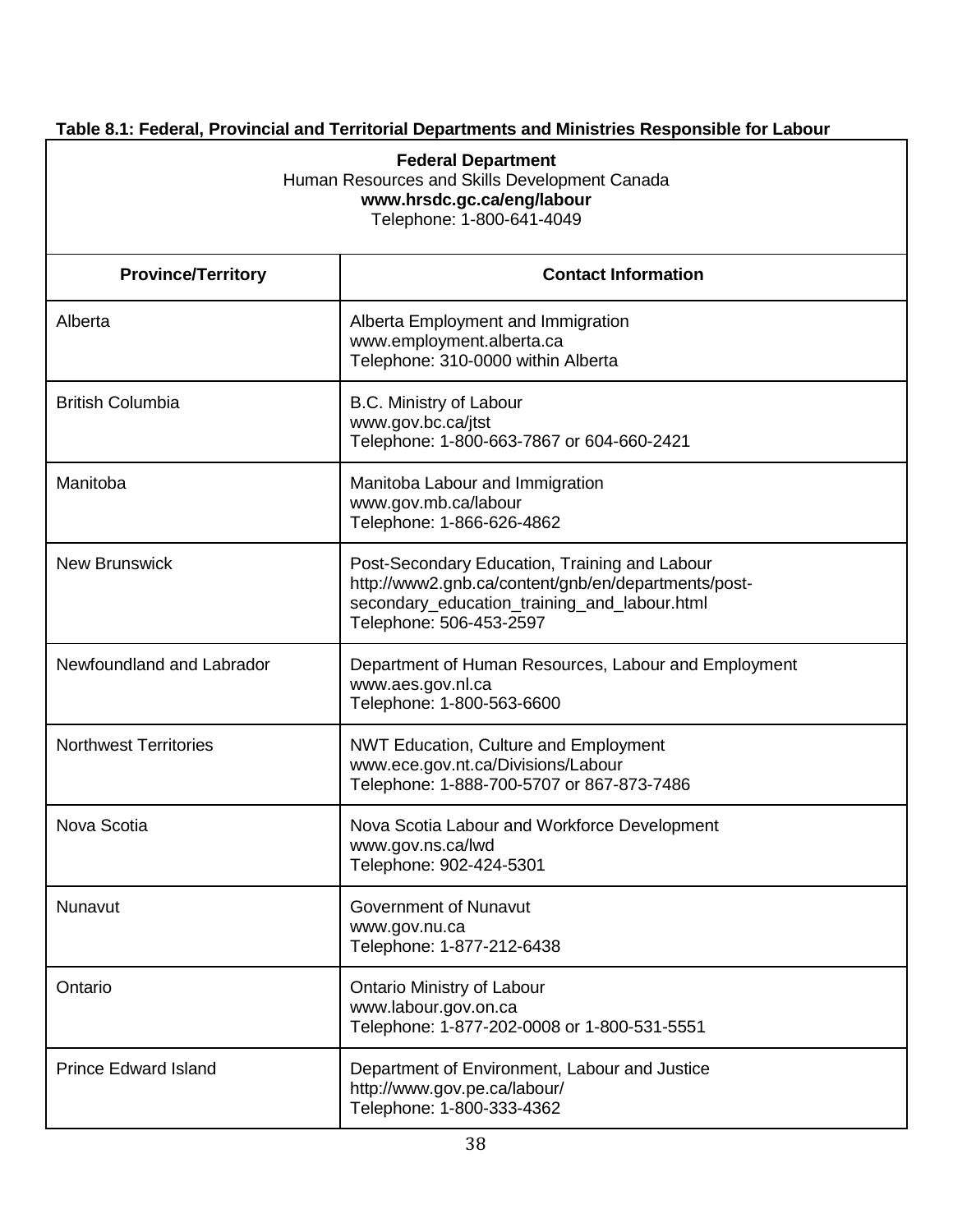**Table 8.1: Federal, Provincial and Territorial Departments and Ministries Responsible for Labour**

| Federal Department<br>Human Resources and Skills Development Canada<br>**www.hrsdc.gc.ca/eng/labour**<br>Telephone: 1-800-641-4049 | |
|---|---|
| **Province/Territory** | **Contact Information** |
| Alberta | Alberta Employment and Immigration<br>www.employment.alberta.ca<br>Telephone: 310-0000 within Alberta |
| British Columbia | B.C. Ministry of Labour<br>www.gov.bc.ca/jtst<br>Telephone: 1-800-663-7867 or 604-660-2421 |
| Manitoba | Manitoba Labour and Immigration<br>www.gov.mb.ca/labour<br>Telephone: 1-866-626-4862 |
| New Brunswick | Post-Secondary Education, Training and Labour<br>http://www2.gnb.ca/content/gnb/en/departments/post-secondary_education_training_and_labour.html<br>Telephone: 506-453-2597 |
| Newfoundland and Labrador | Department of Human Resources, Labour and Employment<br>www.aes.gov.nl.ca<br>Telephone: 1-800-563-6600 |
| Northwest Territories | NWT Education, Culture and Employment<br>www.ece.gov.nt.ca/Divisions/Labour<br>Telephone: 1-888-700-5707 or 867-873-7486 |
| Nova Scotia | Nova Scotia Labour and Workforce Development<br>www.gov.ns.ca/lwd<br>Telephone: 902-424-5301 |
| Nunavut | Government of Nunavut<br>www.gov.nu.ca<br>Telephone: 1-877-212-6438 |
| Ontario | Ontario Ministry of Labour<br>www.labour.gov.on.ca<br>Telephone: 1-877-202-0008 or 1-800-531-5551 |
| Prince Edward Island | Department of Environment, Labour and Justice<br>http://www.gov.pe.ca/labour/<br>Telephone: 1-800-333-4362 |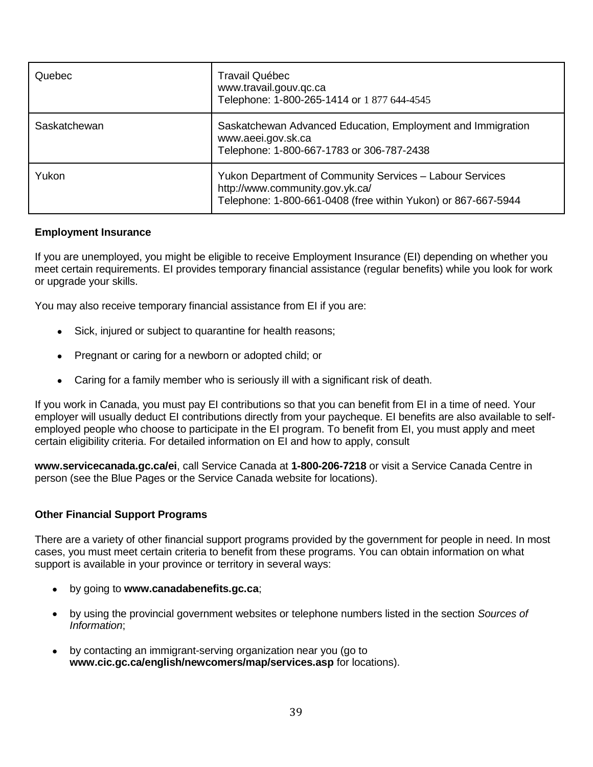| Quebec | Travail Québec<br>www.travail.gouv.qc.ca<br>Telephone: 1-800-265-1414 or 1 877 644-4545 |
|---|---|
| Saskatchewan | Saskatchewan Advanced Education, Employment and Immigration<br>www.aeei.gov.sk.ca<br>Telephone: 1-800-667-1783 or 306-787-2438 |
| Yukon | Yukon Department of Community Services – Labour Services<br>http://www.community.gov.yk.ca/<br>Telephone: 1-800-661-0408 (free within Yukon) or 867-667-5944 |

**Employment Insurance**

If you are unemployed, you might be eligible to receive Employment Insurance (EI) depending on whether you meet certain requirements. EI provides temporary financial assistance (regular benefits) while you look for work or upgrade your skills.

You may also receive temporary financial assistance from EI if you are:

- Sick, injured or subject to quarantine for health reasons;
- Pregnant or caring for a newborn or adopted child; or
- Caring for a family member who is seriously ill with a significant risk of death.

If you work in Canada, you must pay EI contributions so that you can benefit from EI in a time of need. Your employer will usually deduct EI contributions directly from your paycheque. EI benefits are also available to self-employed people who choose to participate in the EI program. To benefit from EI, you must apply and meet certain eligibility criteria. For detailed information on EI and how to apply, consult

**www.servicecanada.gc.ca/ei**, call Service Canada at **1-800-206-7218** or visit a Service Canada Centre in person (see the Blue Pages or the Service Canada website for locations).

**Other Financial Support Programs**

There are a variety of other financial support programs provided by the government for people in need. In most cases, you must meet certain criteria to benefit from these programs. You can obtain information on what support is available in your province or territory in several ways:

- by going to **www.canadabenefits.gc.ca**;
- by using the provincial government websites or telephone numbers listed in the section *Sources of Information*;
- by contacting an immigrant-serving organization near you (go to **www.cic.gc.ca/english/newcomers/map/services.asp** for locations).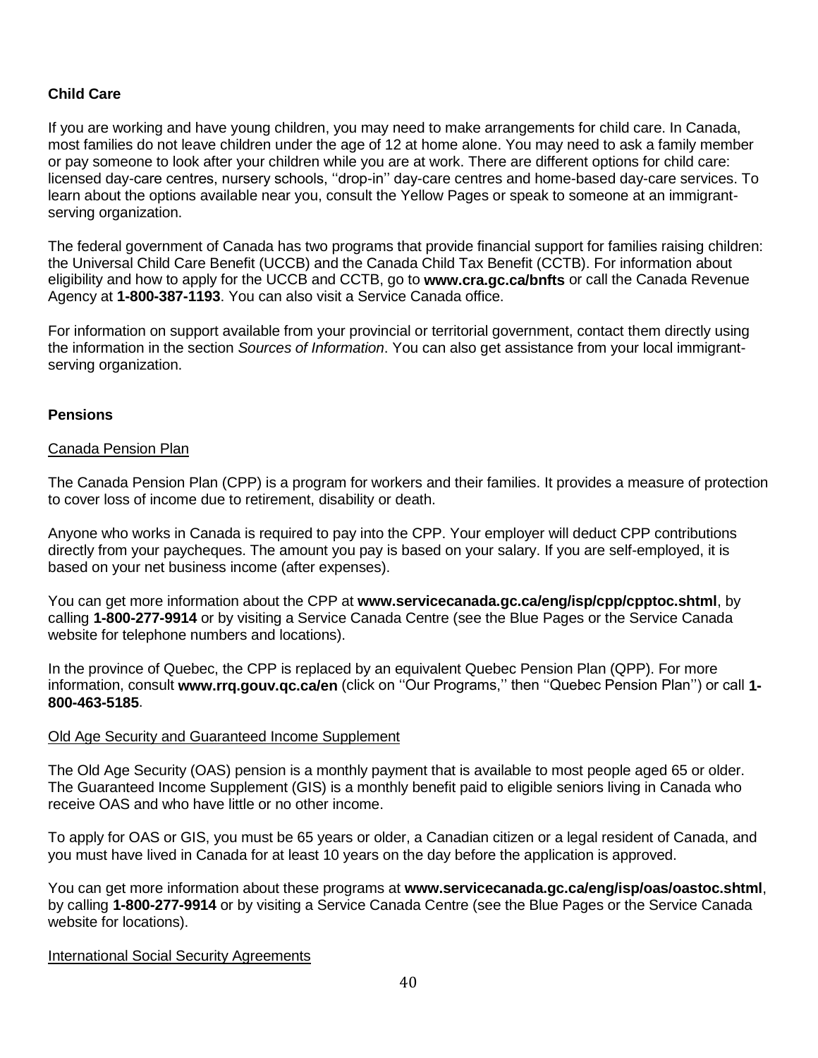## Child Care

If you are working and have young children, you may need to make arrangements for child care. In Canada, most families do not leave children under the age of 12 at home alone. You may need to ask a family member or pay someone to look after your children while you are at work. There are different options for child care: licensed day-care centres, nursery schools, ''drop-in'' day-care centres and home-based day-care services. To learn about the options available near you, consult the Yellow Pages or speak to someone at an immigrant-serving organization.

The federal government of Canada has two programs that provide financial support for families raising children: the Universal Child Care Benefit (UCCB) and the Canada Child Tax Benefit (CCTB). For information about eligibility and how to apply for the UCCB and CCTB, go to **www.cra.gc.ca/bnfts** or call the Canada Revenue Agency at **1-800-387-1193**. You can also visit a Service Canada office.

For information on support available from your provincial or territorial government, contact them directly using the information in the section *Sources of Information*. You can also get assistance from your local immigrant-serving organization.

## Pensions

### Canada Pension Plan

The Canada Pension Plan (CPP) is a program for workers and their families. It provides a measure of protection to cover loss of income due to retirement, disability or death.

Anyone who works in Canada is required to pay into the CPP. Your employer will deduct CPP contributions directly from your paycheques. The amount you pay is based on your salary. If you are self-employed, it is based on your net business income (after expenses).

You can get more information about the CPP at **www.servicecanada.gc.ca/eng/isp/cpp/cpptoc.shtml**, by calling **1-800-277-9914** or by visiting a Service Canada Centre (see the Blue Pages or the Service Canada website for telephone numbers and locations).

In the province of Quebec, the CPP is replaced by an equivalent Quebec Pension Plan (QPP). For more information, consult **www.rrq.gouv.qc.ca/en** (click on ''Our Programs,'' then ''Quebec Pension Plan'') or call **1-800-463-5185**.

### Old Age Security and Guaranteed Income Supplement

The Old Age Security (OAS) pension is a monthly payment that is available to most people aged 65 or older. The Guaranteed Income Supplement (GIS) is a monthly benefit paid to eligible seniors living in Canada who receive OAS and who have little or no other income.

To apply for OAS or GIS, you must be 65 years or older, a Canadian citizen or a legal resident of Canada, and you must have lived in Canada for at least 10 years on the day before the application is approved.

You can get more information about these programs at **www.servicecanada.gc.ca/eng/isp/oas/oastoc.shtml**, by calling **1-800-277-9914** or by visiting a Service Canada Centre (see the Blue Pages or the Service Canada website for locations).

### International Social Security Agreements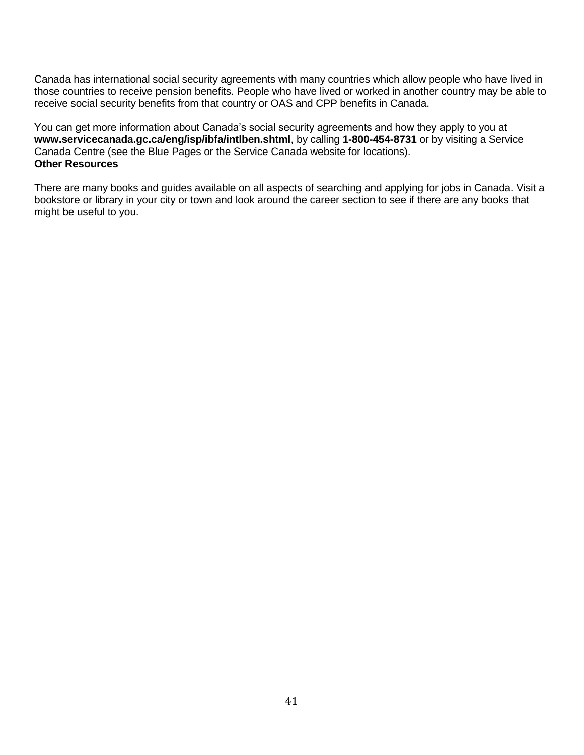Canada has international social security agreements with many countries which allow people who have lived in those countries to receive pension benefits. People who have lived or worked in another country may be able to receive social security benefits from that country or OAS and CPP benefits in Canada.

You can get more information about Canada's social security agreements and how they apply to you at **www.servicecanada.gc.ca/eng/isp/ibfa/intlben.shtml**, by calling **1-800-454-8731** or by visiting a Service Canada Centre (see the Blue Pages or the Service Canada website for locations).

**Other Resources**

There are many books and guides available on all aspects of searching and applying for jobs in Canada. Visit a bookstore or library in your city or town and look around the career section to see if there are any books that might be useful to you.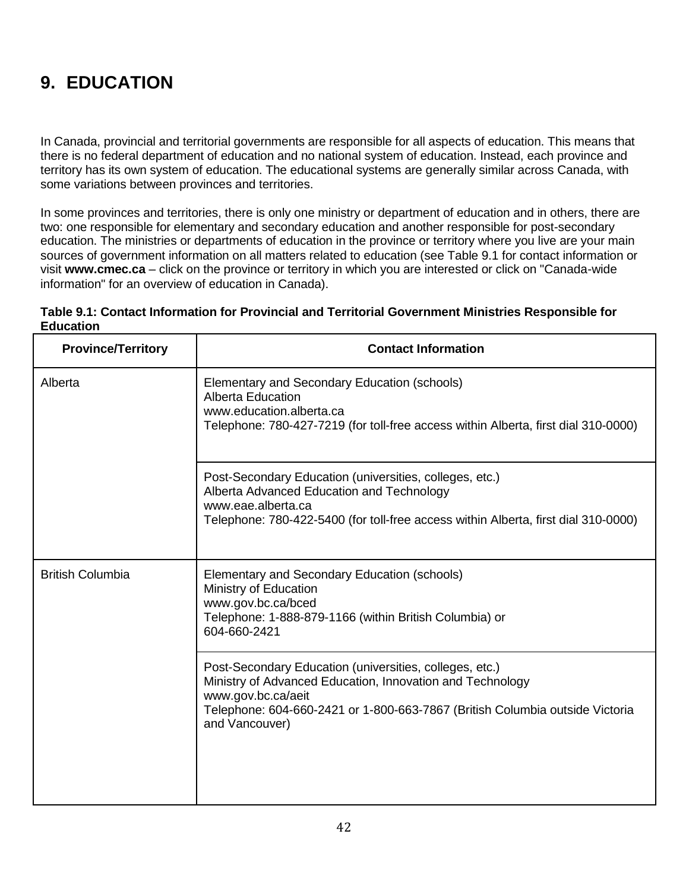# 9. EDUCATION

In Canada, provincial and territorial governments are responsible for all aspects of education. This means that there is no federal department of education and no national system of education. Instead, each province and territory has its own system of education. The educational systems are generally similar across Canada, with some variations between provinces and territories.

In some provinces and territories, there is only one ministry or department of education and in others, there are two: one responsible for elementary and secondary education and another responsible for post-secondary education. The ministries or departments of education in the province or territory where you live are your main sources of government information on all matters related to education (see Table 9.1 for contact information or visit **www.cmec.ca** – click on the province or territory in which you are interested or click on "Canada-wide information" for an overview of education in Canada).

**Table 9.1: Contact Information for Provincial and Territorial Government Ministries Responsible for Education**

| Province/Territory | Contact Information |
|---|---|
| Alberta | Elementary and Secondary Education (schools)<br>Alberta Education<br>www.education.alberta.ca<br>Telephone: 780-427-7219 (for toll-free access within Alberta, first dial 310-0000) |
| | Post-Secondary Education (universities, colleges, etc.)<br>Alberta Advanced Education and Technology<br>www.eae.alberta.ca<br>Telephone: 780-422-5400 (for toll-free access within Alberta, first dial 310-0000) |
| British Columbia | Elementary and Secondary Education (schools)<br>Ministry of Education<br>www.gov.bc.ca/bced<br>Telephone: 1-888-879-1166 (within British Columbia) or<br>604-660-2421 |
| | Post-Secondary Education (universities, colleges, etc.)<br>Ministry of Advanced Education, Innovation and Technology<br>www.gov.bc.ca/aeit<br>Telephone: 604-660-2421 or 1-800-663-7867 (British Columbia outside Victoria and Vancouver) |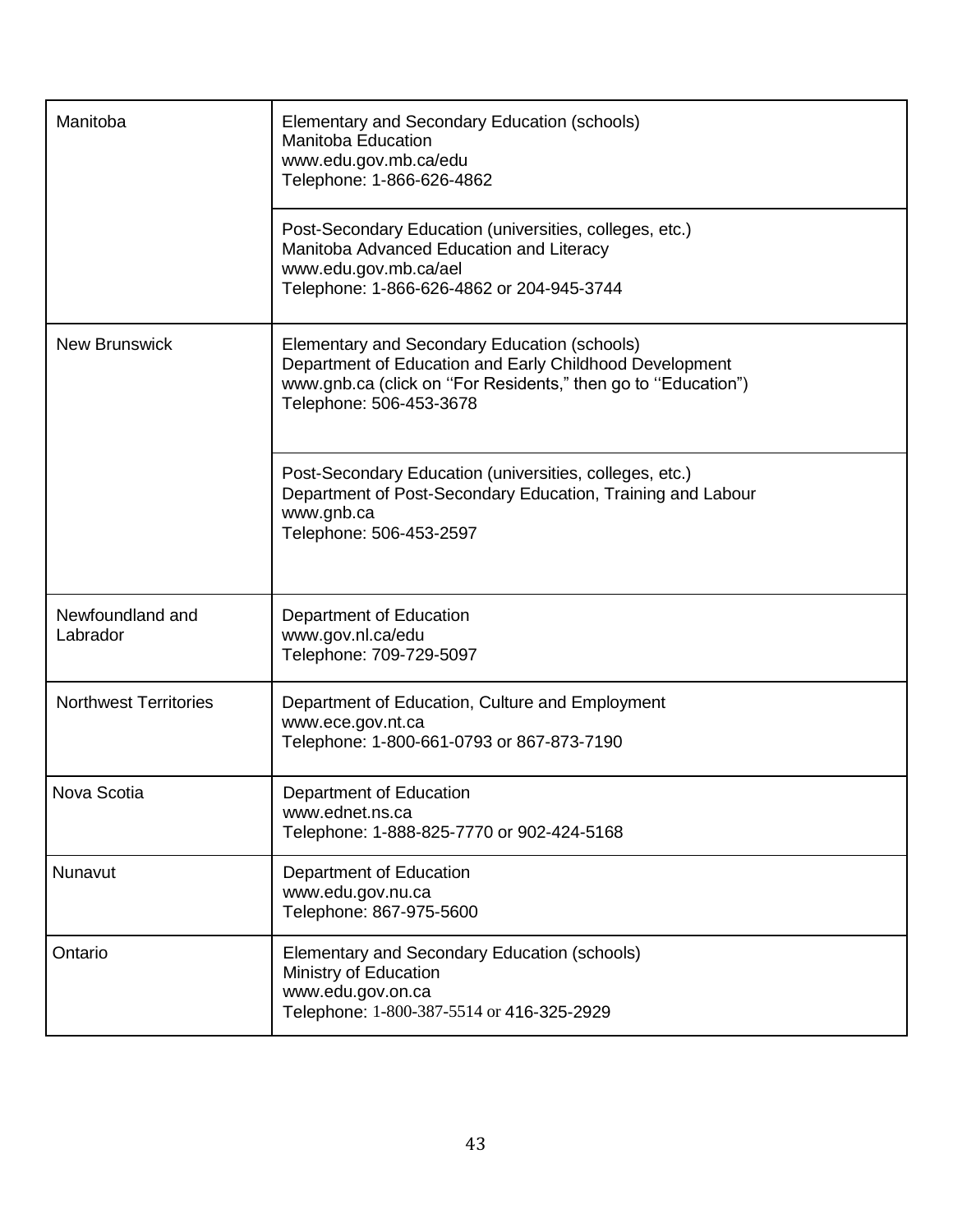| | |
|---|---|
| Manitoba | Elementary and Secondary Education (schools)<br>Manitoba Education<br>www.edu.gov.mb.ca/edu<br>Telephone: 1-866-626-4862 |
| | Post-Secondary Education (universities, colleges, etc.)<br>Manitoba Advanced Education and Literacy<br>www.edu.gov.mb.ca/ael<br>Telephone: 1-866-626-4862 or 204-945-3744 |
| New Brunswick | Elementary and Secondary Education (schools)<br>Department of Education and Early Childhood Development<br>www.gnb.ca (click on ''For Residents,'' then go to ''Education'')<br>Telephone: 506-453-3678 |
| | Post-Secondary Education (universities, colleges, etc.)<br>Department of Post-Secondary Education, Training and Labour<br>www.gnb.ca<br>Telephone: 506-453-2597 |
| Newfoundland and Labrador | Department of Education<br>www.gov.nl.ca/edu<br>Telephone: 709-729-5097 |
| Northwest Territories | Department of Education, Culture and Employment<br>www.ece.gov.nt.ca<br>Telephone: 1-800-661-0793 or 867-873-7190 |
| Nova Scotia | Department of Education<br>www.ednet.ns.ca<br>Telephone: 1-888-825-7770 or 902-424-5168 |
| Nunavut | Department of Education<br>www.edu.gov.nu.ca<br>Telephone: 867-975-5600 |
| Ontario | Elementary and Secondary Education (schools)<br>Ministry of Education<br>www.edu.gov.on.ca<br>Telephone: 1-800-387-5514 or 416-325-2929 |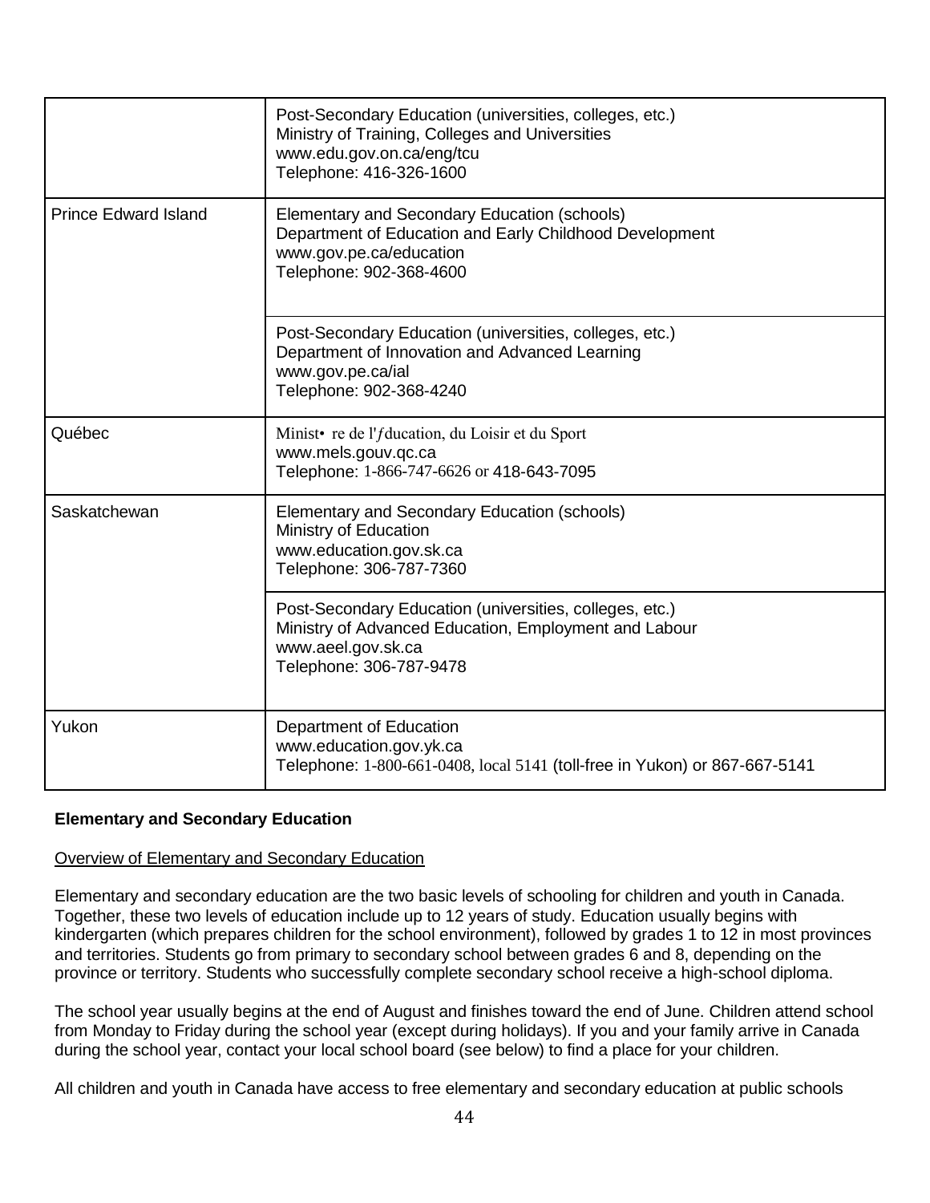| | |
|---|---|
| | Post-Secondary Education (universities, colleges, etc.)<br>Ministry of Training, Colleges and Universities<br>www.edu.gov.on.ca/eng/tcu<br>Telephone: 416-326-1600 |
| Prince Edward Island | Elementary and Secondary Education (schools)<br>Department of Education and Early Childhood Development<br>www.gov.pe.ca/education<br>Telephone: 902-368-4600 |
| | Post-Secondary Education (universities, colleges, etc.)<br>Department of Innovation and Advanced Learning<br>www.gov.pe.ca/ial<br>Telephone: 902-368-4240 |
| Québec | Minist• re de l'ƒducation, du Loisir et du Sport<br>www.mels.gouv.qc.ca<br>Telephone: 1-866-747-6626 or 418-643-7095 |
| Saskatchewan | Elementary and Secondary Education (schools)<br>Ministry of Education<br>www.education.gov.sk.ca<br>Telephone: 306-787-7360 |
| | Post-Secondary Education (universities, colleges, etc.)<br>Ministry of Advanced Education, Employment and Labour<br>www.aeel.gov.sk.ca<br>Telephone: 306-787-9478 |
| Yukon | Department of Education<br>www.education.gov.yk.ca<br>Telephone: 1-800-661-0408, local 5141 (toll-free in Yukon) or 867-667-5141 |

**Elementary and Secondary Education**

Overview of Elementary and Secondary Education

Elementary and secondary education are the two basic levels of schooling for children and youth in Canada. Together, these two levels of education include up to 12 years of study. Education usually begins with kindergarten (which prepares children for the school environment), followed by grades 1 to 12 in most provinces and territories. Students go from primary to secondary school between grades 6 and 8, depending on the province or territory. Students who successfully complete secondary school receive a high-school diploma.

The school year usually begins at the end of August and finishes toward the end of June. Children attend school from Monday to Friday during the school year (except during holidays). If you and your family arrive in Canada during the school year, contact your local school board (see below) to find a place for your children.

All children and youth in Canada have access to free elementary and secondary education at public schools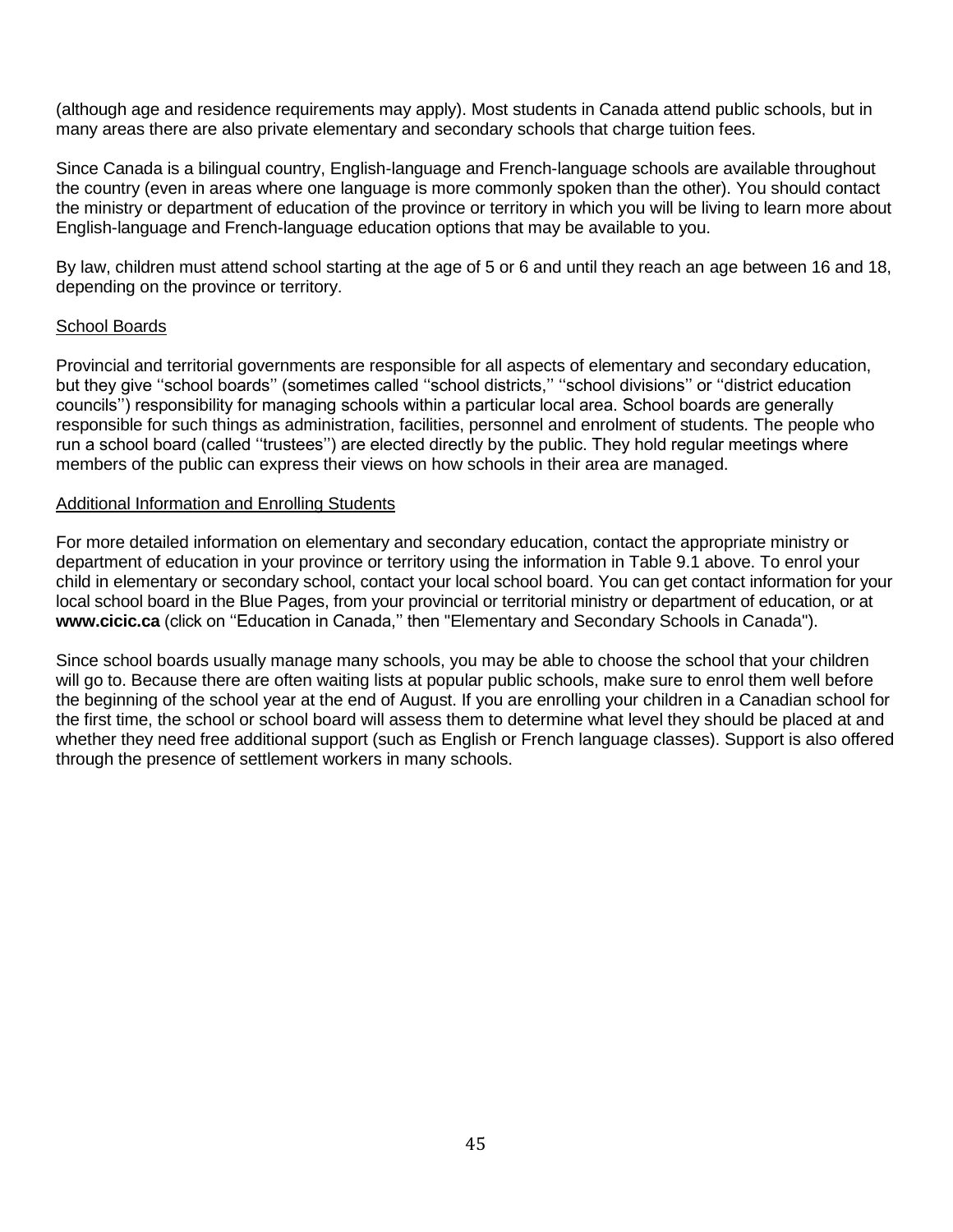(although age and residence requirements may apply). Most students in Canada attend public schools, but in many areas there are also private elementary and secondary schools that charge tuition fees.

Since Canada is a bilingual country, English-language and French-language schools are available throughout the country (even in areas where one language is more commonly spoken than the other). You should contact the ministry or department of education of the province or territory in which you will be living to learn more about English-language and French-language education options that may be available to you.

By law, children must attend school starting at the age of 5 or 6 and until they reach an age between 16 and 18, depending on the province or territory.

<u>School Boards</u>

Provincial and territorial governments are responsible for all aspects of elementary and secondary education, but they give ''school boards'' (sometimes called ''school districts,'' ''school divisions'' or ''district education councils'') responsibility for managing schools within a particular local area. School boards are generally responsible for such things as administration, facilities, personnel and enrolment of students. The people who run a school board (called ''trustees'') are elected directly by the public. They hold regular meetings where members of the public can express their views on how schools in their area are managed.

<u>Additional Information and Enrolling Students</u>

For more detailed information on elementary and secondary education, contact the appropriate ministry or department of education in your province or territory using the information in Table 9.1 above. To enrol your child in elementary or secondary school, contact your local school board. You can get contact information for your local school board in the Blue Pages, from your provincial or territorial ministry or department of education, or at **www.cicic.ca** (click on ''Education in Canada,'' then "Elementary and Secondary Schools in Canada").

Since school boards usually manage many schools, you may be able to choose the school that your children will go to. Because there are often waiting lists at popular public schools, make sure to enrol them well before the beginning of the school year at the end of August. If you are enrolling your children in a Canadian school for the first time, the school or school board will assess them to determine what level they should be placed at and whether they need free additional support (such as English or French language classes). Support is also offered through the presence of settlement workers in many schools.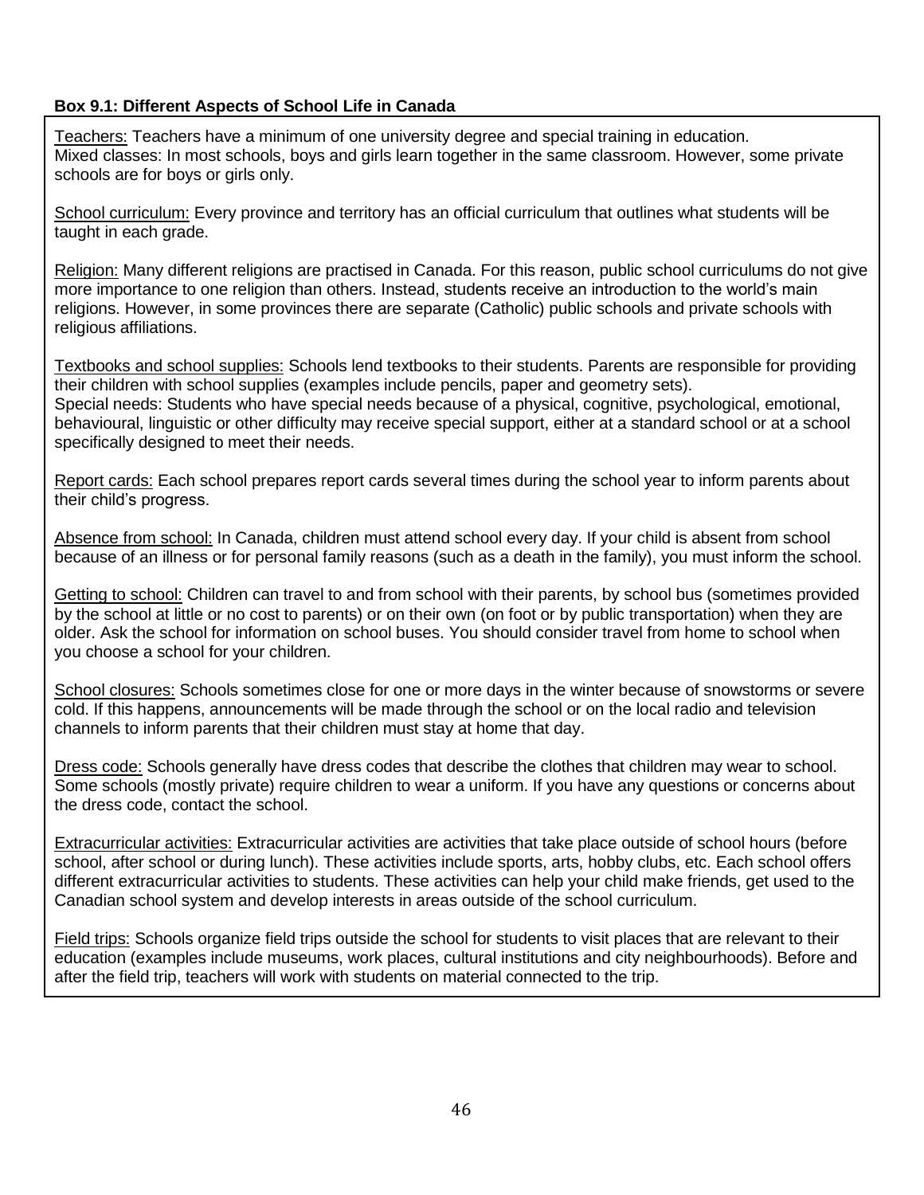**Box 9.1: Different Aspects of School Life in Canada**

Teachers: Teachers have a minimum of one university degree and special training in education.
Mixed classes: In most schools, boys and girls learn together in the same classroom. However, some private schools are for boys or girls only.

School curriculum: Every province and territory has an official curriculum that outlines what students will be taught in each grade.

Religion: Many different religions are practised in Canada. For this reason, public school curriculums do not give more importance to one religion than others. Instead, students receive an introduction to the world's main religions. However, in some provinces there are separate (Catholic) public schools and private schools with religious affiliations.

Textbooks and school supplies: Schools lend textbooks to their students. Parents are responsible for providing their children with school supplies (examples include pencils, paper and geometry sets).
Special needs: Students who have special needs because of a physical, cognitive, psychological, emotional, behavioural, linguistic or other difficulty may receive special support, either at a standard school or at a school specifically designed to meet their needs.

Report cards: Each school prepares report cards several times during the school year to inform parents about their child's progress.

Absence from school: In Canada, children must attend school every day. If your child is absent from school because of an illness or for personal family reasons (such as a death in the family), you must inform the school.

Getting to school: Children can travel to and from school with their parents, by school bus (sometimes provided by the school at little or no cost to parents) or on their own (on foot or by public transportation) when they are older. Ask the school for information on school buses. You should consider travel from home to school when you choose a school for your children.

School closures: Schools sometimes close for one or more days in the winter because of snowstorms or severe cold. If this happens, announcements will be made through the school or on the local radio and television channels to inform parents that their children must stay at home that day.

Dress code: Schools generally have dress codes that describe the clothes that children may wear to school. Some schools (mostly private) require children to wear a uniform. If you have any questions or concerns about the dress code, contact the school.

Extracurricular activities: Extracurricular activities are activities that take place outside of school hours (before school, after school or during lunch). These activities include sports, arts, hobby clubs, etc. Each school offers different extracurricular activities to students. These activities can help your child make friends, get used to the Canadian school system and develop interests in areas outside of the school curriculum.

Field trips: Schools organize field trips outside the school for students to visit places that are relevant to their education (examples include museums, work places, cultural institutions and city neighbourhoods). Before and after the field trip, teachers will work with students on material connected to the trip.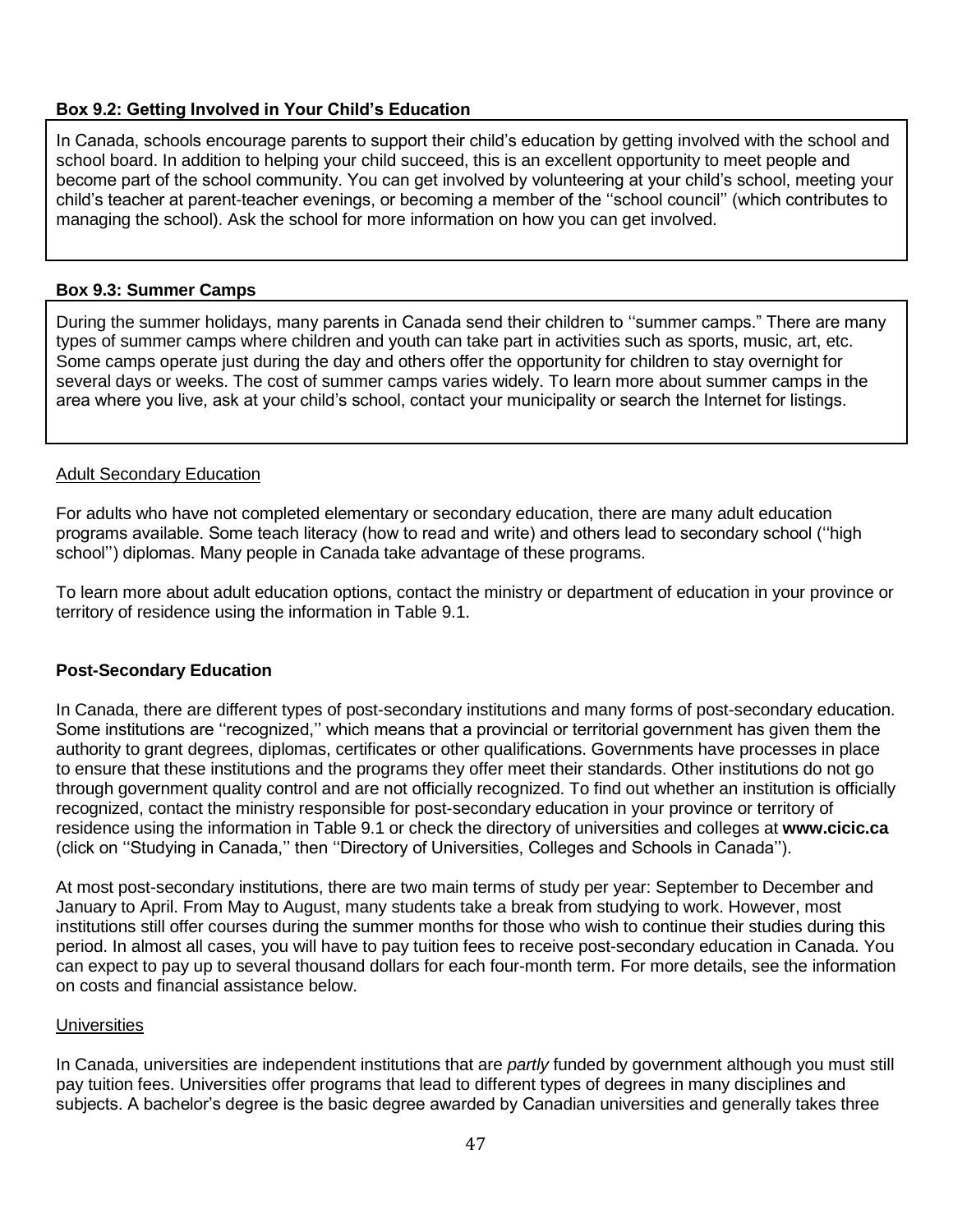**Box 9.2: Getting Involved in Your Child's Education**

In Canada, schools encourage parents to support their child's education by getting involved with the school and school board. In addition to helping your child succeed, this is an excellent opportunity to meet people and become part of the school community. You can get involved by volunteering at your child's school, meeting your child's teacher at parent-teacher evenings, or becoming a member of the ''school council'' (which contributes to managing the school). Ask the school for more information on how you can get involved.

**Box 9.3: Summer Camps**

During the summer holidays, many parents in Canada send their children to ''summer camps." There are many types of summer camps where children and youth can take part in activities such as sports, music, art, etc. Some camps operate just during the day and others offer the opportunity for children to stay overnight for several days or weeks. The cost of summer camps varies widely. To learn more about summer camps in the area where you live, ask at your child's school, contact your municipality or search the Internet for listings.

### Adult Secondary Education

For adults who have not completed elementary or secondary education, there are many adult education programs available. Some teach literacy (how to read and write) and others lead to secondary school (''high school'') diplomas. Many people in Canada take advantage of these programs.

To learn more about adult education options, contact the ministry or department of education in your province or territory of residence using the information in Table 9.1.

## Post-Secondary Education

In Canada, there are different types of post-secondary institutions and many forms of post-secondary education. Some institutions are ''recognized,'' which means that a provincial or territorial government has given them the authority to grant degrees, diplomas, certificates or other qualifications. Governments have processes in place to ensure that these institutions and the programs they offer meet their standards. Other institutions do not go through government quality control and are not officially recognized. To find out whether an institution is officially recognized, contact the ministry responsible for post-secondary education in your province or territory of residence using the information in Table 9.1 or check the directory of universities and colleges at **www.cicic.ca** (click on ''Studying in Canada,'' then ''Directory of Universities, Colleges and Schools in Canada'').

At most post-secondary institutions, there are two main terms of study per year: September to December and January to April. From May to August, many students take a break from studying to work. However, most institutions still offer courses during the summer months for those who wish to continue their studies during this period. In almost all cases, you will have to pay tuition fees to receive post-secondary education in Canada. You can expect to pay up to several thousand dollars for each four-month term. For more details, see the information on costs and financial assistance below.

### Universities

In Canada, universities are independent institutions that are *partly* funded by government although you must still pay tuition fees. Universities offer programs that lead to different types of degrees in many disciplines and subjects. A bachelor's degree is the basic degree awarded by Canadian universities and generally takes three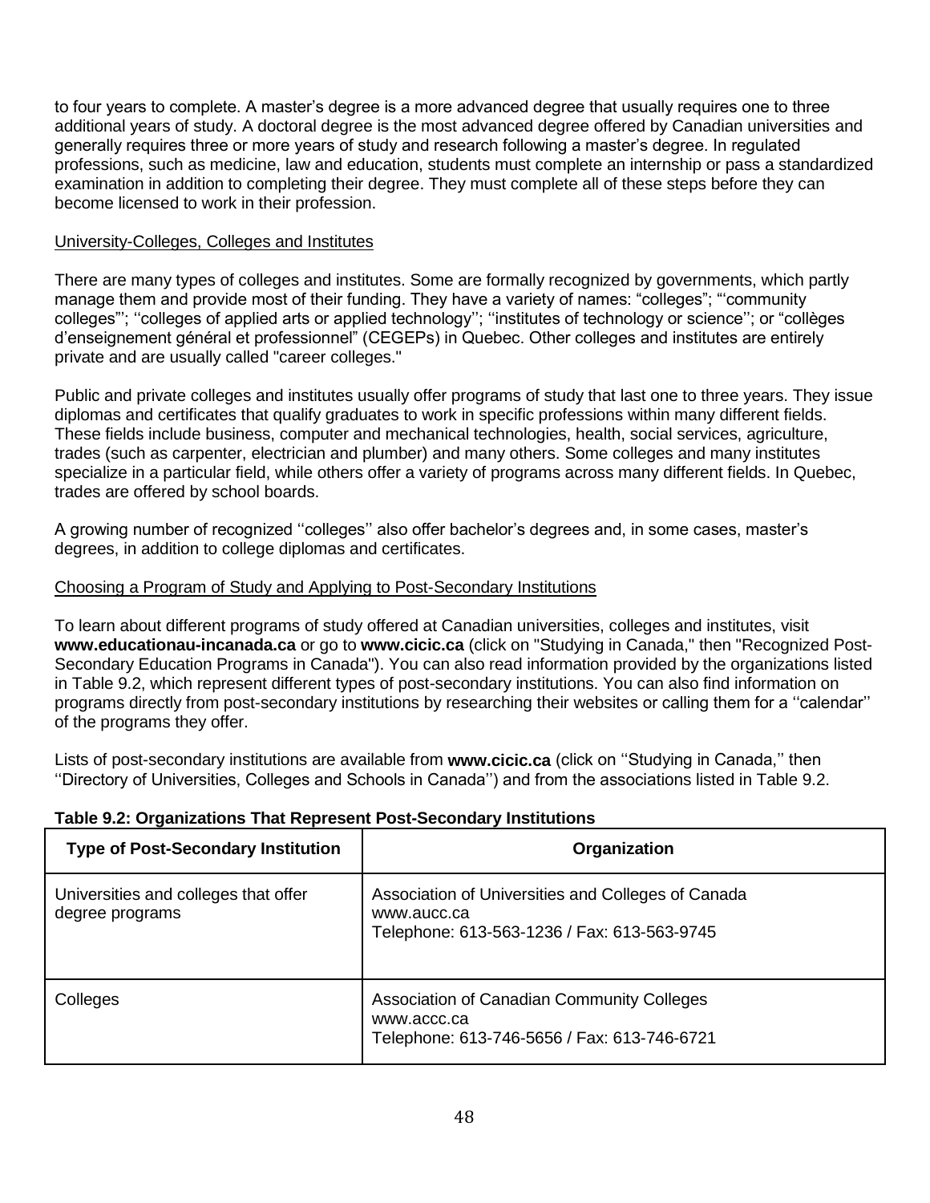to four years to complete. A master's degree is a more advanced degree that usually requires one to three additional years of study. A doctoral degree is the most advanced degree offered by Canadian universities and generally requires three or more years of study and research following a master's degree. In regulated professions, such as medicine, law and education, students must complete an internship or pass a standardized examination in addition to completing their degree. They must complete all of these steps before they can become licensed to work in their profession.

University-Colleges, Colleges and Institutes

There are many types of colleges and institutes. Some are formally recognized by governments, which partly manage them and provide most of their funding. They have a variety of names: "colleges"; "'community colleges"'; ''colleges of applied arts or applied technology''; ''institutes of technology or science''; or "collèges d'enseignement général et professionnel" (CEGEPs) in Quebec. Other colleges and institutes are entirely private and are usually called "career colleges."

Public and private colleges and institutes usually offer programs of study that last one to three years. They issue diplomas and certificates that qualify graduates to work in specific professions within many different fields. These fields include business, computer and mechanical technologies, health, social services, agriculture, trades (such as carpenter, electrician and plumber) and many others. Some colleges and many institutes specialize in a particular field, while others offer a variety of programs across many different fields. In Quebec, trades are offered by school boards.

A growing number of recognized ''colleges'' also offer bachelor's degrees and, in some cases, master's degrees, in addition to college diplomas and certificates.

Choosing a Program of Study and Applying to Post-Secondary Institutions

To learn about different programs of study offered at Canadian universities, colleges and institutes, visit **www.educationau-incanada.ca** or go to **www.cicic.ca** (click on "Studying in Canada," then "Recognized Post-Secondary Education Programs in Canada"). You can also read information provided by the organizations listed in Table 9.2, which represent different types of post-secondary institutions. You can also find information on programs directly from post-secondary institutions by researching their websites or calling them for a ''calendar'' of the programs they offer.

Lists of post-secondary institutions are available from **www.cicic.ca** (click on ''Studying in Canada,'' then ''Directory of Universities, Colleges and Schools in Canada'') and from the associations listed in Table 9.2.

**Table 9.2: Organizations That Represent Post-Secondary Institutions**

| Type of Post-Secondary Institution | Organization |
|---|---|
| Universities and colleges that offer degree programs | Association of Universities and Colleges of Canada<br>www.aucc.ca<br>Telephone: 613-563-1236 / Fax: 613-563-9745 |
| Colleges | Association of Canadian Community Colleges<br>www.accc.ca<br>Telephone: 613-746-5656 / Fax: 613-746-6721 |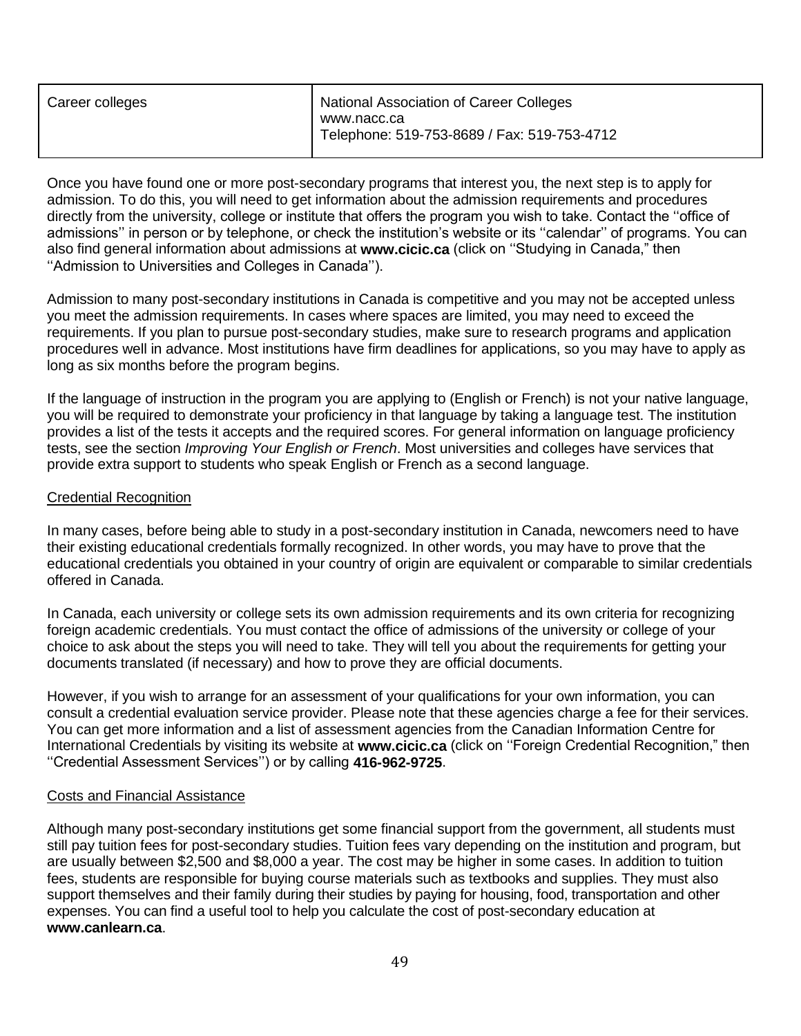| Career colleges | National Association of Career Colleges<br>www.nacc.ca<br>Telephone: 519-753-8689 / Fax: 519-753-4712 |
| --- | --- |

Once you have found one or more post-secondary programs that interest you, the next step is to apply for admission. To do this, you will need to get information about the admission requirements and procedures directly from the university, college or institute that offers the program you wish to take. Contact the ''office of admissions'' in person or by telephone, or check the institution's website or its ''calendar'' of programs. You can also find general information about admissions at **www.cicic.ca** (click on ''Studying in Canada," then ''Admission to Universities and Colleges in Canada'').

Admission to many post-secondary institutions in Canada is competitive and you may not be accepted unless you meet the admission requirements. In cases where spaces are limited, you may need to exceed the requirements. If you plan to pursue post-secondary studies, make sure to research programs and application procedures well in advance. Most institutions have firm deadlines for applications, so you may have to apply as long as six months before the program begins.

If the language of instruction in the program you are applying to (English or French) is not your native language, you will be required to demonstrate your proficiency in that language by taking a language test. The institution provides a list of the tests it accepts and the required scores. For general information on language proficiency tests, see the section *Improving Your English or French*. Most universities and colleges have services that provide extra support to students who speak English or French as a second language.

## Credential Recognition

In many cases, before being able to study in a post-secondary institution in Canada, newcomers need to have their existing educational credentials formally recognized. In other words, you may have to prove that the educational credentials you obtained in your country of origin are equivalent or comparable to similar credentials offered in Canada.

In Canada, each university or college sets its own admission requirements and its own criteria for recognizing foreign academic credentials. You must contact the office of admissions of the university or college of your choice to ask about the steps you will need to take. They will tell you about the requirements for getting your documents translated (if necessary) and how to prove they are official documents.

However, if you wish to arrange for an assessment of your qualifications for your own information, you can consult a credential evaluation service provider. Please note that these agencies charge a fee for their services. You can get more information and a list of assessment agencies from the Canadian Information Centre for International Credentials by visiting its website at **www.cicic.ca** (click on ''Foreign Credential Recognition," then ''Credential Assessment Services'') or by calling **416-962-9725**.

## Costs and Financial Assistance

Although many post-secondary institutions get some financial support from the government, all students must still pay tuition fees for post-secondary studies. Tuition fees vary depending on the institution and program, but are usually between $2,500 and $8,000 a year. The cost may be higher in some cases. In addition to tuition fees, students are responsible for buying course materials such as textbooks and supplies. They must also support themselves and their family during their studies by paying for housing, food, transportation and other expenses. You can find a useful tool to help you calculate the cost of post-secondary education at **www.canlearn.ca**.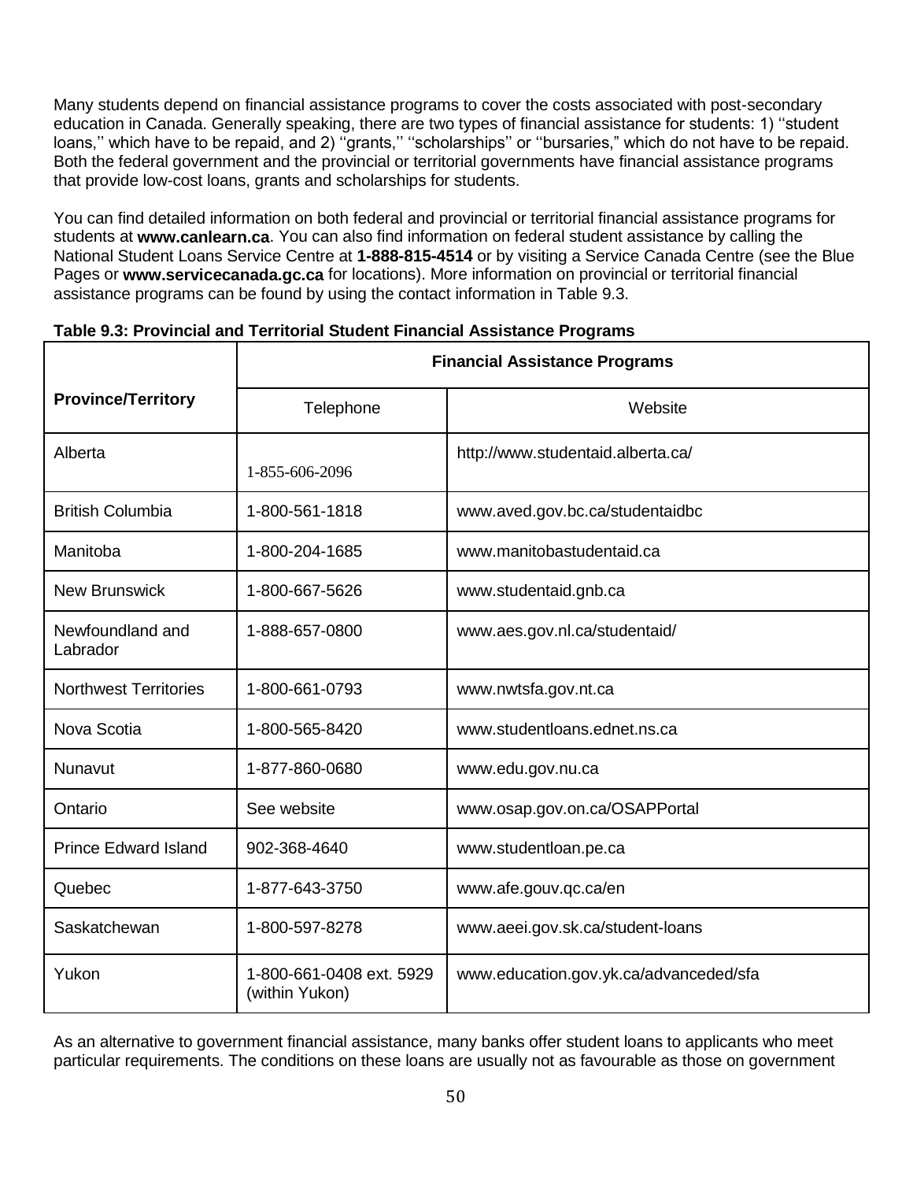Many students depend on financial assistance programs to cover the costs associated with post-secondary education in Canada. Generally speaking, there are two types of financial assistance for students: 1) ''student loans,'' which have to be repaid, and 2) ''grants,'' ''scholarships'' or ''bursaries," which do not have to be repaid. Both the federal government and the provincial or territorial governments have financial assistance programs that provide low-cost loans, grants and scholarships for students.

You can find detailed information on both federal and provincial or territorial financial assistance programs for students at **www.canlearn.ca**. You can also find information on federal student assistance by calling the National Student Loans Service Centre at **1-888-815-4514** or by visiting a Service Canada Centre (see the Blue Pages or **www.servicecanada.gc.ca** for locations). More information on provincial or territorial financial assistance programs can be found by using the contact information in Table 9.3.

**Table 9.3: Provincial and Territorial Student Financial Assistance Programs**

| Province/Territory | Financial Assistance Programs | |
|---|---|---|
| | Telephone | Website |
| Alberta | 1-855-606-2096 | http://www.studentaid.alberta.ca/ |
| British Columbia | 1-800-561-1818 | www.aved.gov.bc.ca/studentaidbc |
| Manitoba | 1-800-204-1685 | www.manitobastudentaid.ca |
| New Brunswick | 1-800-667-5626 | www.studentaid.gnb.ca |
| Newfoundland and Labrador | 1-888-657-0800 | www.aes.gov.nl.ca/studentaid/ |
| Northwest Territories | 1-800-661-0793 | www.nwtsfa.gov.nt.ca |
| Nova Scotia | 1-800-565-8420 | www.studentloans.ednet.ns.ca |
| Nunavut | 1-877-860-0680 | www.edu.gov.nu.ca |
| Ontario | See website | www.osap.gov.on.ca/OSAPPortal |
| Prince Edward Island | 902-368-4640 | www.studentloan.pe.ca |
| Quebec | 1-877-643-3750 | www.afe.gouv.qc.ca/en |
| Saskatchewan | 1-800-597-8278 | www.aeei.gov.sk.ca/student-loans |
| Yukon | 1-800-661-0408 ext. 5929 (within Yukon) | www.education.gov.yk.ca/advanceded/sfa |

As an alternative to government financial assistance, many banks offer student loans to applicants who meet particular requirements. The conditions on these loans are usually not as favourable as those on government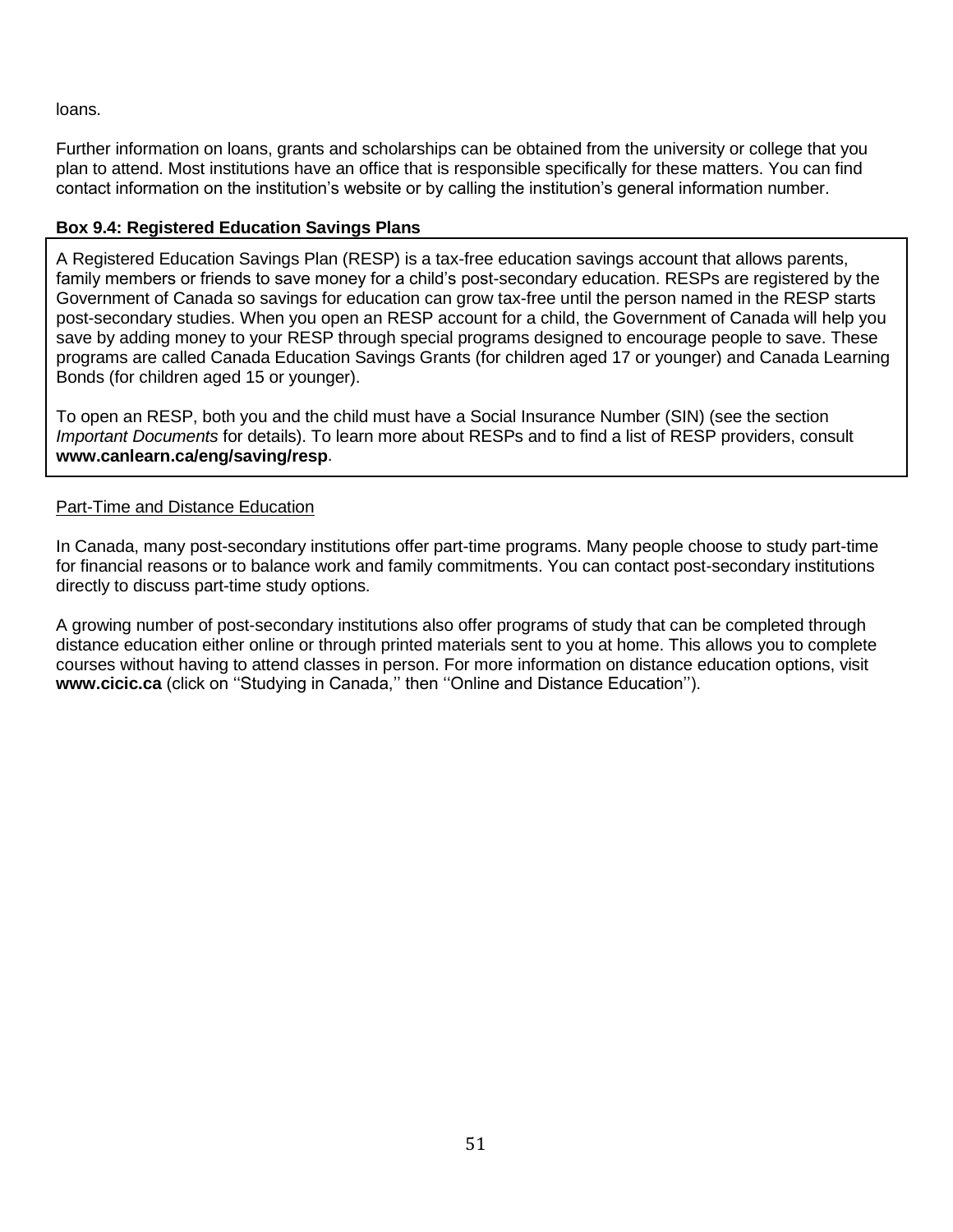loans.

Further information on loans, grants and scholarships can be obtained from the university or college that you plan to attend. Most institutions have an office that is responsible specifically for these matters. You can find contact information on the institution's website or by calling the institution's general information number.

**Box 9.4: Registered Education Savings Plans**

A Registered Education Savings Plan (RESP) is a tax-free education savings account that allows parents, family members or friends to save money for a child's post-secondary education. RESPs are registered by the Government of Canada so savings for education can grow tax-free until the person named in the RESP starts post-secondary studies. When you open an RESP account for a child, the Government of Canada will help you save by adding money to your RESP through special programs designed to encourage people to save. These programs are called Canada Education Savings Grants (for children aged 17 or younger) and Canada Learning Bonds (for children aged 15 or younger).

To open an RESP, both you and the child must have a Social Insurance Number (SIN) (see the section *Important Documents* for details). To learn more about RESPs and to find a list of RESP providers, consult **www.canlearn.ca/eng/saving/resp**.

Part-Time and Distance Education

In Canada, many post-secondary institutions offer part-time programs. Many people choose to study part-time for financial reasons or to balance work and family commitments. You can contact post-secondary institutions directly to discuss part-time study options.

A growing number of post-secondary institutions also offer programs of study that can be completed through distance education either online or through printed materials sent to you at home. This allows you to complete courses without having to attend classes in person. For more information on distance education options, visit **www.cicic.ca** (click on ''Studying in Canada,'' then ''Online and Distance Education'').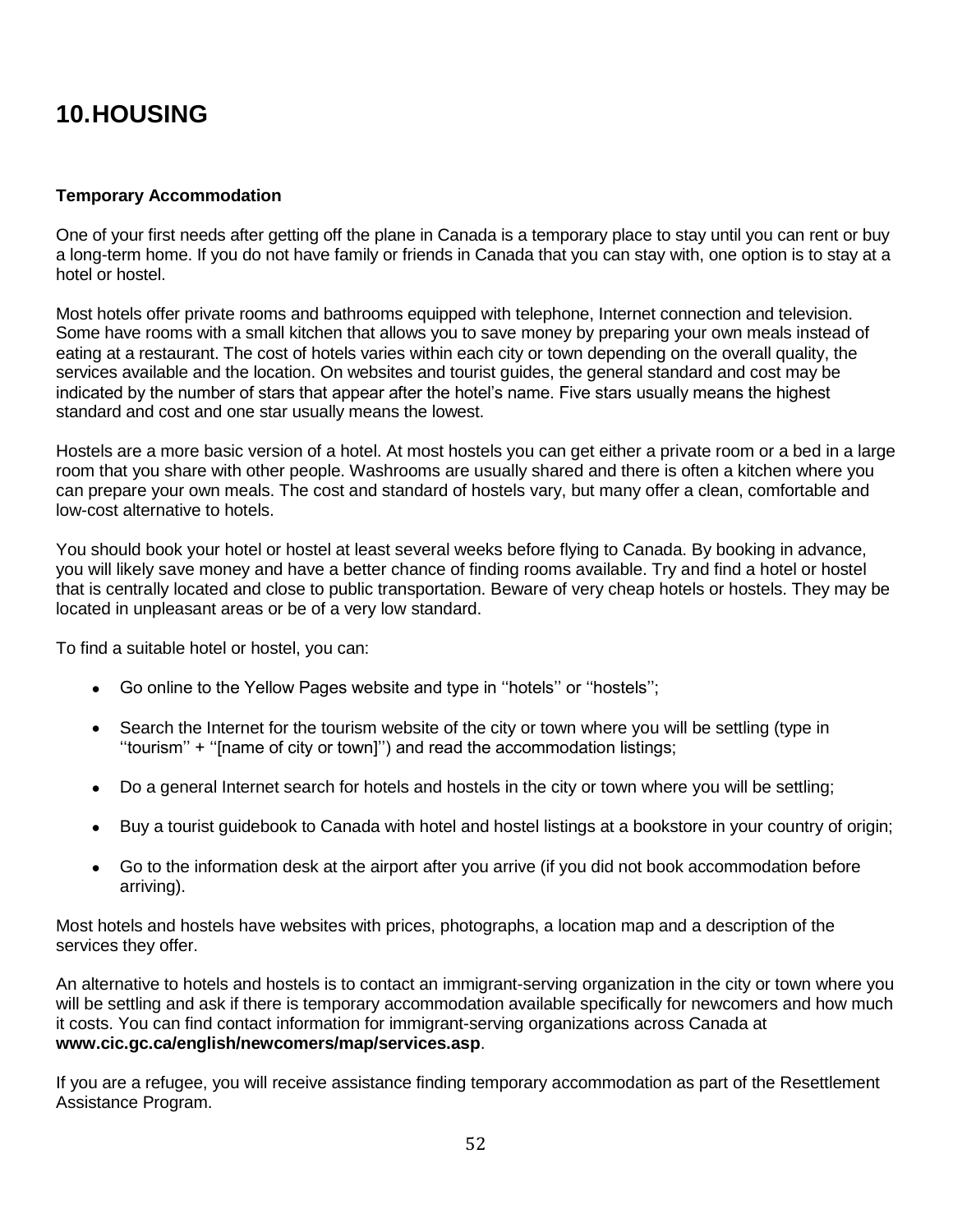# 10. HOUSING

### Temporary Accommodation

One of your first needs after getting off the plane in Canada is a temporary place to stay until you can rent or buy a long-term home. If you do not have family or friends in Canada that you can stay with, one option is to stay at a hotel or hostel.

Most hotels offer private rooms and bathrooms equipped with telephone, Internet connection and television. Some have rooms with a small kitchen that allows you to save money by preparing your own meals instead of eating at a restaurant. The cost of hotels varies within each city or town depending on the overall quality, the services available and the location. On websites and tourist guides, the general standard and cost may be indicated by the number of stars that appear after the hotel's name. Five stars usually means the highest standard and cost and one star usually means the lowest.

Hostels are a more basic version of a hotel. At most hostels you can get either a private room or a bed in a large room that you share with other people. Washrooms are usually shared and there is often a kitchen where you can prepare your own meals. The cost and standard of hostels vary, but many offer a clean, comfortable and low-cost alternative to hotels.

You should book your hotel or hostel at least several weeks before flying to Canada. By booking in advance, you will likely save money and have a better chance of finding rooms available. Try and find a hotel or hostel that is centrally located and close to public transportation. Beware of very cheap hotels or hostels. They may be located in unpleasant areas or be of a very low standard.

To find a suitable hotel or hostel, you can:

- Go online to the Yellow Pages website and type in ''hotels'' or ''hostels'';
- Search the Internet for the tourism website of the city or town where you will be settling (type in ''tourism'' + ''[name of city or town]'') and read the accommodation listings;
- Do a general Internet search for hotels and hostels in the city or town where you will be settling;
- Buy a tourist guidebook to Canada with hotel and hostel listings at a bookstore in your country of origin;
- Go to the information desk at the airport after you arrive (if you did not book accommodation before arriving).

Most hotels and hostels have websites with prices, photographs, a location map and a description of the services they offer.

An alternative to hotels and hostels is to contact an immigrant-serving organization in the city or town where you will be settling and ask if there is temporary accommodation available specifically for newcomers and how much it costs. You can find contact information for immigrant-serving organizations across Canada at **www.cic.gc.ca/english/newcomers/map/services.asp**.

If you are a refugee, you will receive assistance finding temporary accommodation as part of the Resettlement Assistance Program.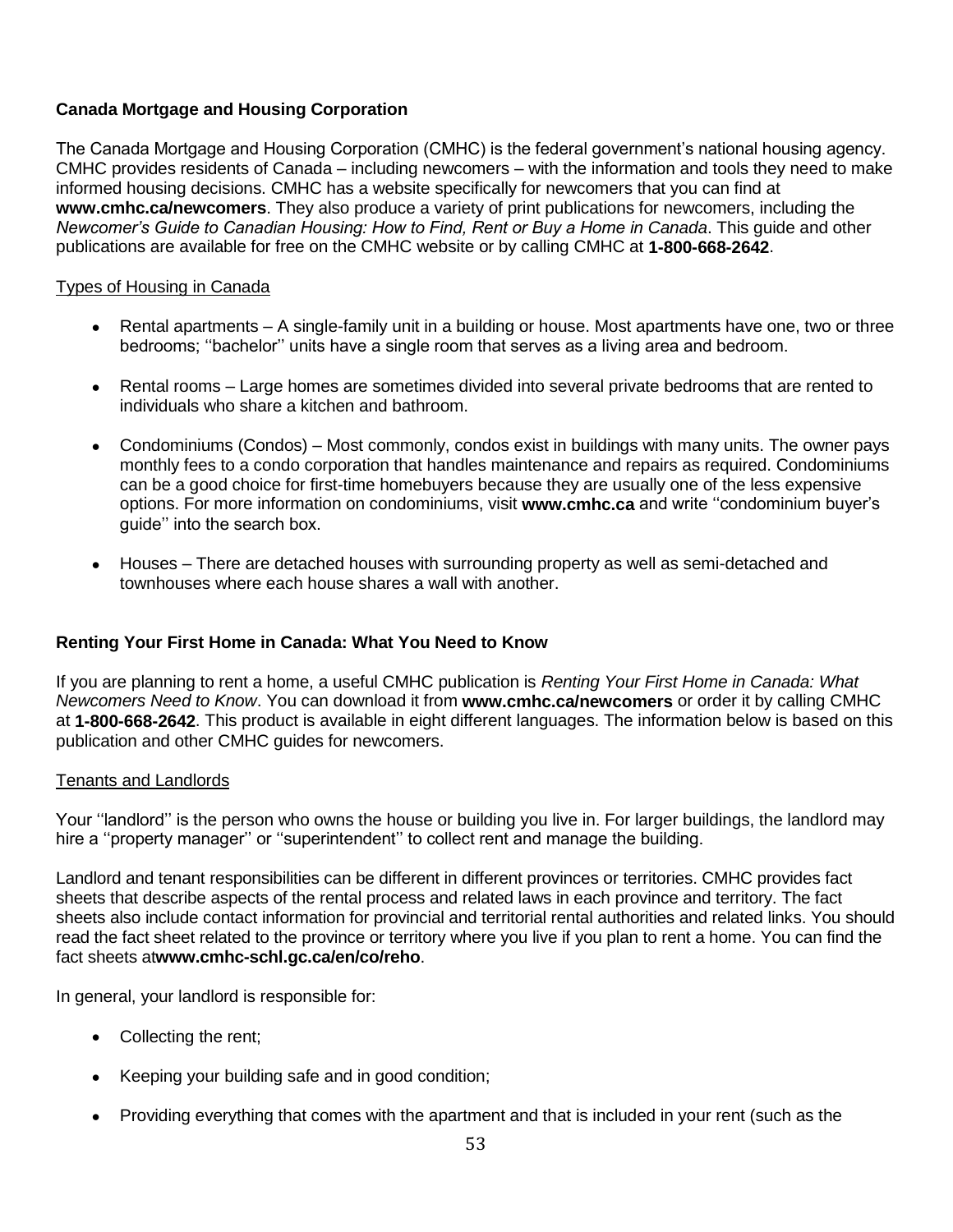**Canada Mortgage and Housing Corporation**

The Canada Mortgage and Housing Corporation (CMHC) is the federal government's national housing agency. CMHC provides residents of Canada – including newcomers – with the information and tools they need to make informed housing decisions. CMHC has a website specifically for newcomers that you can find at **www.cmhc.ca/newcomers**. They also produce a variety of print publications for newcomers, including the *Newcomer's Guide to Canadian Housing: How to Find, Rent or Buy a Home in Canada*. This guide and other publications are available for free on the CMHC website or by calling CMHC at **1-800-668-2642**.

Types of Housing in Canada

- Rental apartments – A single-family unit in a building or house. Most apartments have one, two or three bedrooms; ''bachelor'' units have a single room that serves as a living area and bedroom.
- Rental rooms – Large homes are sometimes divided into several private bedrooms that are rented to individuals who share a kitchen and bathroom.
- Condominiums (Condos) – Most commonly, condos exist in buildings with many units. The owner pays monthly fees to a condo corporation that handles maintenance and repairs as required. Condominiums can be a good choice for first-time homebuyers because they are usually one of the less expensive options. For more information on condominiums, visit **www.cmhc.ca** and write ''condominium buyer's guide'' into the search box.
- Houses – There are detached houses with surrounding property as well as semi-detached and townhouses where each house shares a wall with another.

**Renting Your First Home in Canada: What You Need to Know**

If you are planning to rent a home, a useful CMHC publication is *Renting Your First Home in Canada: What Newcomers Need to Know*. You can download it from **www.cmhc.ca/newcomers** or order it by calling CMHC at **1-800-668-2642**. This product is available in eight different languages. The information below is based on this publication and other CMHC guides for newcomers.

Tenants and Landlords

Your ''landlord'' is the person who owns the house or building you live in. For larger buildings, the landlord may hire a ''property manager'' or ''superintendent'' to collect rent and manage the building.

Landlord and tenant responsibilities can be different in different provinces or territories. CMHC provides fact sheets that describe aspects of the rental process and related laws in each province and territory. The fact sheets also include contact information for provincial and territorial rental authorities and related links. You should read the fact sheet related to the province or territory where you live if you plan to rent a home. You can find the fact sheets at**www.cmhc-schl.gc.ca/en/co/reho**.

In general, your landlord is responsible for:

- Collecting the rent;
- Keeping your building safe and in good condition;
- Providing everything that comes with the apartment and that is included in your rent (such as the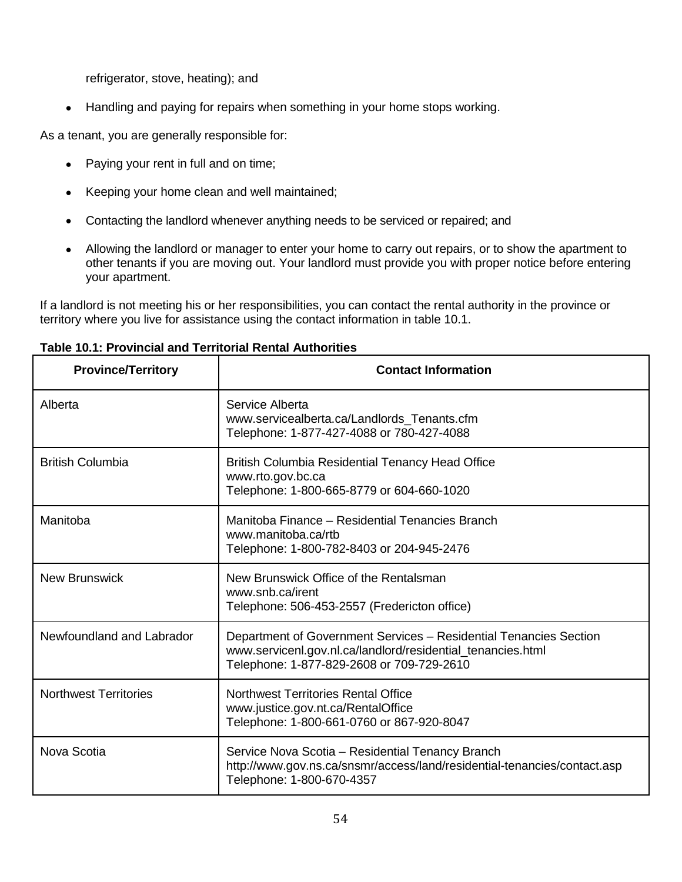refrigerator, stove, heating); and

- Handling and paying for repairs when something in your home stops working.

As a tenant, you are generally responsible for:

- Paying your rent in full and on time;
- Keeping your home clean and well maintained;
- Contacting the landlord whenever anything needs to be serviced or repaired; and
- Allowing the landlord or manager to enter your home to carry out repairs, or to show the apartment to other tenants if you are moving out. Your landlord must provide you with proper notice before entering your apartment.

If a landlord is not meeting his or her responsibilities, you can contact the rental authority in the province or territory where you live for assistance using the contact information in table 10.1.

**Table 10.1: Provincial and Territorial Rental Authorities**

| Province/Territory | Contact Information |
| --- | --- |
| Alberta | Service Alberta<br>www.servicealberta.ca/Landlords_Tenants.cfm<br>Telephone: 1-877-427-4088 or 780-427-4088 |
| British Columbia | British Columbia Residential Tenancy Head Office<br>www.rto.gov.bc.ca<br>Telephone: 1-800-665-8779 or 604-660-1020 |
| Manitoba | Manitoba Finance – Residential Tenancies Branch<br>www.manitoba.ca/rtb<br>Telephone: 1-800-782-8403 or 204-945-2476 |
| New Brunswick | New Brunswick Office of the Rentalsman<br>www.snb.ca/irent<br>Telephone: 506-453-2557 (Fredericton office) |
| Newfoundland and Labrador | Department of Government Services – Residential Tenancies Section<br>www.servicenl.gov.nl.ca/landlord/residential_tenancies.html<br>Telephone: 1-877-829-2608 or 709-729-2610 |
| Northwest Territories | Northwest Territories Rental Office<br>www.justice.gov.nt.ca/RentalOffice<br>Telephone: 1-800-661-0760 or 867-920-8047 |
| Nova Scotia | Service Nova Scotia – Residential Tenancy Branch<br>http://www.gov.ns.ca/snsmr/access/land/residential-tenancies/contact.asp<br>Telephone: 1-800-670-4357 |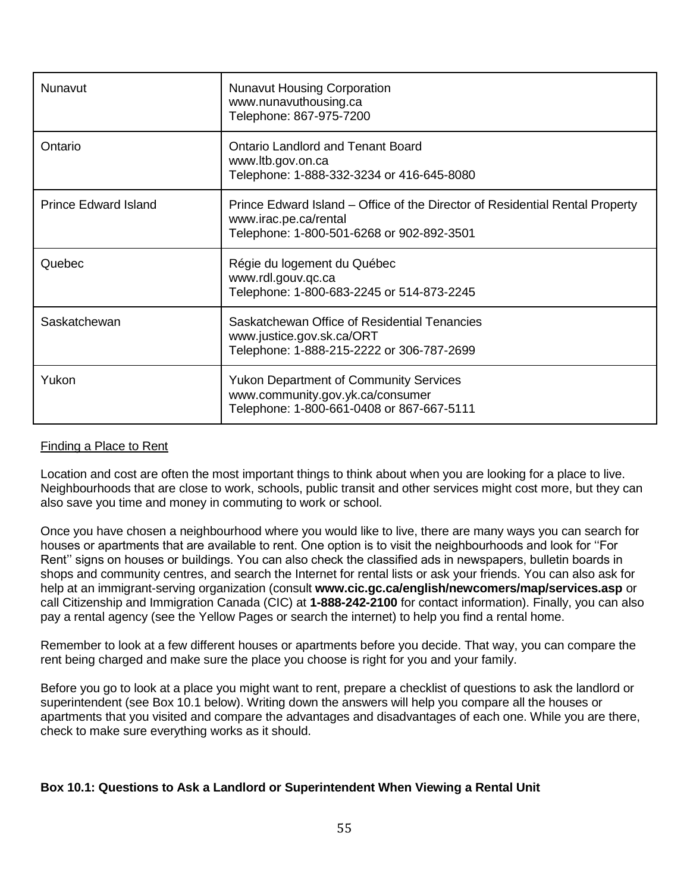| Nunavut | Nunavut Housing Corporation<br>www.nunavuthousing.ca<br>Telephone: 867-975-7200 |
|---|---|
| Ontario | Ontario Landlord and Tenant Board<br>www.ltb.gov.on.ca<br>Telephone: 1-888-332-3234 or 416-645-8080 |
| Prince Edward Island | Prince Edward Island – Office of the Director of Residential Rental Property<br>www.irac.pe.ca/rental<br>Telephone: 1-800-501-6268 or 902-892-3501 |
| Quebec | Régie du logement du Québec<br>www.rdl.gouv.qc.ca<br>Telephone: 1-800-683-2245 or 514-873-2245 |
| Saskatchewan | Saskatchewan Office of Residential Tenancies<br>www.justice.gov.sk.ca/ORT<br>Telephone: 1-888-215-2222 or 306-787-2699 |
| Yukon | Yukon Department of Community Services<br>www.community.gov.yk.ca/consumer<br>Telephone: 1-800-661-0408 or 867-667-5111 |

## Finding a Place to Rent

Location and cost are often the most important things to think about when you are looking for a place to live. Neighbourhoods that are close to work, schools, public transit and other services might cost more, but they can also save you time and money in commuting to work or school.

Once you have chosen a neighbourhood where you would like to live, there are many ways you can search for houses or apartments that are available to rent. One option is to visit the neighbourhoods and look for ''For Rent'' signs on houses or buildings. You can also check the classified ads in newspapers, bulletin boards in shops and community centres, and search the Internet for rental lists or ask your friends. You can also ask for help at an immigrant-serving organization (consult **www.cic.gc.ca/english/newcomers/map/services.asp** or call Citizenship and Immigration Canada (CIC) at **1-888-242-2100** for contact information). Finally, you can also pay a rental agency (see the Yellow Pages or search the internet) to help you find a rental home.

Remember to look at a few different houses or apartments before you decide. That way, you can compare the rent being charged and make sure the place you choose is right for you and your family.

Before you go to look at a place you might want to rent, prepare a checklist of questions to ask the landlord or superintendent (see Box 10.1 below). Writing down the answers will help you compare all the houses or apartments that you visited and compare the advantages and disadvantages of each one. While you are there, check to make sure everything works as it should.

**Box 10.1: Questions to Ask a Landlord or Superintendent When Viewing a Rental Unit**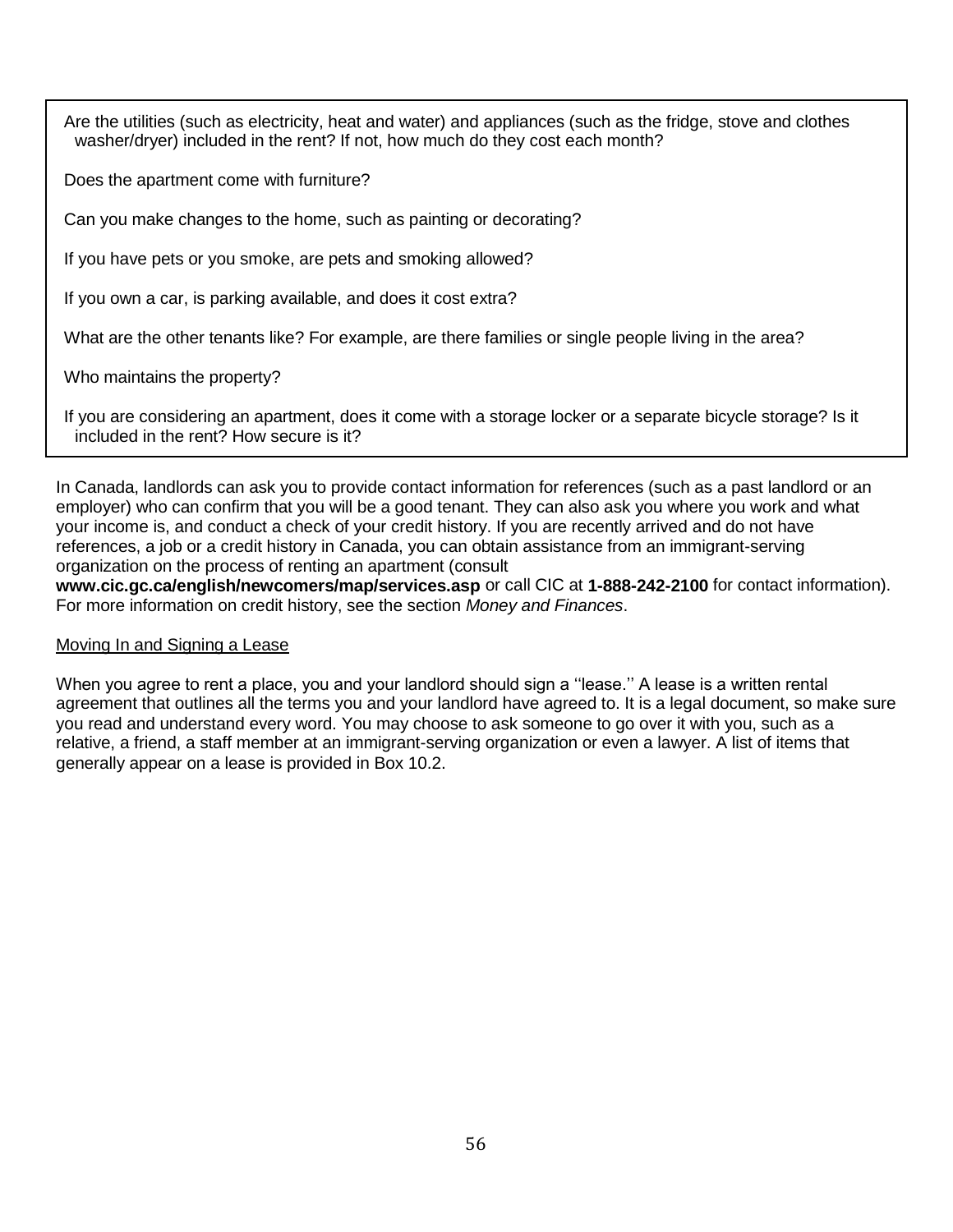- Are the utilities (such as electricity, heat and water) and appliances (such as the fridge, stove and clothes washer/dryer) included in the rent? If not, how much do they cost each month?
- Does the apartment come with furniture?
- Can you make changes to the home, such as painting or decorating?
- If you have pets or you smoke, are pets and smoking allowed?
- If you own a car, is parking available, and does it cost extra?
- What are the other tenants like? For example, are there families or single people living in the area?
- Who maintains the property?
- If you are considering an apartment, does it come with a storage locker or a separate bicycle storage? Is it included in the rent? How secure is it?

In Canada, landlords can ask you to provide contact information for references (such as a past landlord or an employer) who can confirm that you will be a good tenant. They can also ask you where you work and what your income is, and conduct a check of your credit history. If you are recently arrived and do not have references, a job or a credit history in Canada, you can obtain assistance from an immigrant-serving organization on the process of renting an apartment (consult **www.cic.gc.ca/english/newcomers/map/services.asp** or call CIC at **1-888-242-2100** for contact information). For more information on credit history, see the section *Money and Finances*.

Moving In and Signing a Lease

When you agree to rent a place, you and your landlord should sign a ''lease.'' A lease is a written rental agreement that outlines all the terms you and your landlord have agreed to. It is a legal document, so make sure you read and understand every word. You may choose to ask someone to go over it with you, such as a relative, a friend, a staff member at an immigrant-serving organization or even a lawyer. A list of items that generally appear on a lease is provided in Box 10.2.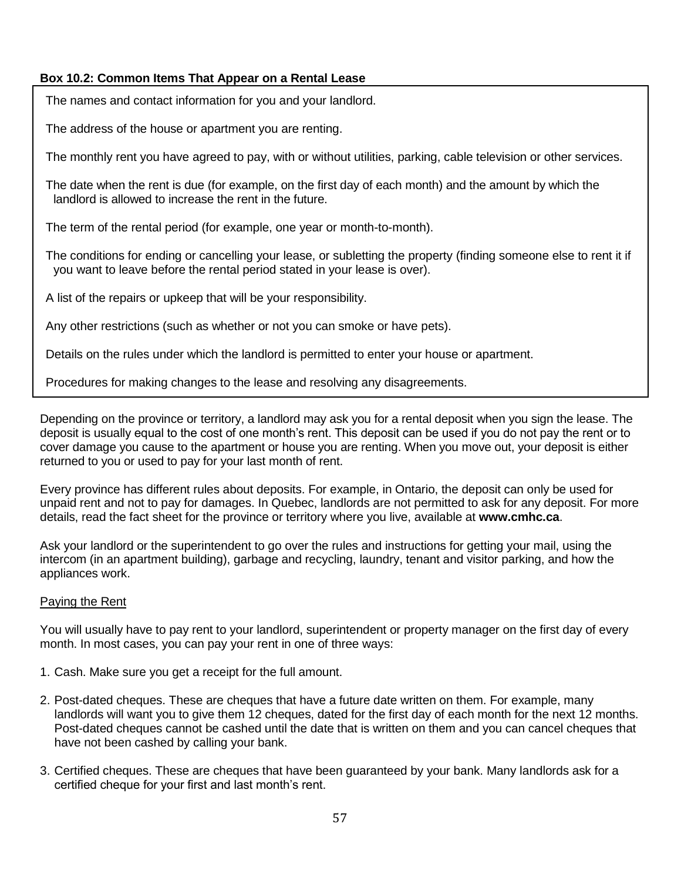**Box 10.2: Common Items That Appear on a Rental Lease**

The names and contact information for you and your landlord.

The address of the house or apartment you are renting.

The monthly rent you have agreed to pay, with or without utilities, parking, cable television or other services.

The date when the rent is due (for example, on the first day of each month) and the amount by which the landlord is allowed to increase the rent in the future.

The term of the rental period (for example, one year or month-to-month).

The conditions for ending or cancelling your lease, or subletting the property (finding someone else to rent it if you want to leave before the rental period stated in your lease is over).

A list of the repairs or upkeep that will be your responsibility.

Any other restrictions (such as whether or not you can smoke or have pets).

Details on the rules under which the landlord is permitted to enter your house or apartment.

Procedures for making changes to the lease and resolving any disagreements.

Depending on the province or territory, a landlord may ask you for a rental deposit when you sign the lease. The deposit is usually equal to the cost of one month's rent. This deposit can be used if you do not pay the rent or to cover damage you cause to the apartment or house you are renting. When you move out, your deposit is either returned to you or used to pay for your last month of rent.

Every province has different rules about deposits. For example, in Ontario, the deposit can only be used for unpaid rent and not to pay for damages. In Quebec, landlords are not permitted to ask for any deposit. For more details, read the fact sheet for the province or territory where you live, available at **www.cmhc.ca**.

Ask your landlord or the superintendent to go over the rules and instructions for getting your mail, using the intercom (in an apartment building), garbage and recycling, laundry, tenant and visitor parking, and how the appliances work.

Paying the Rent

You will usually have to pay rent to your landlord, superintendent or property manager on the first day of every month. In most cases, you can pay your rent in one of three ways:

1. Cash. Make sure you get a receipt for the full amount.
2. Post-dated cheques. These are cheques that have a future date written on them. For example, many landlords will want you to give them 12 cheques, dated for the first day of each month for the next 12 months. Post-dated cheques cannot be cashed until the date that is written on them and you can cancel cheques that have not been cashed by calling your bank.
3. Certified cheques. These are cheques that have been guaranteed by your bank. Many landlords ask for a certified cheque for your first and last month's rent.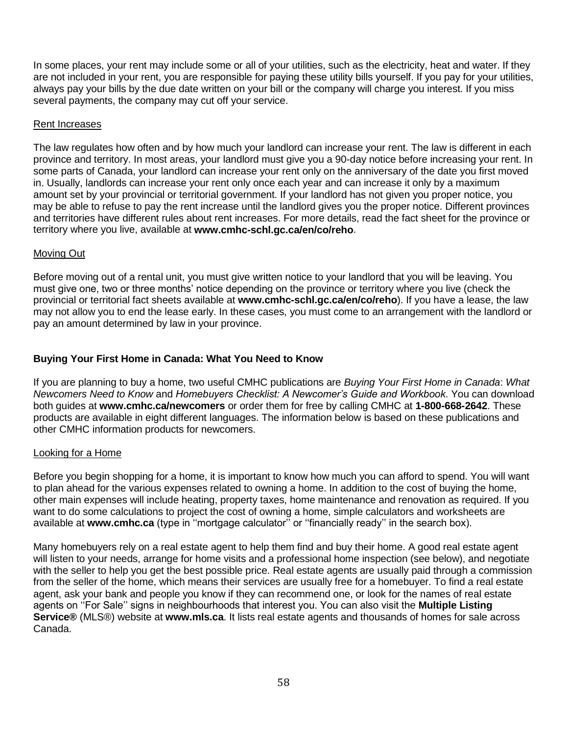In some places, your rent may include some or all of your utilities, such as the electricity, heat and water. If they are not included in your rent, you are responsible for paying these utility bills yourself. If you pay for your utilities, always pay your bills by the due date written on your bill or the company will charge you interest. If you miss several payments, the company may cut off your service.

### Rent Increases

The law regulates how often and by how much your landlord can increase your rent. The law is different in each province and territory. In most areas, your landlord must give you a 90-day notice before increasing your rent. In some parts of Canada, your landlord can increase your rent only on the anniversary of the date you first moved in. Usually, landlords can increase your rent only once each year and can increase it only by a maximum amount set by your provincial or territorial government. If your landlord has not given you proper notice, you may be able to refuse to pay the rent increase until the landlord gives you the proper notice. Different provinces and territories have different rules about rent increases. For more details, read the fact sheet for the province or territory where you live, available at **www.cmhc-schl.gc.ca/en/co/reho**.

### Moving Out

Before moving out of a rental unit, you must give written notice to your landlord that you will be leaving. You must give one, two or three months' notice depending on the province or territory where you live (check the provincial or territorial fact sheets available at **www.cmhc-schl.gc.ca/en/co/reho**). If you have a lease, the law may not allow you to end the lease early. In these cases, you must come to an arrangement with the landlord or pay an amount determined by law in your province.

## Buying Your First Home in Canada: What You Need to Know

If you are planning to buy a home, two useful CMHC publications are *Buying Your First Home in Canada*: *What Newcomers Need to Know* and *Homebuyers Checklist: A Newcomer's Guide and Workbook*. You can download both guides at **www.cmhc.ca/newcomers** or order them for free by calling CMHC at **1-800-668-2642**. These products are available in eight different languages. The information below is based on these publications and other CMHC information products for newcomers.

### Looking for a Home

Before you begin shopping for a home, it is important to know how much you can afford to spend. You will want to plan ahead for the various expenses related to owning a home. In addition to the cost of buying the home, other main expenses will include heating, property taxes, home maintenance and renovation as required. If you want to do some calculations to project the cost of owning a home, simple calculators and worksheets are available at **www.cmhc.ca** (type in ''mortgage calculator'' or ''financially ready'' in the search box).

Many homebuyers rely on a real estate agent to help them find and buy their home. A good real estate agent will listen to your needs, arrange for home visits and a professional home inspection (see below), and negotiate with the seller to help you get the best possible price. Real estate agents are usually paid through a commission from the seller of the home, which means their services are usually free for a homebuyer. To find a real estate agent, ask your bank and people you know if they can recommend one, or look for the names of real estate agents on ''For Sale'' signs in neighbourhoods that interest you. You can also visit the **Multiple Listing Service®** (MLS®) website at **www.mls.ca**. It lists real estate agents and thousands of homes for sale across Canada.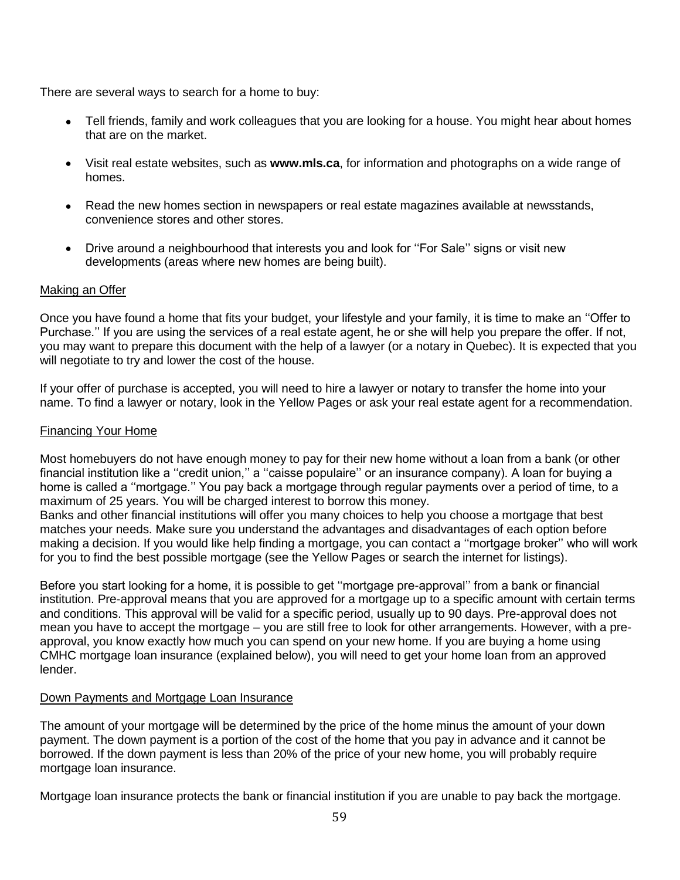There are several ways to search for a home to buy:

- Tell friends, family and work colleagues that you are looking for a house. You might hear about homes that are on the market.
- Visit real estate websites, such as **www.mls.ca**, for information and photographs on a wide range of homes.
- Read the new homes section in newspapers or real estate magazines available at newsstands, convenience stores and other stores.
- Drive around a neighbourhood that interests you and look for ''For Sale'' signs or visit new developments (areas where new homes are being built).

## Making an Offer

Once you have found a home that fits your budget, your lifestyle and your family, it is time to make an ''Offer to Purchase.'' If you are using the services of a real estate agent, he or she will help you prepare the offer. If not, you may want to prepare this document with the help of a lawyer (or a notary in Quebec). It is expected that you will negotiate to try and lower the cost of the house.

If your offer of purchase is accepted, you will need to hire a lawyer or notary to transfer the home into your name. To find a lawyer or notary, look in the Yellow Pages or ask your real estate agent for a recommendation.

## Financing Your Home

Most homebuyers do not have enough money to pay for their new home without a loan from a bank (or other financial institution like a ''credit union,'' a ''caisse populaire'' or an insurance company). A loan for buying a home is called a ''mortgage.'' You pay back a mortgage through regular payments over a period of time, to a maximum of 25 years. You will be charged interest to borrow this money.
Banks and other financial institutions will offer you many choices to help you choose a mortgage that best matches your needs. Make sure you understand the advantages and disadvantages of each option before making a decision. If you would like help finding a mortgage, you can contact a ''mortgage broker'' who will work for you to find the best possible mortgage (see the Yellow Pages or search the internet for listings).

Before you start looking for a home, it is possible to get ''mortgage pre-approval'' from a bank or financial institution. Pre-approval means that you are approved for a mortgage up to a specific amount with certain terms and conditions. This approval will be valid for a specific period, usually up to 90 days. Pre-approval does not mean you have to accept the mortgage – you are still free to look for other arrangements. However, with a pre-approval, you know exactly how much you can spend on your new home. If you are buying a home using CMHC mortgage loan insurance (explained below), you will need to get your home loan from an approved lender.

## Down Payments and Mortgage Loan Insurance

The amount of your mortgage will be determined by the price of the home minus the amount of your down payment. The down payment is a portion of the cost of the home that you pay in advance and it cannot be borrowed. If the down payment is less than 20% of the price of your new home, you will probably require mortgage loan insurance.

Mortgage loan insurance protects the bank or financial institution if you are unable to pay back the mortgage.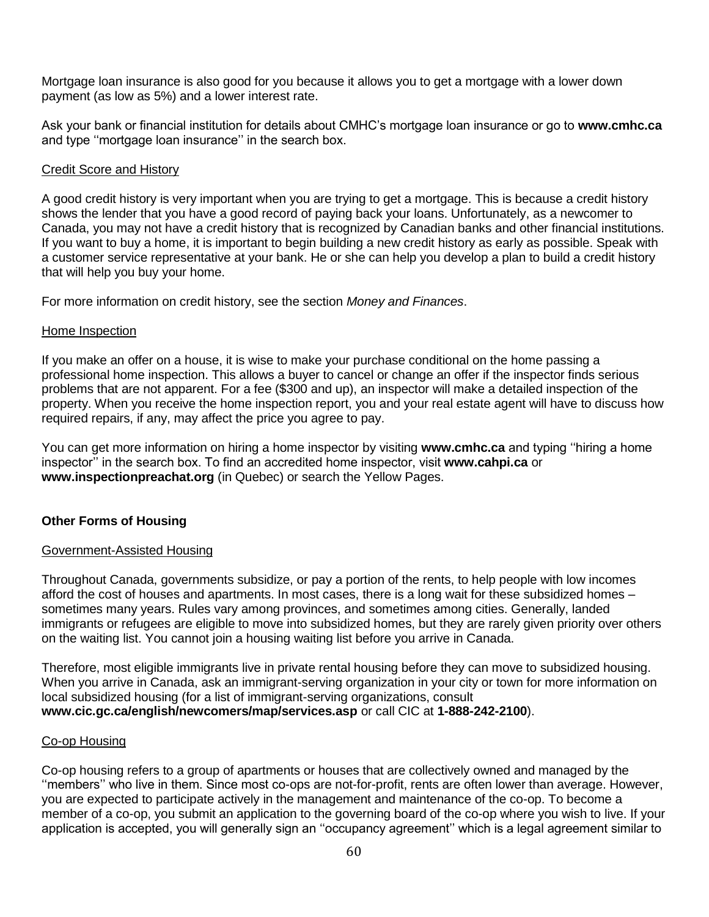Mortgage loan insurance is also good for you because it allows you to get a mortgage with a lower down payment (as low as 5%) and a lower interest rate.

Ask your bank or financial institution for details about CMHC's mortgage loan insurance or go to **www.cmhc.ca** and type ''mortgage loan insurance'' in the search box.

Credit Score and History

A good credit history is very important when you are trying to get a mortgage. This is because a credit history shows the lender that you have a good record of paying back your loans. Unfortunately, as a newcomer to Canada, you may not have a credit history that is recognized by Canadian banks and other financial institutions. If you want to buy a home, it is important to begin building a new credit history as early as possible. Speak with a customer service representative at your bank. He or she can help you develop a plan to build a credit history that will help you buy your home.

For more information on credit history, see the section *Money and Finances*.

Home Inspection

If you make an offer on a house, it is wise to make your purchase conditional on the home passing a professional home inspection. This allows a buyer to cancel or change an offer if the inspector finds serious problems that are not apparent. For a fee ($300 and up), an inspector will make a detailed inspection of the property. When you receive the home inspection report, you and your real estate agent will have to discuss how required repairs, if any, may affect the price you agree to pay.

You can get more information on hiring a home inspector by visiting **www.cmhc.ca** and typing ''hiring a home inspector'' in the search box. To find an accredited home inspector, visit **www.cahpi.ca** or **www.inspectionpreachat.org** (in Quebec) or search the Yellow Pages.

**Other Forms of Housing**

Government-Assisted Housing

Throughout Canada, governments subsidize, or pay a portion of the rents, to help people with low incomes afford the cost of houses and apartments. In most cases, there is a long wait for these subsidized homes – sometimes many years. Rules vary among provinces, and sometimes among cities. Generally, landed immigrants or refugees are eligible to move into subsidized homes, but they are rarely given priority over others on the waiting list. You cannot join a housing waiting list before you arrive in Canada.

Therefore, most eligible immigrants live in private rental housing before they can move to subsidized housing. When you arrive in Canada, ask an immigrant-serving organization in your city or town for more information on local subsidized housing (for a list of immigrant-serving organizations, consult **www.cic.gc.ca/english/newcomers/map/services.asp** or call CIC at **1-888-242-2100**).

Co-op Housing

Co-op housing refers to a group of apartments or houses that are collectively owned and managed by the ''members'' who live in them. Since most co-ops are not-for-profit, rents are often lower than average. However, you are expected to participate actively in the management and maintenance of the co-op. To become a member of a co-op, you submit an application to the governing board of the co-op where you wish to live. If your application is accepted, you will generally sign an ''occupancy agreement'' which is a legal agreement similar to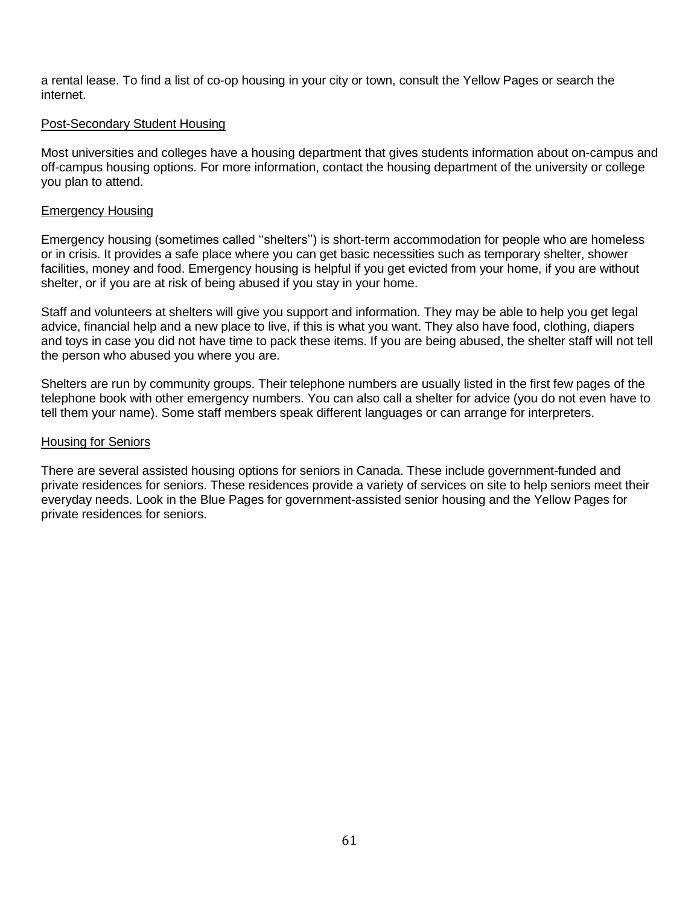a rental lease. To find a list of co-op housing in your city or town, consult the Yellow Pages or search the internet.

### Post-Secondary Student Housing

Most universities and colleges have a housing department that gives students information about on-campus and off-campus housing options. For more information, contact the housing department of the university or college you plan to attend.

### Emergency Housing

Emergency housing (sometimes called ''shelters'') is short-term accommodation for people who are homeless or in crisis. It provides a safe place where you can get basic necessities such as temporary shelter, shower facilities, money and food. Emergency housing is helpful if you get evicted from your home, if you are without shelter, or if you are at risk of being abused if you stay in your home.

Staff and volunteers at shelters will give you support and information. They may be able to help you get legal advice, financial help and a new place to live, if this is what you want. They also have food, clothing, diapers and toys in case you did not have time to pack these items. If you are being abused, the shelter staff will not tell the person who abused you where you are.

Shelters are run by community groups. Their telephone numbers are usually listed in the first few pages of the telephone book with other emergency numbers. You can also call a shelter for advice (you do not even have to tell them your name). Some staff members speak different languages or can arrange for interpreters.

### Housing for Seniors

There are several assisted housing options for seniors in Canada. These include government-funded and private residences for seniors. These residences provide a variety of services on site to help seniors meet their everyday needs. Look in the Blue Pages for government-assisted senior housing and the Yellow Pages for private residences for seniors.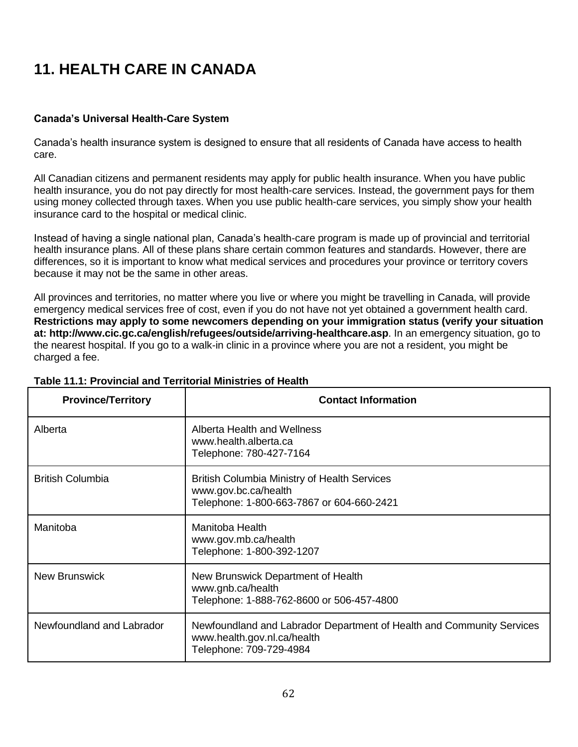# 11. HEALTH CARE IN CANADA

**Canada's Universal Health-Care System**

Canada's health insurance system is designed to ensure that all residents of Canada have access to health care.

All Canadian citizens and permanent residents may apply for public health insurance. When you have public health insurance, you do not pay directly for most health-care services. Instead, the government pays for them using money collected through taxes. When you use public health-care services, you simply show your health insurance card to the hospital or medical clinic.

Instead of having a single national plan, Canada's health-care program is made up of provincial and territorial health insurance plans. All of these plans share certain common features and standards. However, there are differences, so it is important to know what medical services and procedures your province or territory covers because it may not be the same in other areas.

All provinces and territories, no matter where you live or where you might be travelling in Canada, will provide emergency medical services free of cost, even if you do not have not yet obtained a government health card. **Restrictions may apply to some newcomers depending on your immigration status (verify your situation at: http://www.cic.gc.ca/english/refugees/outside/arriving-healthcare.asp**. In an emergency situation, go to the nearest hospital. If you go to a walk-in clinic in a province where you are not a resident, you might be charged a fee.

**Table 11.1: Provincial and Territorial Ministries of Health**

| Province/Territory | Contact Information |
|---|---|
| Alberta | Alberta Health and Wellness<br>www.health.alberta.ca<br>Telephone: 780-427-7164 |
| British Columbia | British Columbia Ministry of Health Services<br>www.gov.bc.ca/health<br>Telephone: 1-800-663-7867 or 604-660-2421 |
| Manitoba | Manitoba Health<br>www.gov.mb.ca/health<br>Telephone: 1-800-392-1207 |
| New Brunswick | New Brunswick Department of Health<br>www.gnb.ca/health<br>Telephone: 1-888-762-8600 or 506-457-4800 |
| Newfoundland and Labrador | Newfoundland and Labrador Department of Health and Community Services<br>www.health.gov.nl.ca/health<br>Telephone: 709-729-4984 |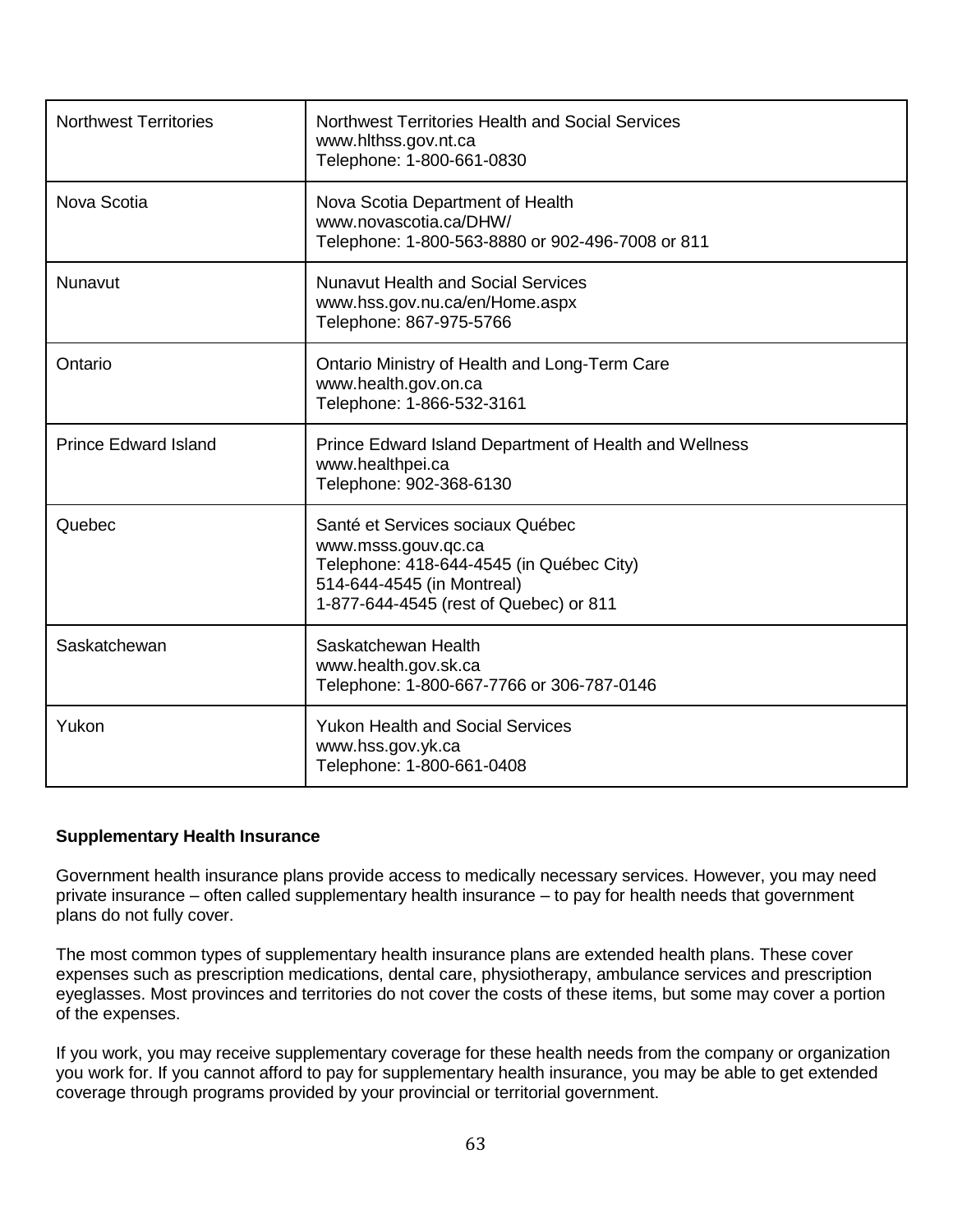| | |
|---|---|
| Northwest Territories | Northwest Territories Health and Social Services<br>www.hlthss.gov.nt.ca<br>Telephone: 1-800-661-0830 |
| Nova Scotia | Nova Scotia Department of Health<br>www.novascotia.ca/DHW/<br>Telephone: 1-800-563-8880 or 902-496-7008 or 811 |
| Nunavut | Nunavut Health and Social Services<br>www.hss.gov.nu.ca/en/Home.aspx<br>Telephone: 867-975-5766 |
| Ontario | Ontario Ministry of Health and Long-Term Care<br>www.health.gov.on.ca<br>Telephone: 1-866-532-3161 |
| Prince Edward Island | Prince Edward Island Department of Health and Wellness<br>www.healthpei.ca<br>Telephone: 902-368-6130 |
| Quebec | Santé et Services sociaux Québec<br>www.msss.gouv.qc.ca<br>Telephone: 418-644-4545 (in Québec City)<br>514-644-4545 (in Montreal)<br>1-877-644-4545 (rest of Quebec) or 811 |
| Saskatchewan | Saskatchewan Health<br>www.health.gov.sk.ca<br>Telephone: 1-800-667-7766 or 306-787-0146 |
| Yukon | Yukon Health and Social Services<br>www.hss.gov.yk.ca<br>Telephone: 1-800-661-0408 |

**Supplementary Health Insurance**

Government health insurance plans provide access to medically necessary services. However, you may need private insurance – often called supplementary health insurance – to pay for health needs that government plans do not fully cover.

The most common types of supplementary health insurance plans are extended health plans. These cover expenses such as prescription medications, dental care, physiotherapy, ambulance services and prescription eyeglasses. Most provinces and territories do not cover the costs of these items, but some may cover a portion of the expenses.

If you work, you may receive supplementary coverage for these health needs from the company or organization you work for. If you cannot afford to pay for supplementary health insurance, you may be able to get extended coverage through programs provided by your provincial or territorial government.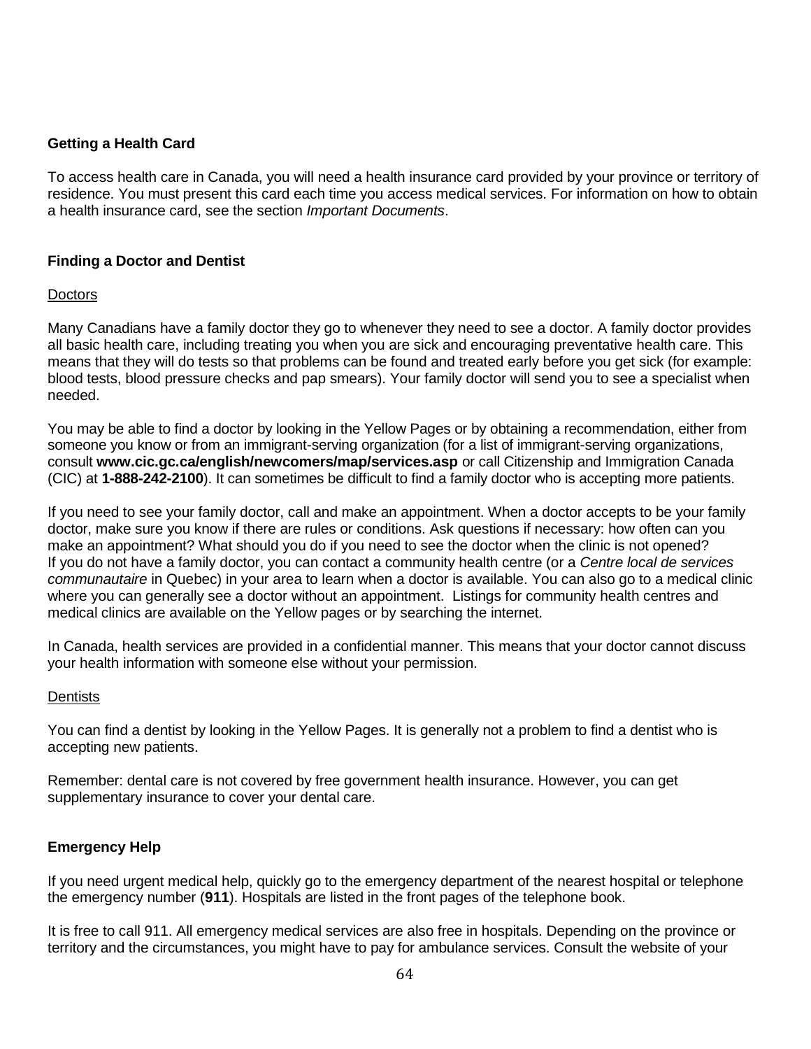### Getting a Health Card

To access health care in Canada, you will need a health insurance card provided by your province or territory of residence. You must present this card each time you access medical services. For information on how to obtain a health insurance card, see the section *Important Documents*.

### Finding a Doctor and Dentist

#### Doctors

Many Canadians have a family doctor they go to whenever they need to see a doctor. A family doctor provides all basic health care, including treating you when you are sick and encouraging preventative health care. This means that they will do tests so that problems can be found and treated early before you get sick (for example: blood tests, blood pressure checks and pap smears). Your family doctor will send you to see a specialist when needed.

You may be able to find a doctor by looking in the Yellow Pages or by obtaining a recommendation, either from someone you know or from an immigrant-serving organization (for a list of immigrant-serving organizations, consult **www.cic.gc.ca/english/newcomers/map/services.asp** or call Citizenship and Immigration Canada (CIC) at **1-888-242-2100**). It can sometimes be difficult to find a family doctor who is accepting more patients.

If you need to see your family doctor, call and make an appointment. When a doctor accepts to be your family doctor, make sure you know if there are rules or conditions. Ask questions if necessary: how often can you make an appointment? What should you do if you need to see the doctor when the clinic is not opened? If you do not have a family doctor, you can contact a community health centre (or a *Centre local de services communautaire* in Quebec) in your area to learn when a doctor is available. You can also go to a medical clinic where you can generally see a doctor without an appointment. Listings for community health centres and medical clinics are available on the Yellow pages or by searching the internet.

In Canada, health services are provided in a confidential manner. This means that your doctor cannot discuss your health information with someone else without your permission.

#### Dentists

You can find a dentist by looking in the Yellow Pages. It is generally not a problem to find a dentist who is accepting new patients.

Remember: dental care is not covered by free government health insurance. However, you can get supplementary insurance to cover your dental care.

### Emergency Help

If you need urgent medical help, quickly go to the emergency department of the nearest hospital or telephone the emergency number (**911**). Hospitals are listed in the front pages of the telephone book.

It is free to call 911. All emergency medical services are also free in hospitals. Depending on the province or territory and the circumstances, you might have to pay for ambulance services. Consult the website of your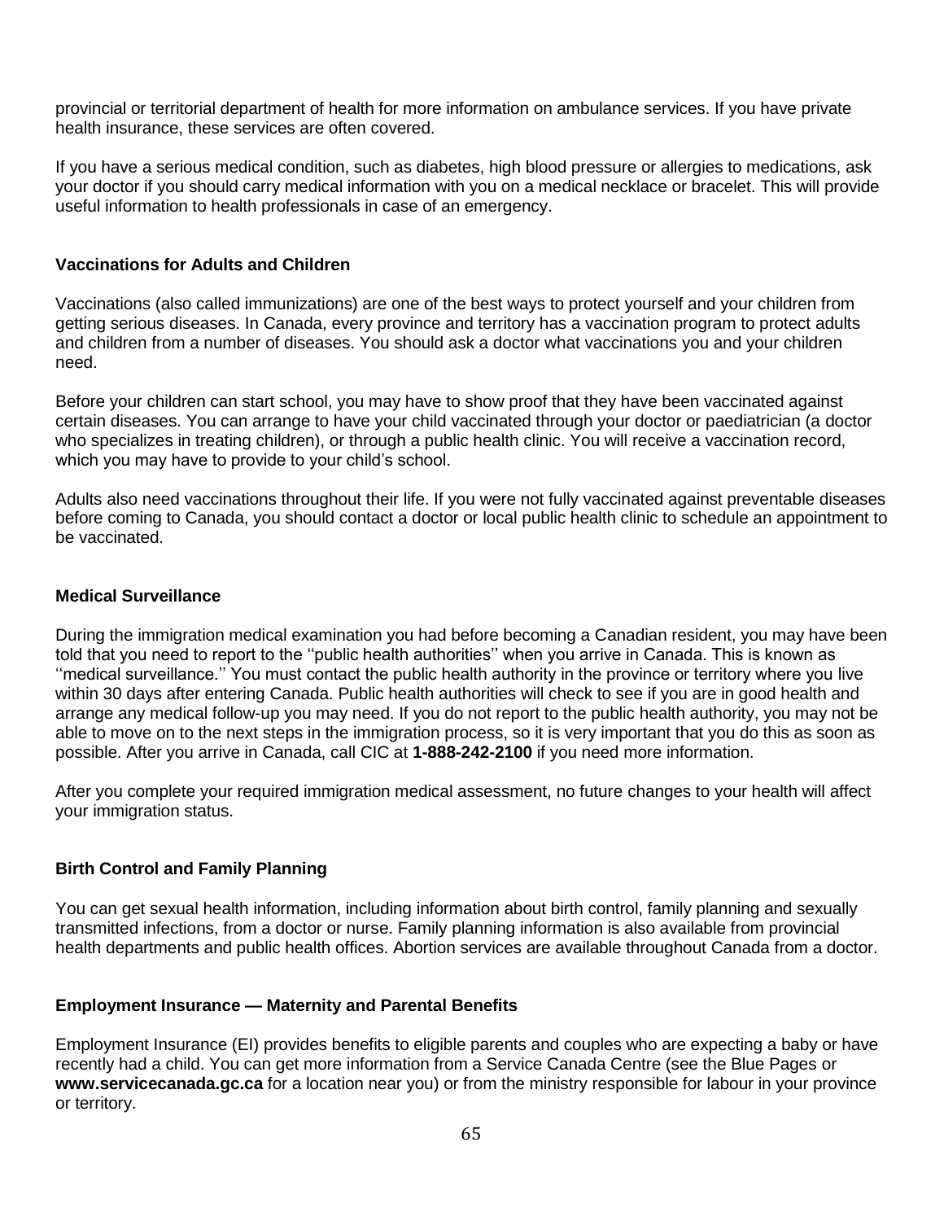provincial or territorial department of health for more information on ambulance services. If you have private health insurance, these services are often covered.

If you have a serious medical condition, such as diabetes, high blood pressure or allergies to medications, ask your doctor if you should carry medical information with you on a medical necklace or bracelet. This will provide useful information to health professionals in case of an emergency.

### Vaccinations for Adults and Children

Vaccinations (also called immunizations) are one of the best ways to protect yourself and your children from getting serious diseases. In Canada, every province and territory has a vaccination program to protect adults and children from a number of diseases. You should ask a doctor what vaccinations you and your children need.

Before your children can start school, you may have to show proof that they have been vaccinated against certain diseases. You can arrange to have your child vaccinated through your doctor or paediatrician (a doctor who specializes in treating children), or through a public health clinic. You will receive a vaccination record, which you may have to provide to your child's school.

Adults also need vaccinations throughout their life. If you were not fully vaccinated against preventable diseases before coming to Canada, you should contact a doctor or local public health clinic to schedule an appointment to be vaccinated.

### Medical Surveillance

During the immigration medical examination you had before becoming a Canadian resident, you may have been told that you need to report to the ''public health authorities'' when you arrive in Canada. This is known as ''medical surveillance.'' You must contact the public health authority in the province or territory where you live within 30 days after entering Canada. Public health authorities will check to see if you are in good health and arrange any medical follow-up you may need. If you do not report to the public health authority, you may not be able to move on to the next steps in the immigration process, so it is very important that you do this as soon as possible. After you arrive in Canada, call CIC at **1-888-242-2100** if you need more information.

After you complete your required immigration medical assessment, no future changes to your health will affect your immigration status.

### Birth Control and Family Planning

You can get sexual health information, including information about birth control, family planning and sexually transmitted infections, from a doctor or nurse. Family planning information is also available from provincial health departments and public health offices. Abortion services are available throughout Canada from a doctor.

### Employment Insurance — Maternity and Parental Benefits

Employment Insurance (EI) provides benefits to eligible parents and couples who are expecting a baby or have recently had a child. You can get more information from a Service Canada Centre (see the Blue Pages or **www.servicecanada.gc.ca** for a location near you) or from the ministry responsible for labour in your province or territory.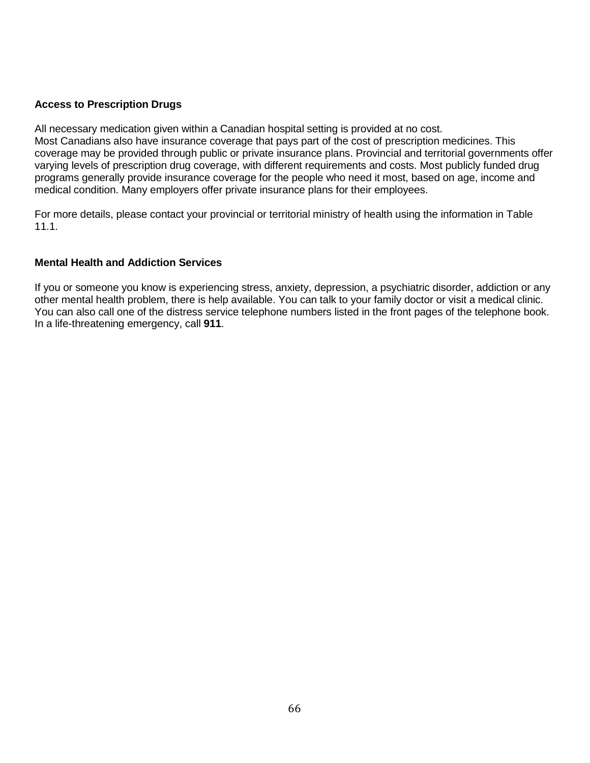### Access to Prescription Drugs

All necessary medication given within a Canadian hospital setting is provided at no cost.
Most Canadians also have insurance coverage that pays part of the cost of prescription medicines. This coverage may be provided through public or private insurance plans. Provincial and territorial governments offer varying levels of prescription drug coverage, with different requirements and costs. Most publicly funded drug programs generally provide insurance coverage for the people who need it most, based on age, income and medical condition. Many employers offer private insurance plans for their employees.

For more details, please contact your provincial or territorial ministry of health using the information in Table 11.1.

### Mental Health and Addiction Services

If you or someone you know is experiencing stress, anxiety, depression, a psychiatric disorder, addiction or any other mental health problem, there is help available. You can talk to your family doctor or visit a medical clinic. You can also call one of the distress service telephone numbers listed in the front pages of the telephone book. In a life-threatening emergency, call **911**.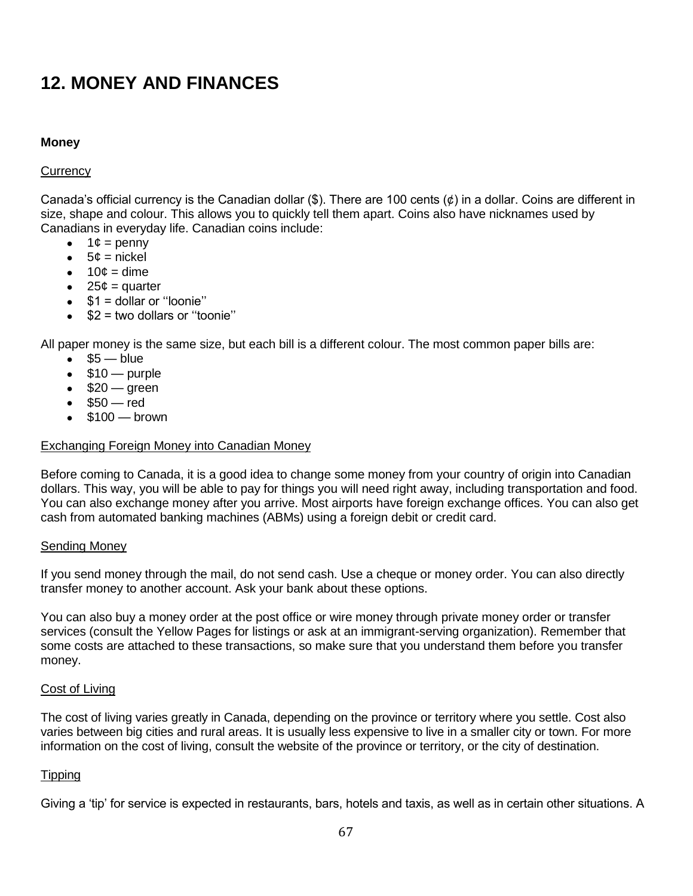# 12. MONEY AND FINANCES

**Money**

Currency

Canada's official currency is the Canadian dollar ($). There are 100 cents (¢) in a dollar. Coins are different in size, shape and colour. This allows you to quickly tell them apart. Coins also have nicknames used by Canadians in everyday life. Canadian coins include:

- 1¢ = penny
- 5¢ = nickel
- 10¢ = dime
- 25¢ = quarter
- $1 = dollar or ''loonie''
- $2 = two dollars or ''toonie''

All paper money is the same size, but each bill is a different colour. The most common paper bills are:

- $5 — blue
- $10 — purple
- $20 — green
- $50 — red
- $100 — brown

Exchanging Foreign Money into Canadian Money

Before coming to Canada, it is a good idea to change some money from your country of origin into Canadian dollars. This way, you will be able to pay for things you will need right away, including transportation and food. You can also exchange money after you arrive. Most airports have foreign exchange offices. You can also get cash from automated banking machines (ABMs) using a foreign debit or credit card.

Sending Money

If you send money through the mail, do not send cash. Use a cheque or money order. You can also directly transfer money to another account. Ask your bank about these options.

You can also buy a money order at the post office or wire money through private money order or transfer services (consult the Yellow Pages for listings or ask at an immigrant-serving organization). Remember that some costs are attached to these transactions, so make sure that you understand them before you transfer money.

Cost of Living

The cost of living varies greatly in Canada, depending on the province or territory where you settle. Cost also varies between big cities and rural areas. It is usually less expensive to live in a smaller city or town. For more information on the cost of living, consult the website of the province or territory, or the city of destination.

Tipping

Giving a 'tip' for service is expected in restaurants, bars, hotels and taxis, as well as in certain other situations. A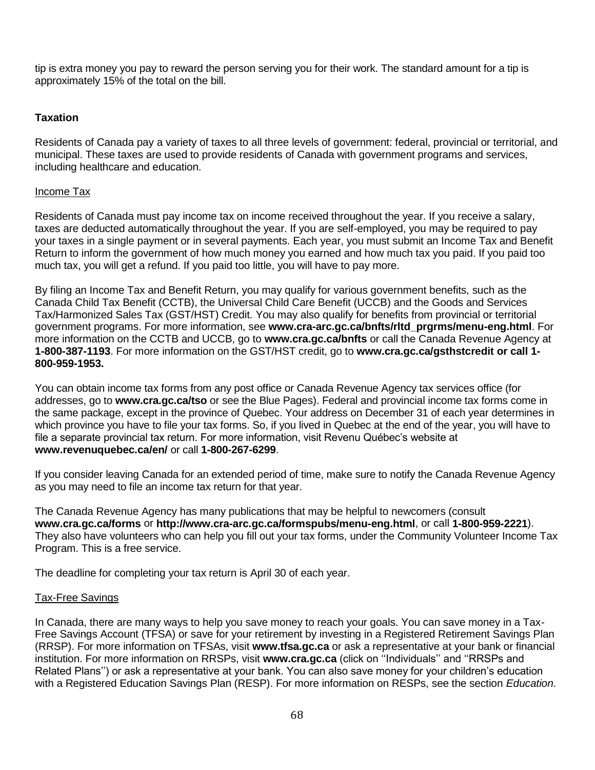tip is extra money you pay to reward the person serving you for their work. The standard amount for a tip is approximately 15% of the total on the bill.

## Taxation

Residents of Canada pay a variety of taxes to all three levels of government: federal, provincial or territorial, and municipal. These taxes are used to provide residents of Canada with government programs and services, including healthcare and education.

### Income Tax

Residents of Canada must pay income tax on income received throughout the year. If you receive a salary, taxes are deducted automatically throughout the year. If you are self-employed, you may be required to pay your taxes in a single payment or in several payments. Each year, you must submit an Income Tax and Benefit Return to inform the government of how much money you earned and how much tax you paid. If you paid too much tax, you will get a refund. If you paid too little, you will have to pay more.

By filing an Income Tax and Benefit Return, you may qualify for various government benefits, such as the Canada Child Tax Benefit (CCTB), the Universal Child Care Benefit (UCCB) and the Goods and Services Tax/Harmonized Sales Tax (GST/HST) Credit. You may also qualify for benefits from provincial or territorial government programs. For more information, see **www.cra-arc.gc.ca/bnfts/rltd_prgrms/menu-eng.html**. For more information on the CCTB and UCCB, go to **www.cra.gc.ca/bnfts** or call the Canada Revenue Agency at **1-800-387-1193**. For more information on the GST/HST credit, go to **www.cra.gc.ca/gsthstcredit or call 1-800-959-1953.**

You can obtain income tax forms from any post office or Canada Revenue Agency tax services office (for addresses, go to **www.cra.gc.ca/tso** or see the Blue Pages). Federal and provincial income tax forms come in the same package, except in the province of Quebec. Your address on December 31 of each year determines in which province you have to file your tax forms. So, if you lived in Quebec at the end of the year, you will have to file a separate provincial tax return. For more information, visit Revenu Québec's website at **www.revenuquebec.ca/en/** or call **1-800-267-6299**.

If you consider leaving Canada for an extended period of time, make sure to notify the Canada Revenue Agency as you may need to file an income tax return for that year.

The Canada Revenue Agency has many publications that may be helpful to newcomers (consult **www.cra.gc.ca/forms** or **http://www.cra-arc.gc.ca/formspubs/menu-eng.html**, or call **1-800-959-2221**). They also have volunteers who can help you fill out your tax forms, under the Community Volunteer Income Tax Program. This is a free service.

The deadline for completing your tax return is April 30 of each year.

### Tax-Free Savings

In Canada, there are many ways to help you save money to reach your goals. You can save money in a Tax-Free Savings Account (TFSA) or save for your retirement by investing in a Registered Retirement Savings Plan (RRSP). For more information on TFSAs, visit **www.tfsa.gc.ca** or ask a representative at your bank or financial institution. For more information on RRSPs, visit **www.cra.gc.ca** (click on ''Individuals'' and ''RRSPs and Related Plans'') or ask a representative at your bank. You can also save money for your children's education with a Registered Education Savings Plan (RESP). For more information on RESPs, see the section *Education*.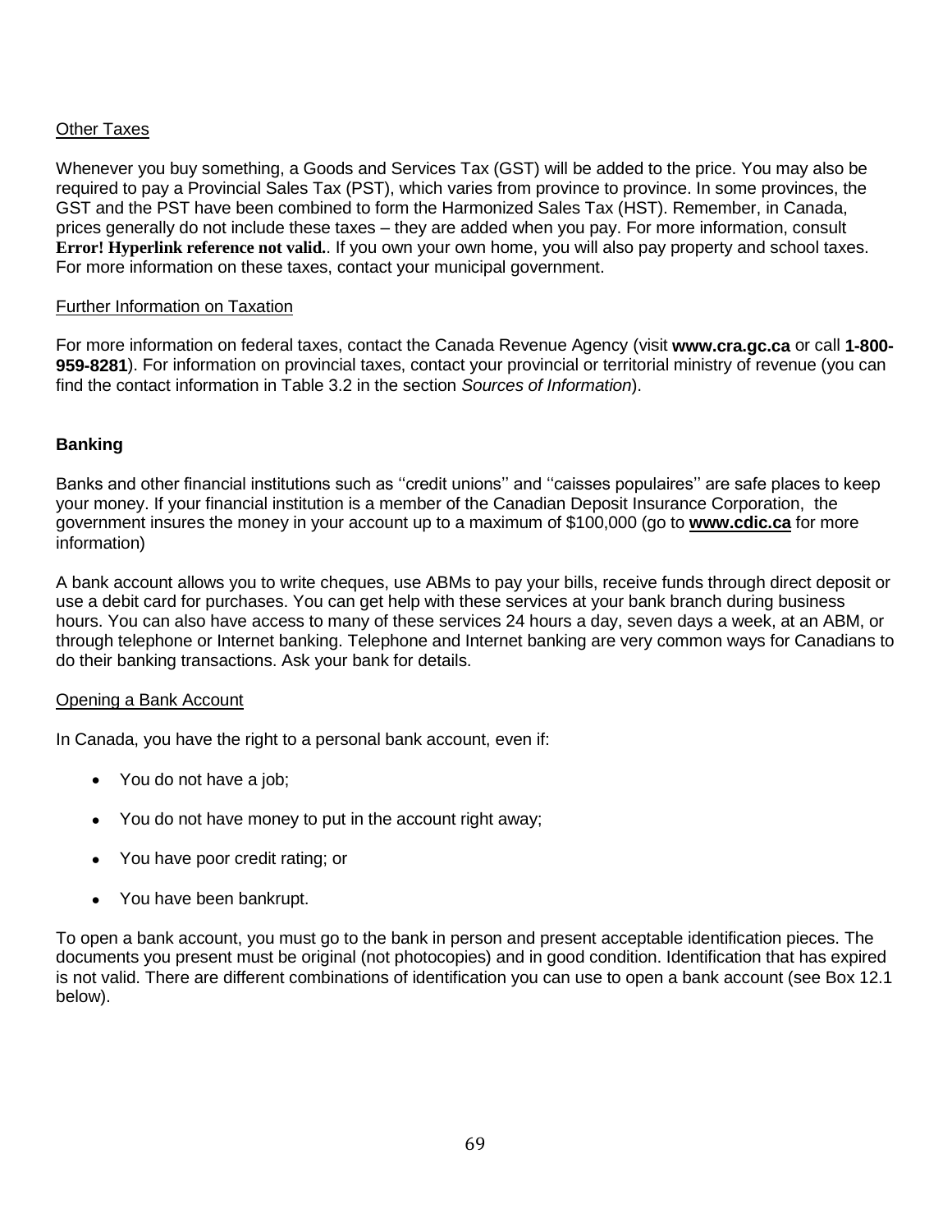Other Taxes

Whenever you buy something, a Goods and Services Tax (GST) will be added to the price. You may also be required to pay a Provincial Sales Tax (PST), which varies from province to province. In some provinces, the GST and the PST have been combined to form the Harmonized Sales Tax (HST). Remember, in Canada, prices generally do not include these taxes – they are added when you pay. For more information, consult **Error! Hyperlink reference not valid.**. If you own your own home, you will also pay property and school taxes. For more information on these taxes, contact your municipal government.

Further Information on Taxation

For more information on federal taxes, contact the Canada Revenue Agency (visit **www.cra.gc.ca** or call **1-800-959-8281**). For information on provincial taxes, contact your provincial or territorial ministry of revenue (you can find the contact information in Table 3.2 in the section *Sources of Information*).

## Banking

Banks and other financial institutions such as ''credit unions'' and ''caisses populaires'' are safe places to keep your money. If your financial institution is a member of the Canadian Deposit Insurance Corporation, the government insures the money in your account up to a maximum of $100,000 (go to **www.cdic.ca** for more information)

A bank account allows you to write cheques, use ABMs to pay your bills, receive funds through direct deposit or use a debit card for purchases. You can get help with these services at your bank branch during business hours. You can also have access to many of these services 24 hours a day, seven days a week, at an ABM, or through telephone or Internet banking. Telephone and Internet banking are very common ways for Canadians to do their banking transactions. Ask your bank for details.

Opening a Bank Account

In Canada, you have the right to a personal bank account, even if:

- You do not have a job;
- You do not have money to put in the account right away;
- You have poor credit rating; or
- You have been bankrupt.

To open a bank account, you must go to the bank in person and present acceptable identification pieces. The documents you present must be original (not photocopies) and in good condition. Identification that has expired is not valid. There are different combinations of identification you can use to open a bank account (see Box 12.1 below).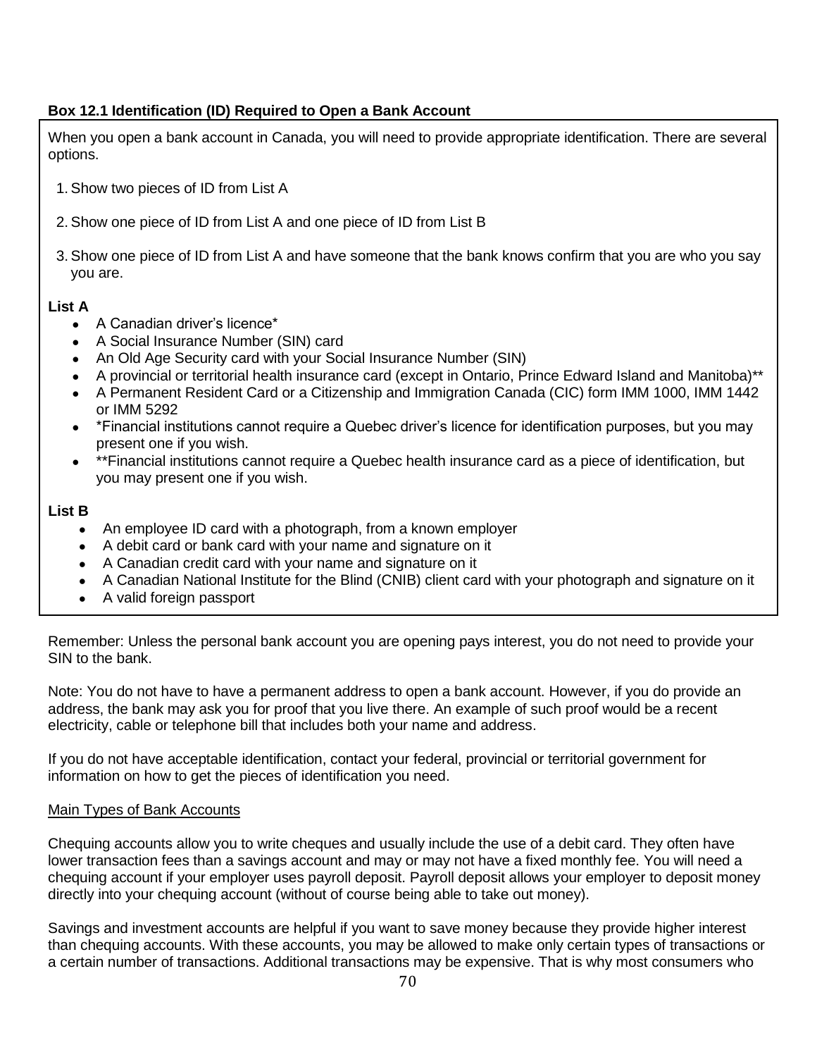**Box 12.1 Identification (ID) Required to Open a Bank Account**

When you open a bank account in Canada, you will need to provide appropriate identification. There are several options.

1. Show two pieces of ID from List A
2. Show one piece of ID from List A and one piece of ID from List B
3. Show one piece of ID from List A and have someone that the bank knows confirm that you are who you say you are.

**List A**

- A Canadian driver's licence*
- A Social Insurance Number (SIN) card
- An Old Age Security card with your Social Insurance Number (SIN)
- A provincial or territorial health insurance card (except in Ontario, Prince Edward Island and Manitoba)**
- A Permanent Resident Card or a Citizenship and Immigration Canada (CIC) form IMM 1000, IMM 1442 or IMM 5292
- *Financial institutions cannot require a Quebec driver's licence for identification purposes, but you may present one if you wish.
- **Financial institutions cannot require a Quebec health insurance card as a piece of identification, but you may present one if you wish.

**List B**

- An employee ID card with a photograph, from a known employer
- A debit card or bank card with your name and signature on it
- A Canadian credit card with your name and signature on it
- A Canadian National Institute for the Blind (CNIB) client card with your photograph and signature on it
- A valid foreign passport

Remember: Unless the personal bank account you are opening pays interest, you do not need to provide your SIN to the bank.

Note: You do not have to have a permanent address to open a bank account. However, if you do provide an address, the bank may ask you for proof that you live there. An example of such proof would be a recent electricity, cable or telephone bill that includes both your name and address.

If you do not have acceptable identification, contact your federal, provincial or territorial government for information on how to get the pieces of identification you need.

Main Types of Bank Accounts

Chequing accounts allow you to write cheques and usually include the use of a debit card. They often have lower transaction fees than a savings account and may or may not have a fixed monthly fee. You will need a chequing account if your employer uses payroll deposit. Payroll deposit allows your employer to deposit money directly into your chequing account (without of course being able to take out money).

Savings and investment accounts are helpful if you want to save money because they provide higher interest than chequing accounts. With these accounts, you may be allowed to make only certain types of transactions or a certain number of transactions. Additional transactions may be expensive. That is why most consumers who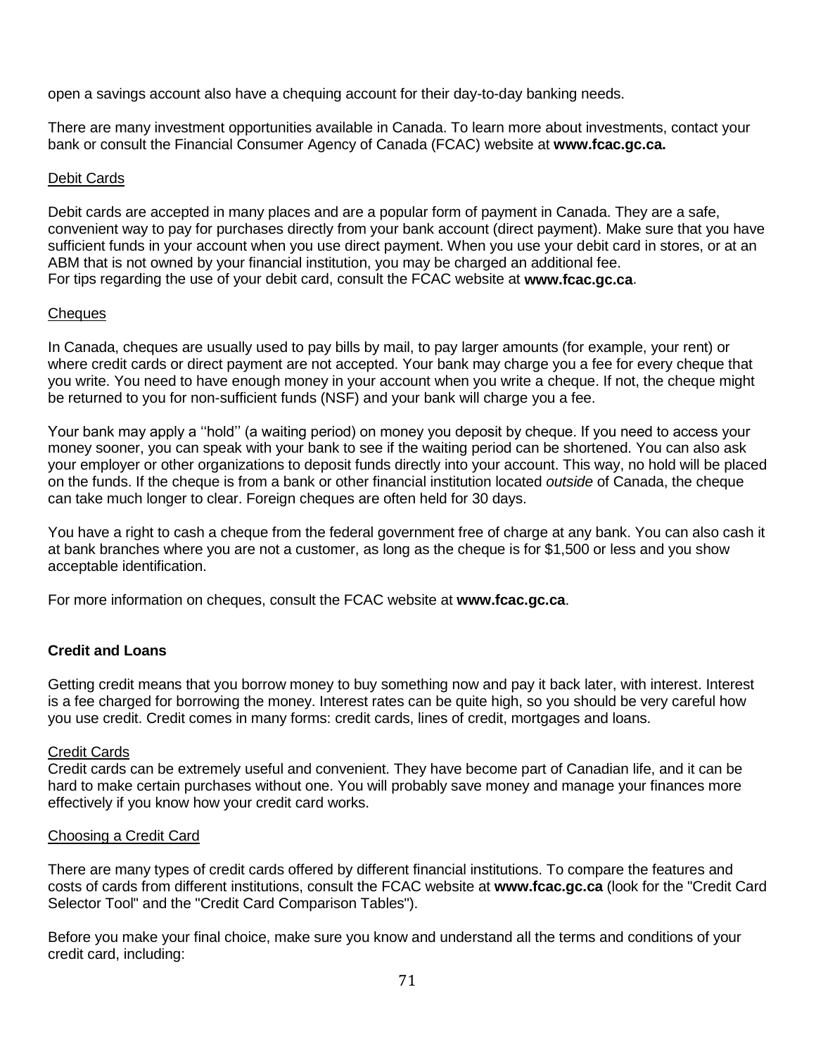open a savings account also have a chequing account for their day-to-day banking needs.

There are many investment opportunities available in Canada. To learn more about investments, contact your bank or consult the Financial Consumer Agency of Canada (FCAC) website at **www.fcac.gc.ca.**

### Debit Cards

Debit cards are accepted in many places and are a popular form of payment in Canada. They are a safe, convenient way to pay for purchases directly from your bank account (direct payment). Make sure that you have sufficient funds in your account when you use direct payment. When you use your debit card in stores, or at an ABM that is not owned by your financial institution, you may be charged an additional fee.
For tips regarding the use of your debit card, consult the FCAC website at **www.fcac.gc.ca**.

### Cheques

In Canada, cheques are usually used to pay bills by mail, to pay larger amounts (for example, your rent) or where credit cards or direct payment are not accepted. Your bank may charge you a fee for every cheque that you write. You need to have enough money in your account when you write a cheque. If not, the cheque might be returned to you for non-sufficient funds (NSF) and your bank will charge you a fee.

Your bank may apply a ''hold'' (a waiting period) on money you deposit by cheque. If you need to access your money sooner, you can speak with your bank to see if the waiting period can be shortened. You can also ask your employer or other organizations to deposit funds directly into your account. This way, no hold will be placed on the funds. If the cheque is from a bank or other financial institution located *outside* of Canada, the cheque can take much longer to clear. Foreign cheques are often held for 30 days.

You have a right to cash a cheque from the federal government free of charge at any bank. You can also cash it at bank branches where you are not a customer, as long as the cheque is for $1,500 or less and you show acceptable identification.

For more information on cheques, consult the FCAC website at **www.fcac.gc.ca**.

## Credit and Loans

Getting credit means that you borrow money to buy something now and pay it back later, with interest. Interest is a fee charged for borrowing the money. Interest rates can be quite high, so you should be very careful how you use credit. Credit comes in many forms: credit cards, lines of credit, mortgages and loans.

### Credit Cards

Credit cards can be extremely useful and convenient. They have become part of Canadian life, and it can be hard to make certain purchases without one. You will probably save money and manage your finances more effectively if you know how your credit card works.

### Choosing a Credit Card

There are many types of credit cards offered by different financial institutions. To compare the features and costs of cards from different institutions, consult the FCAC website at **www.fcac.gc.ca** (look for the "Credit Card Selector Tool" and the "Credit Card Comparison Tables").

Before you make your final choice, make sure you know and understand all the terms and conditions of your credit card, including: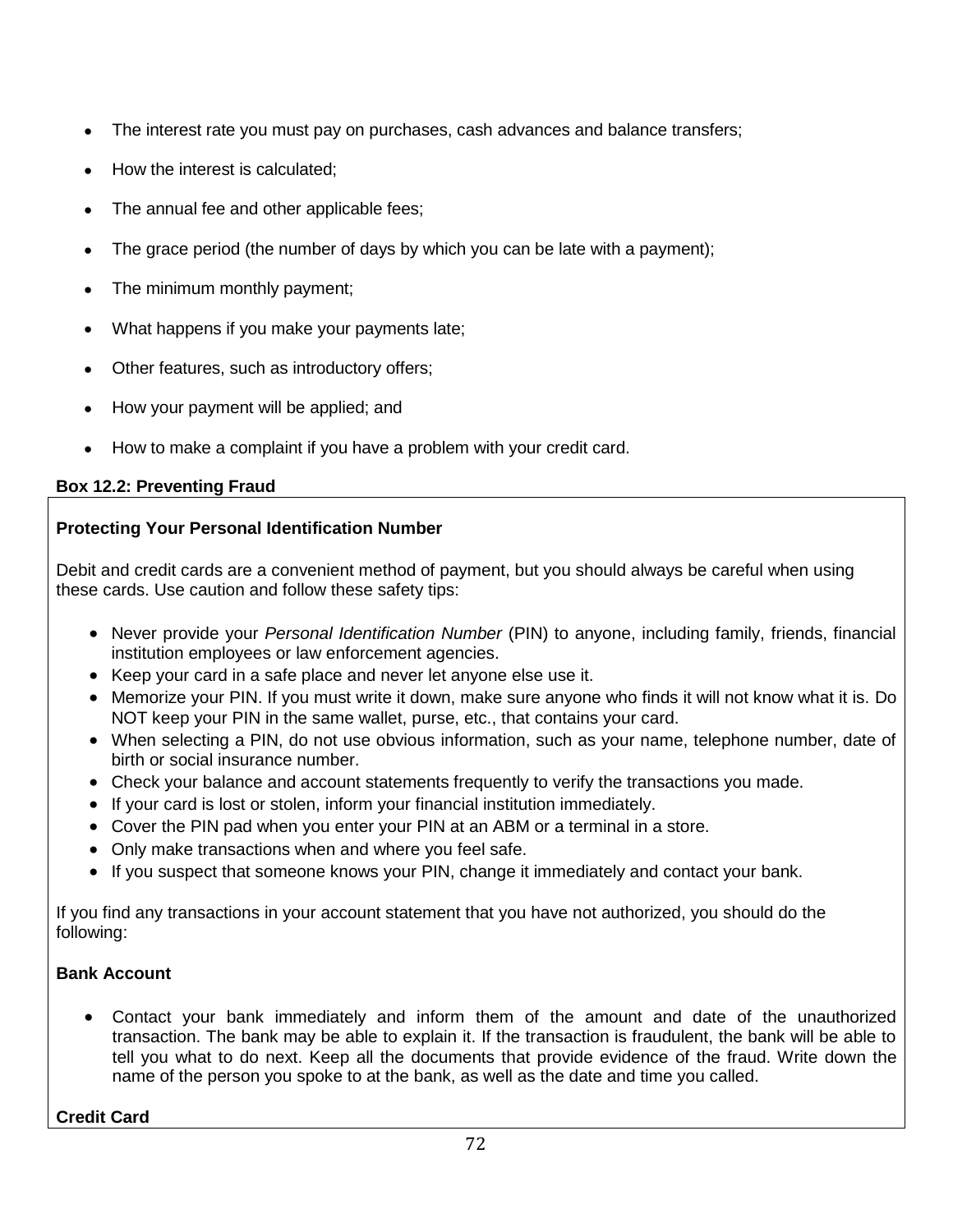- The interest rate you must pay on purchases, cash advances and balance transfers;
- How the interest is calculated;
- The annual fee and other applicable fees;
- The grace period (the number of days by which you can be late with a payment);
- The minimum monthly payment;
- What happens if you make your payments late;
- Other features, such as introductory offers;
- How your payment will be applied; and
- How to make a complaint if you have a problem with your credit card.

**Box 12.2: Preventing Fraud**

**Protecting Your Personal Identification Number**

Debit and credit cards are a convenient method of payment, but you should always be careful when using these cards. Use caution and follow these safety tips:

- Never provide your *Personal Identification Number* (PIN) to anyone, including family, friends, financial institution employees or law enforcement agencies.
- Keep your card in a safe place and never let anyone else use it.
- Memorize your PIN. If you must write it down, make sure anyone who finds it will not know what it is. Do NOT keep your PIN in the same wallet, purse, etc., that contains your card.
- When selecting a PIN, do not use obvious information, such as your name, telephone number, date of birth or social insurance number.
- Check your balance and account statements frequently to verify the transactions you made.
- If your card is lost or stolen, inform your financial institution immediately.
- Cover the PIN pad when you enter your PIN at an ABM or a terminal in a store.
- Only make transactions when and where you feel safe.
- If you suspect that someone knows your PIN, change it immediately and contact your bank.

If you find any transactions in your account statement that you have not authorized, you should do the following:

**Bank Account**

- Contact your bank immediately and inform them of the amount and date of the unauthorized transaction. The bank may be able to explain it. If the transaction is fraudulent, the bank will be able to tell you what to do next. Keep all the documents that provide evidence of the fraud. Write down the name of the person you spoke to at the bank, as well as the date and time you called.

**Credit Card**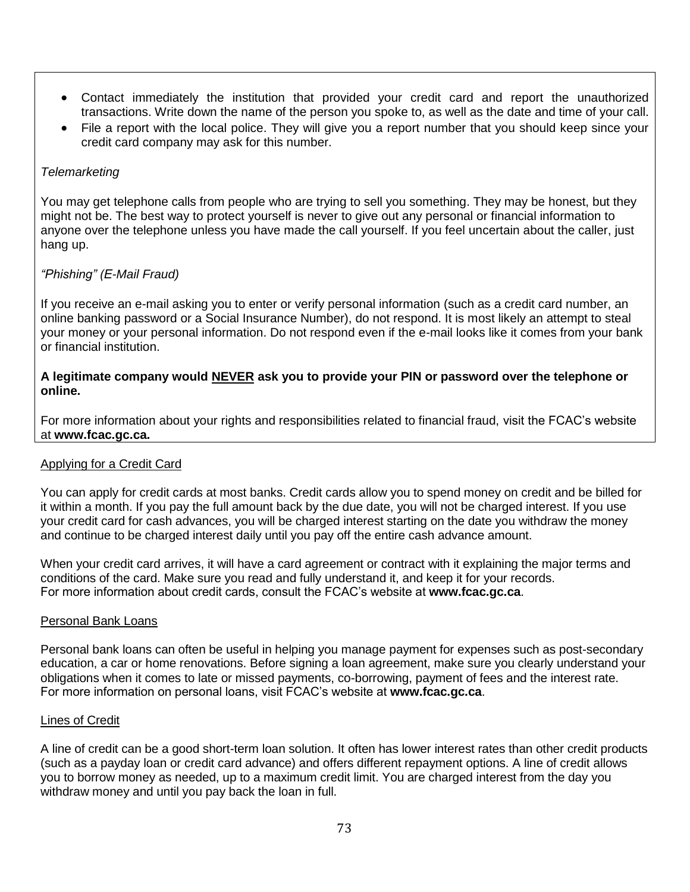- Contact immediately the institution that provided your credit card and report the unauthorized transactions. Write down the name of the person you spoke to, as well as the date and time of your call.
- File a report with the local police. They will give you a report number that you should keep since your credit card company may ask for this number.

*Telemarketing*

You may get telephone calls from people who are trying to sell you something. They may be honest, but they might not be. The best way to protect yourself is never to give out any personal or financial information to anyone over the telephone unless you have made the call yourself. If you feel uncertain about the caller, just hang up.

*"Phishing" (E-Mail Fraud)*

If you receive an e-mail asking you to enter or verify personal information (such as a credit card number, an online banking password or a Social Insurance Number), do not respond. It is most likely an attempt to steal your money or your personal information. Do not respond even if the e-mail looks like it comes from your bank or financial institution.

**A legitimate company would <u>NEVER</u> ask you to provide your PIN or password over the telephone or online.**

For more information about your rights and responsibilities related to financial fraud, visit the FCAC's website at **www.fcac.gc.ca.**

<u>Applying for a Credit Card</u>

You can apply for credit cards at most banks. Credit cards allow you to spend money on credit and be billed for it within a month. If you pay the full amount back by the due date, you will not be charged interest. If you use your credit card for cash advances, you will be charged interest starting on the date you withdraw the money and continue to be charged interest daily until you pay off the entire cash advance amount.

When your credit card arrives, it will have a card agreement or contract with it explaining the major terms and conditions of the card. Make sure you read and fully understand it, and keep it for your records.
For more information about credit cards, consult the FCAC's website at **www.fcac.gc.ca**.

<u>Personal Bank Loans</u>

Personal bank loans can often be useful in helping you manage payment for expenses such as post-secondary education, a car or home renovations. Before signing a loan agreement, make sure you clearly understand your obligations when it comes to late or missed payments, co-borrowing, payment of fees and the interest rate.
For more information on personal loans, visit FCAC's website at **www.fcac.gc.ca**.

<u>Lines of Credit</u>

A line of credit can be a good short-term loan solution. It often has lower interest rates than other credit products (such as a payday loan or credit card advance) and offers different repayment options. A line of credit allows you to borrow money as needed, up to a maximum credit limit. You are charged interest from the day you withdraw money and until you pay back the loan in full.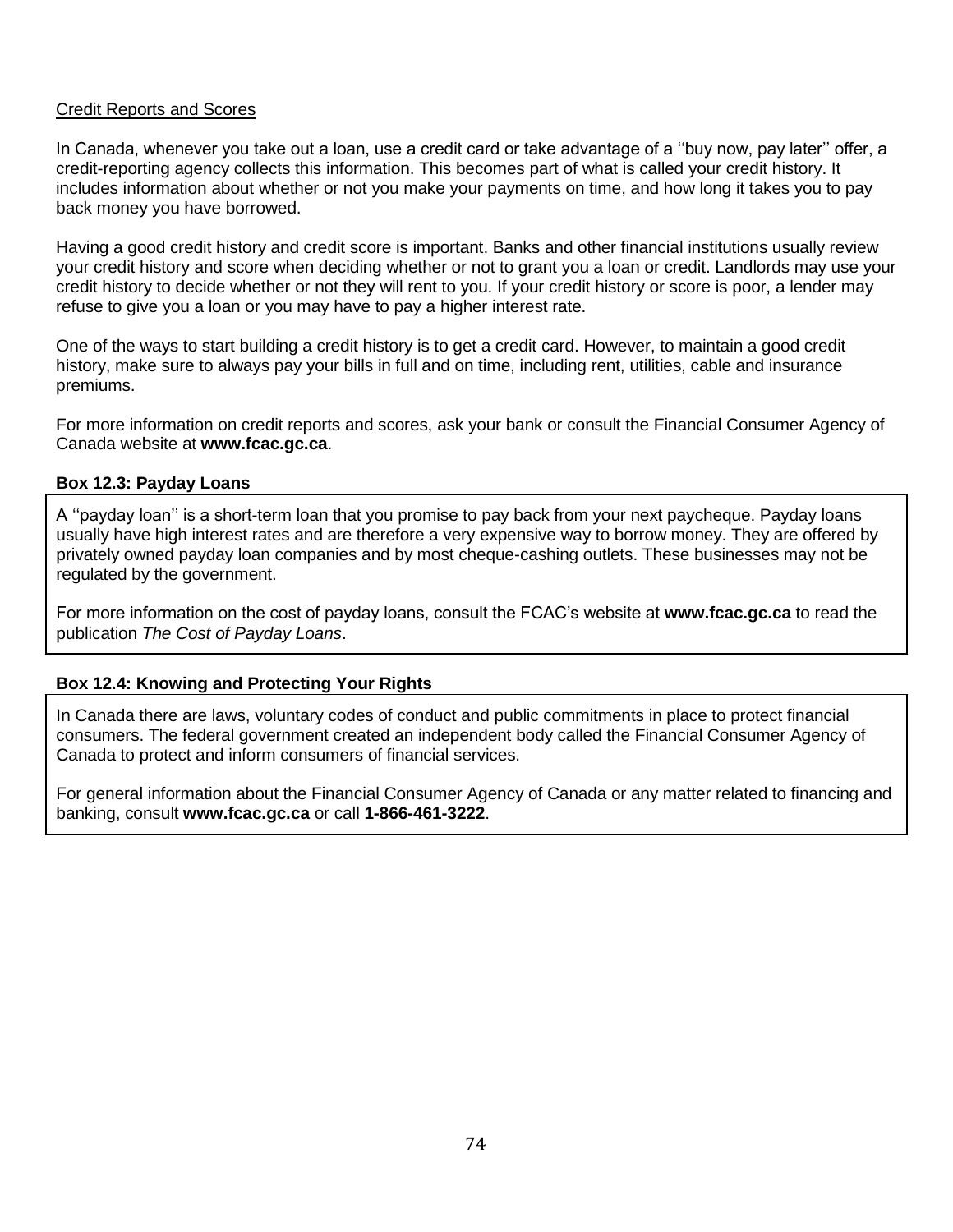## Credit Reports and Scores

In Canada, whenever you take out a loan, use a credit card or take advantage of a ''buy now, pay later'' offer, a credit-reporting agency collects this information. This becomes part of what is called your credit history. It includes information about whether or not you make your payments on time, and how long it takes you to pay back money you have borrowed.

Having a good credit history and credit score is important. Banks and other financial institutions usually review your credit history and score when deciding whether or not to grant you a loan or credit. Landlords may use your credit history to decide whether or not they will rent to you. If your credit history or score is poor, a lender may refuse to give you a loan or you may have to pay a higher interest rate.

One of the ways to start building a credit history is to get a credit card. However, to maintain a good credit history, make sure to always pay your bills in full and on time, including rent, utilities, cable and insurance premiums.

For more information on credit reports and scores, ask your bank or consult the Financial Consumer Agency of Canada website at **www.fcac.gc.ca**.

### Box 12.3: Payday Loans

A ''payday loan'' is a short-term loan that you promise to pay back from your next paycheque. Payday loans usually have high interest rates and are therefore a very expensive way to borrow money. They are offered by privately owned payday loan companies and by most cheque-cashing outlets. These businesses may not be regulated by the government.

For more information on the cost of payday loans, consult the FCAC's website at **www.fcac.gc.ca** to read the publication *The Cost of Payday Loans*.

### Box 12.4: Knowing and Protecting Your Rights

In Canada there are laws, voluntary codes of conduct and public commitments in place to protect financial consumers. The federal government created an independent body called the Financial Consumer Agency of Canada to protect and inform consumers of financial services.

For general information about the Financial Consumer Agency of Canada or any matter related to financing and banking, consult **www.fcac.gc.ca** or call **1-866-461-3222**.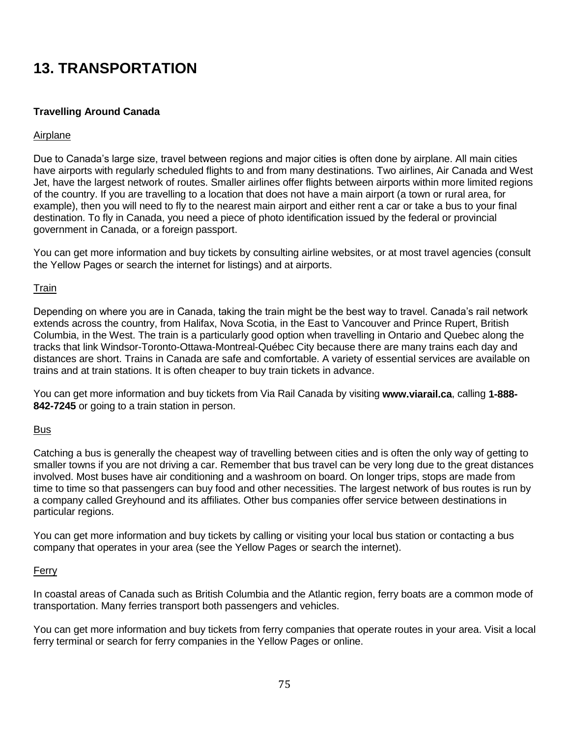# 13. TRANSPORTATION

**Travelling Around Canada**

Airplane

Due to Canada's large size, travel between regions and major cities is often done by airplane. All main cities have airports with regularly scheduled flights to and from many destinations. Two airlines, Air Canada and West Jet, have the largest network of routes. Smaller airlines offer flights between airports within more limited regions of the country. If you are travelling to a location that does not have a main airport (a town or rural area, for example), then you will need to fly to the nearest main airport and either rent a car or take a bus to your final destination. To fly in Canada, you need a piece of photo identification issued by the federal or provincial government in Canada, or a foreign passport.

You can get more information and buy tickets by consulting airline websites, or at most travel agencies (consult the Yellow Pages or search the internet for listings) and at airports.

Train

Depending on where you are in Canada, taking the train might be the best way to travel. Canada's rail network extends across the country, from Halifax, Nova Scotia, in the East to Vancouver and Prince Rupert, British Columbia, in the West. The train is a particularly good option when travelling in Ontario and Quebec along the tracks that link Windsor-Toronto-Ottawa-Montreal-Québec City because there are many trains each day and distances are short. Trains in Canada are safe and comfortable. A variety of essential services are available on trains and at train stations. It is often cheaper to buy train tickets in advance.

You can get more information and buy tickets from Via Rail Canada by visiting **www.viarail.ca**, calling **1-888-842-7245** or going to a train station in person.

Bus

Catching a bus is generally the cheapest way of travelling between cities and is often the only way of getting to smaller towns if you are not driving a car. Remember that bus travel can be very long due to the great distances involved. Most buses have air conditioning and a washroom on board. On longer trips, stops are made from time to time so that passengers can buy food and other necessities. The largest network of bus routes is run by a company called Greyhound and its affiliates. Other bus companies offer service between destinations in particular regions.

You can get more information and buy tickets by calling or visiting your local bus station or contacting a bus company that operates in your area (see the Yellow Pages or search the internet).

Ferry

In coastal areas of Canada such as British Columbia and the Atlantic region, ferry boats are a common mode of transportation. Many ferries transport both passengers and vehicles.

You can get more information and buy tickets from ferry companies that operate routes in your area. Visit a local ferry terminal or search for ferry companies in the Yellow Pages or online.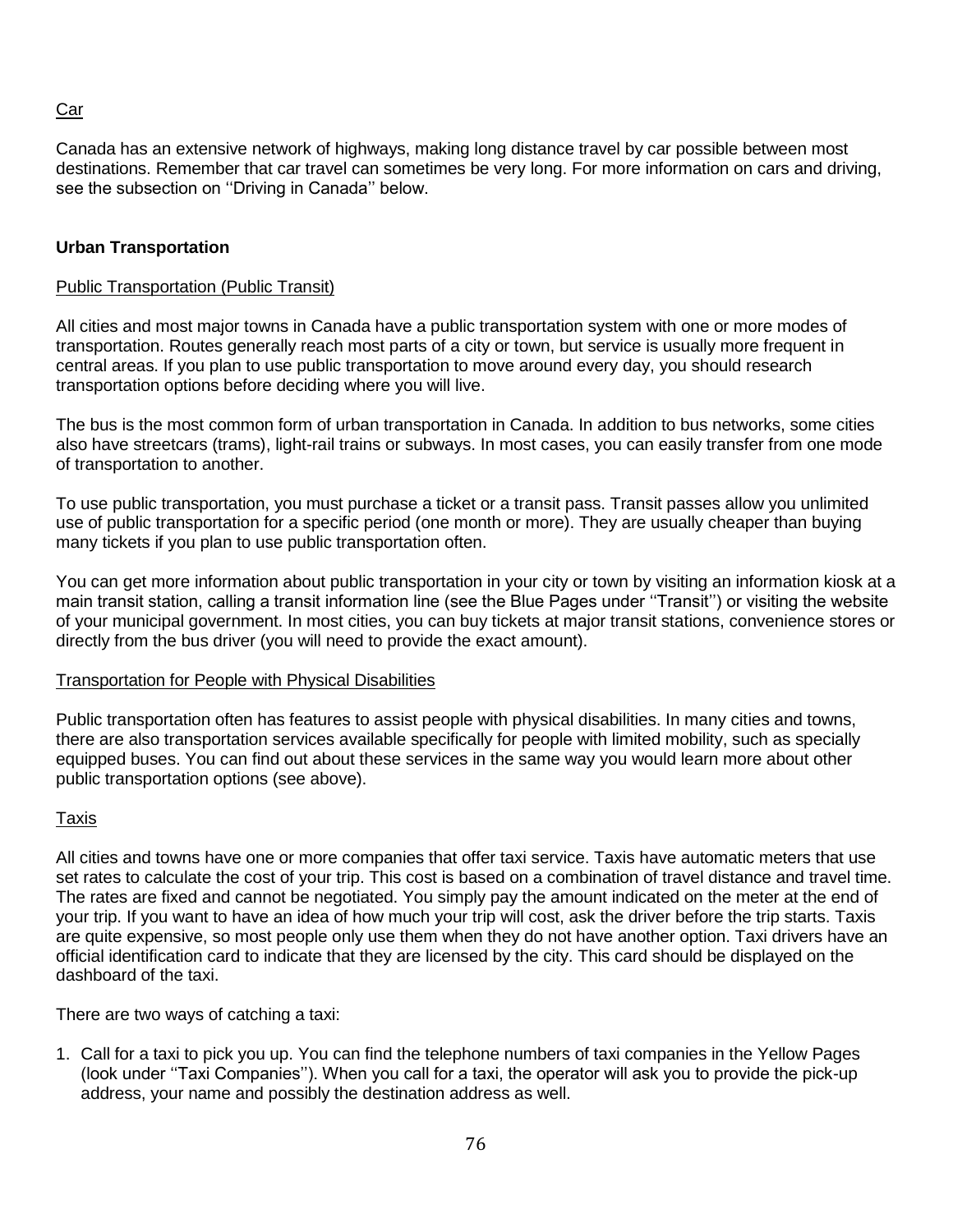Car

Canada has an extensive network of highways, making long distance travel by car possible between most destinations. Remember that car travel can sometimes be very long. For more information on cars and driving, see the subsection on ''Driving in Canada'' below.

## Urban Transportation

### Public Transportation (Public Transit)

All cities and most major towns in Canada have a public transportation system with one or more modes of transportation. Routes generally reach most parts of a city or town, but service is usually more frequent in central areas. If you plan to use public transportation to move around every day, you should research transportation options before deciding where you will live.

The bus is the most common form of urban transportation in Canada. In addition to bus networks, some cities also have streetcars (trams), light-rail trains or subways. In most cases, you can easily transfer from one mode of transportation to another.

To use public transportation, you must purchase a ticket or a transit pass. Transit passes allow you unlimited use of public transportation for a specific period (one month or more). They are usually cheaper than buying many tickets if you plan to use public transportation often.

You can get more information about public transportation in your city or town by visiting an information kiosk at a main transit station, calling a transit information line (see the Blue Pages under ''Transit'') or visiting the website of your municipal government. In most cities, you can buy tickets at major transit stations, convenience stores or directly from the bus driver (you will need to provide the exact amount).

### Transportation for People with Physical Disabilities

Public transportation often has features to assist people with physical disabilities. In many cities and towns, there are also transportation services available specifically for people with limited mobility, such as specially equipped buses. You can find out about these services in the same way you would learn more about other public transportation options (see above).

### Taxis

All cities and towns have one or more companies that offer taxi service. Taxis have automatic meters that use set rates to calculate the cost of your trip. This cost is based on a combination of travel distance and travel time. The rates are fixed and cannot be negotiated. You simply pay the amount indicated on the meter at the end of your trip. If you want to have an idea of how much your trip will cost, ask the driver before the trip starts. Taxis are quite expensive, so most people only use them when they do not have another option. Taxi drivers have an official identification card to indicate that they are licensed by the city. This card should be displayed on the dashboard of the taxi.

There are two ways of catching a taxi:

1. Call for a taxi to pick you up. You can find the telephone numbers of taxi companies in the Yellow Pages (look under ''Taxi Companies''). When you call for a taxi, the operator will ask you to provide the pick-up address, your name and possibly the destination address as well.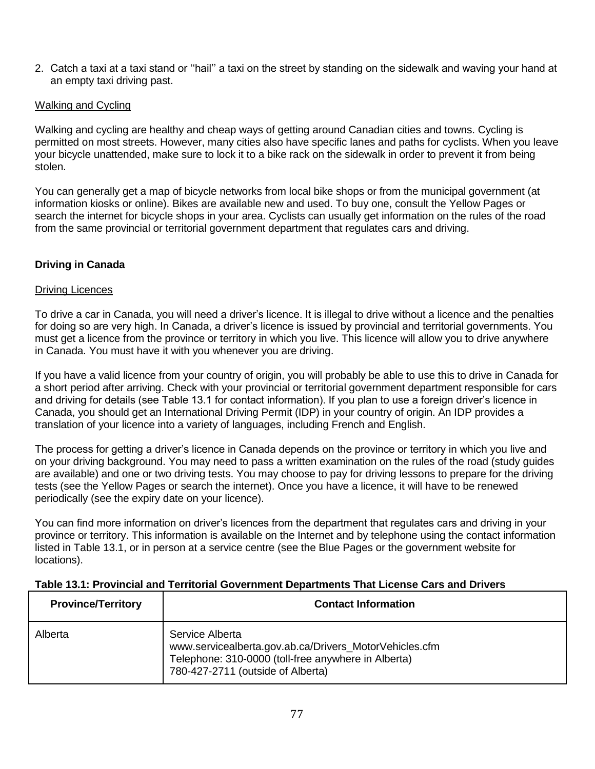2. Catch a taxi at a taxi stand or ''hail'' a taxi on the street by standing on the sidewalk and waving your hand at an empty taxi driving past.

Walking and Cycling

Walking and cycling are healthy and cheap ways of getting around Canadian cities and towns. Cycling is permitted on most streets. However, many cities also have specific lanes and paths for cyclists. When you leave your bicycle unattended, make sure to lock it to a bike rack on the sidewalk in order to prevent it from being stolen.

You can generally get a map of bicycle networks from local bike shops or from the municipal government (at information kiosks or online). Bikes are available new and used. To buy one, consult the Yellow Pages or search the internet for bicycle shops in your area. Cyclists can usually get information on the rules of the road from the same provincial or territorial government department that regulates cars and driving.

## Driving in Canada

### Driving Licences

To drive a car in Canada, you will need a driver's licence. It is illegal to drive without a licence and the penalties for doing so are very high. In Canada, a driver's licence is issued by provincial and territorial governments. You must get a licence from the province or territory in which you live. This licence will allow you to drive anywhere in Canada. You must have it with you whenever you are driving.

If you have a valid licence from your country of origin, you will probably be able to use this to drive in Canada for a short period after arriving. Check with your provincial or territorial government department responsible for cars and driving for details (see Table 13.1 for contact information). If you plan to use a foreign driver's licence in Canada, you should get an International Driving Permit (IDP) in your country of origin. An IDP provides a translation of your licence into a variety of languages, including French and English.

The process for getting a driver's licence in Canada depends on the province or territory in which you live and on your driving background. You may need to pass a written examination on the rules of the road (study guides are available) and one or two driving tests. You may choose to pay for driving lessons to prepare for the driving tests (see the Yellow Pages or search the internet). Once you have a licence, it will have to be renewed periodically (see the expiry date on your licence).

You can find more information on driver's licences from the department that regulates cars and driving in your province or territory. This information is available on the Internet and by telephone using the contact information listed in Table 13.1, or in person at a service centre (see the Blue Pages or the government website for locations).

**Table 13.1: Provincial and Territorial Government Departments That License Cars and Drivers**

| Province/Territory | Contact Information |
|---|---|
| Alberta | Service Alberta<br>www.servicealberta.gov.ab.ca/Drivers_MotorVehicles.cfm<br>Telephone: 310-0000 (toll-free anywhere in Alberta)<br>780-427-2711 (outside of Alberta) |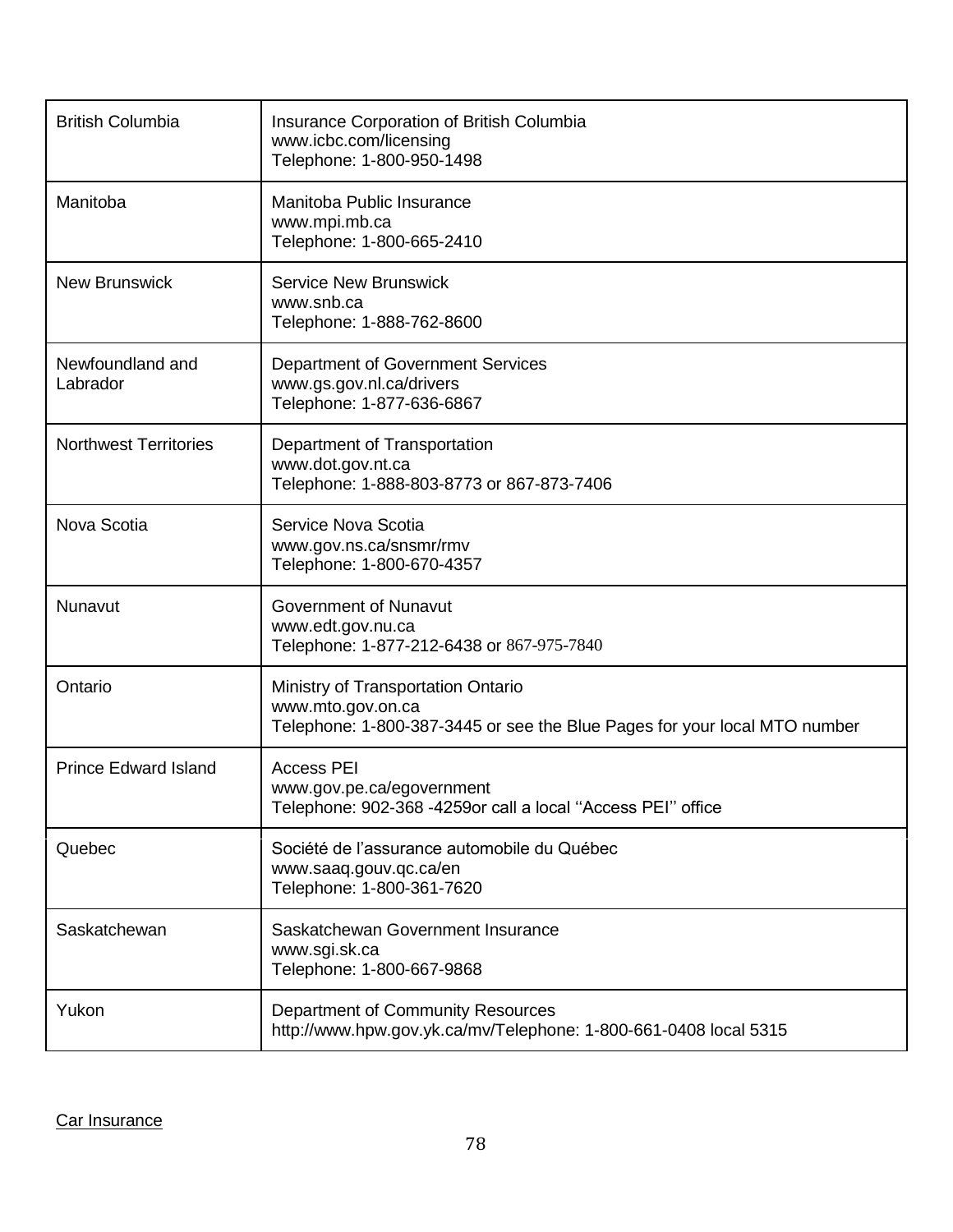| | |
|---|---|
| British Columbia | Insurance Corporation of British Columbia<br>www.icbc.com/licensing<br>Telephone: 1-800-950-1498 |
| Manitoba | Manitoba Public Insurance<br>www.mpi.mb.ca<br>Telephone: 1-800-665-2410 |
| New Brunswick | Service New Brunswick<br>www.snb.ca<br>Telephone: 1-888-762-8600 |
| Newfoundland and Labrador | Department of Government Services<br>www.gs.gov.nl.ca/drivers<br>Telephone: 1-877-636-6867 |
| Northwest Territories | Department of Transportation<br>www.dot.gov.nt.ca<br>Telephone: 1-888-803-8773 or 867-873-7406 |
| Nova Scotia | Service Nova Scotia<br>www.gov.ns.ca/snsmr/rmv<br>Telephone: 1-800-670-4357 |
| Nunavut | Government of Nunavut<br>www.edt.gov.nu.ca<br>Telephone: 1-877-212-6438 or 867-975-7840 |
| Ontario | Ministry of Transportation Ontario<br>www.mto.gov.on.ca<br>Telephone: 1-800-387-3445 or see the Blue Pages for your local MTO number |
| Prince Edward Island | Access PEI<br>www.gov.pe.ca/egovernment<br>Telephone: 902-368 -4259or call a local ''Access PEI'' office |
| Quebec | Société de l'assurance automobile du Québec<br>www.saaq.gouv.qc.ca/en<br>Telephone: 1-800-361-7620 |
| Saskatchewan | Saskatchewan Government Insurance<br>www.sgi.sk.ca<br>Telephone: 1-800-667-9868 |
| Yukon | Department of Community Resources<br>http://www.hpw.gov.yk.ca/mv/Telephone: 1-800-661-0408 local 5315 |

Car Insurance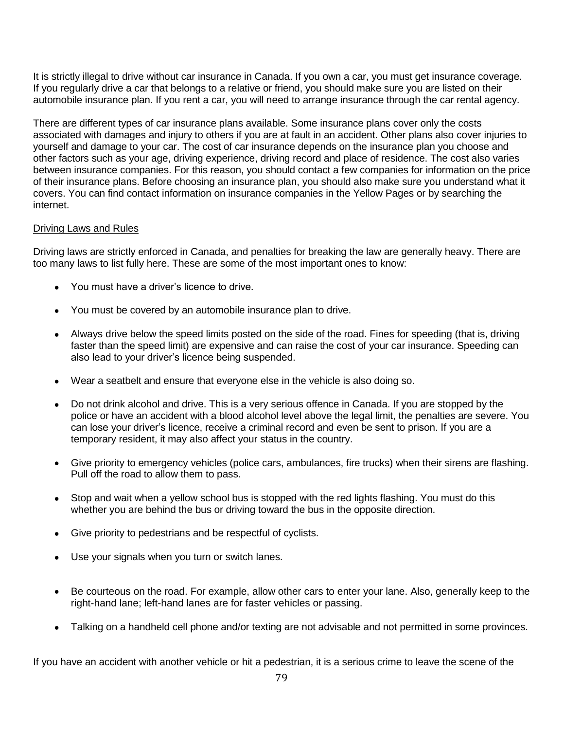It is strictly illegal to drive without car insurance in Canada. If you own a car, you must get insurance coverage. If you regularly drive a car that belongs to a relative or friend, you should make sure you are listed on their automobile insurance plan. If you rent a car, you will need to arrange insurance through the car rental agency.

There are different types of car insurance plans available. Some insurance plans cover only the costs associated with damages and injury to others if you are at fault in an accident. Other plans also cover injuries to yourself and damage to your car. The cost of car insurance depends on the insurance plan you choose and other factors such as your age, driving experience, driving record and place of residence. The cost also varies between insurance companies. For this reason, you should contact a few companies for information on the price of their insurance plans. Before choosing an insurance plan, you should also make sure you understand what it covers. You can find contact information on insurance companies in the Yellow Pages or by searching the internet.

## Driving Laws and Rules

Driving laws are strictly enforced in Canada, and penalties for breaking the law are generally heavy. There are too many laws to list fully here. These are some of the most important ones to know:

- You must have a driver's licence to drive.
- You must be covered by an automobile insurance plan to drive.
- Always drive below the speed limits posted on the side of the road. Fines for speeding (that is, driving faster than the speed limit) are expensive and can raise the cost of your car insurance. Speeding can also lead to your driver's licence being suspended.
- Wear a seatbelt and ensure that everyone else in the vehicle is also doing so.
- Do not drink alcohol and drive. This is a very serious offence in Canada. If you are stopped by the police or have an accident with a blood alcohol level above the legal limit, the penalties are severe. You can lose your driver's licence, receive a criminal record and even be sent to prison. If you are a temporary resident, it may also affect your status in the country.
- Give priority to emergency vehicles (police cars, ambulances, fire trucks) when their sirens are flashing. Pull off the road to allow them to pass.
- Stop and wait when a yellow school bus is stopped with the red lights flashing. You must do this whether you are behind the bus or driving toward the bus in the opposite direction.
- Give priority to pedestrians and be respectful of cyclists.
- Use your signals when you turn or switch lanes.
- Be courteous on the road. For example, allow other cars to enter your lane. Also, generally keep to the right-hand lane; left-hand lanes are for faster vehicles or passing.
- Talking on a handheld cell phone and/or texting are not advisable and not permitted in some provinces.

If you have an accident with another vehicle or hit a pedestrian, it is a serious crime to leave the scene of the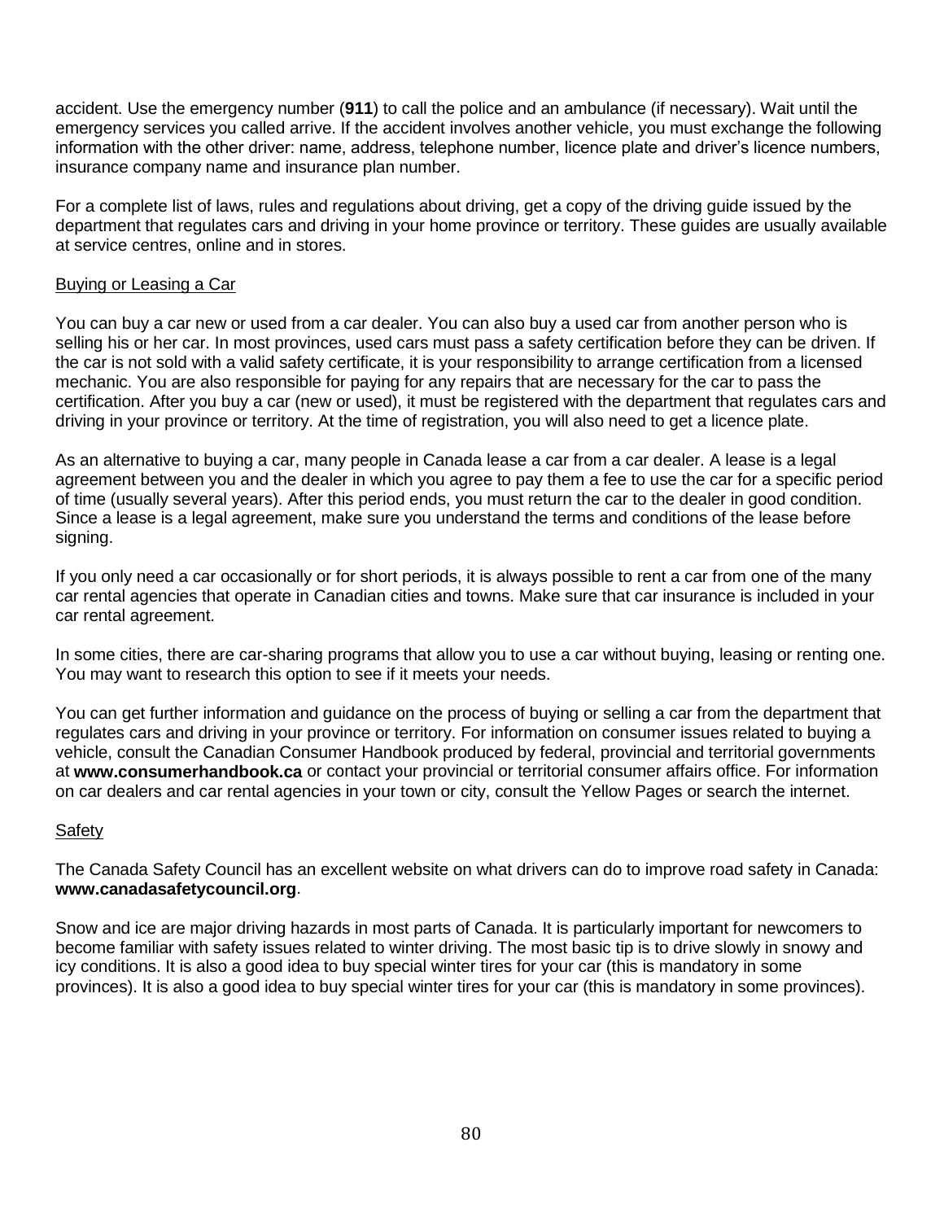accident. Use the emergency number (**911**) to call the police and an ambulance (if necessary). Wait until the emergency services you called arrive. If the accident involves another vehicle, you must exchange the following information with the other driver: name, address, telephone number, licence plate and driver's licence numbers, insurance company name and insurance plan number.

For a complete list of laws, rules and regulations about driving, get a copy of the driving guide issued by the department that regulates cars and driving in your home province or territory. These guides are usually available at service centres, online and in stores.

### Buying or Leasing a Car

You can buy a car new or used from a car dealer. You can also buy a used car from another person who is selling his or her car. In most provinces, used cars must pass a safety certification before they can be driven. If the car is not sold with a valid safety certificate, it is your responsibility to arrange certification from a licensed mechanic. You are also responsible for paying for any repairs that are necessary for the car to pass the certification. After you buy a car (new or used), it must be registered with the department that regulates cars and driving in your province or territory. At the time of registration, you will also need to get a licence plate.

As an alternative to buying a car, many people in Canada lease a car from a car dealer. A lease is a legal agreement between you and the dealer in which you agree to pay them a fee to use the car for a specific period of time (usually several years). After this period ends, you must return the car to the dealer in good condition. Since a lease is a legal agreement, make sure you understand the terms and conditions of the lease before signing.

If you only need a car occasionally or for short periods, it is always possible to rent a car from one of the many car rental agencies that operate in Canadian cities and towns. Make sure that car insurance is included in your car rental agreement.

In some cities, there are car-sharing programs that allow you to use a car without buying, leasing or renting one. You may want to research this option to see if it meets your needs.

You can get further information and guidance on the process of buying or selling a car from the department that regulates cars and driving in your province or territory. For information on consumer issues related to buying a vehicle, consult the Canadian Consumer Handbook produced by federal, provincial and territorial governments at **www.consumerhandbook.ca** or contact your provincial or territorial consumer affairs office. For information on car dealers and car rental agencies in your town or city, consult the Yellow Pages or search the internet.

### Safety

The Canada Safety Council has an excellent website on what drivers can do to improve road safety in Canada: **www.canadasafetycouncil.org**.

Snow and ice are major driving hazards in most parts of Canada. It is particularly important for newcomers to become familiar with safety issues related to winter driving. The most basic tip is to drive slowly in snowy and icy conditions. It is also a good idea to buy special winter tires for your car (this is mandatory in some provinces). It is also a good idea to buy special winter tires for your car (this is mandatory in some provinces).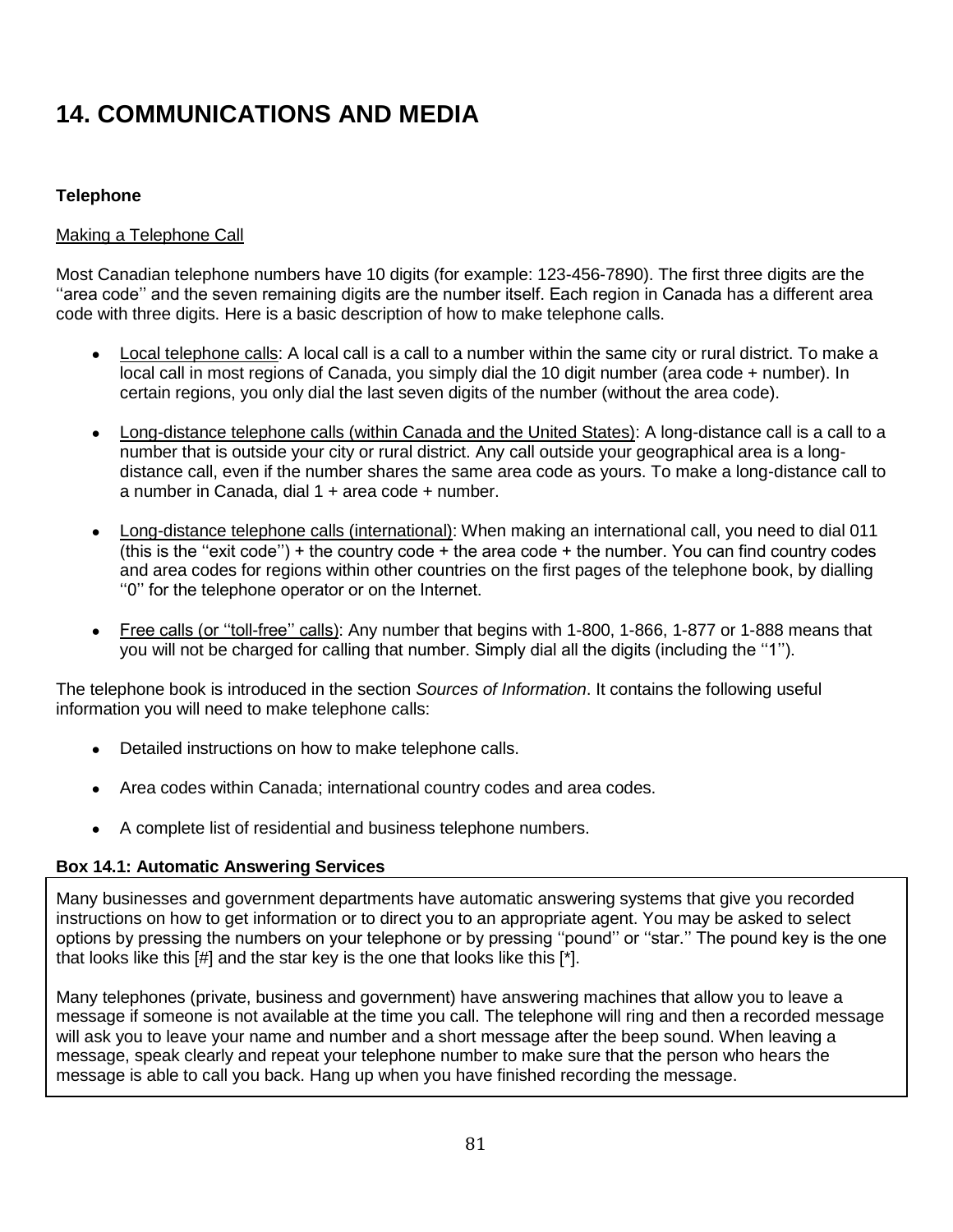# 14. COMMUNICATIONS AND MEDIA

### Telephone

Making a Telephone Call

Most Canadian telephone numbers have 10 digits (for example: 123-456-7890). The first three digits are the ''area code'' and the seven remaining digits are the number itself. Each region in Canada has a different area code with three digits. Here is a basic description of how to make telephone calls.

- Local telephone calls: A local call is a call to a number within the same city or rural district. To make a local call in most regions of Canada, you simply dial the 10 digit number (area code + number). In certain regions, you only dial the last seven digits of the number (without the area code).

- Long-distance telephone calls (within Canada and the United States): A long-distance call is a call to a number that is outside your city or rural district. Any call outside your geographical area is a long-distance call, even if the number shares the same area code as yours. To make a long-distance call to a number in Canada, dial 1 + area code + number.

- Long-distance telephone calls (international): When making an international call, you need to dial 011 (this is the ''exit code'') + the country code + the area code + the number. You can find country codes and area codes for regions within other countries on the first pages of the telephone book, by dialling ''0'' for the telephone operator or on the Internet.

- Free calls (or ''toll-free'' calls): Any number that begins with 1-800, 1-866, 1-877 or 1-888 means that you will not be charged for calling that number. Simply dial all the digits (including the ''1'').

The telephone book is introduced in the section *Sources of Information*. It contains the following useful information you will need to make telephone calls:

- Detailed instructions on how to make telephone calls.

- Area codes within Canada; international country codes and area codes.

- A complete list of residential and business telephone numbers.

**Box 14.1: Automatic Answering Services**

Many businesses and government departments have automatic answering systems that give you recorded instructions on how to get information or to direct you to an appropriate agent. You may be asked to select options by pressing the numbers on your telephone or by pressing ''pound'' or ''star.'' The pound key is the one that looks like this [#] and the star key is the one that looks like this [*].

Many telephones (private, business and government) have answering machines that allow you to leave a message if someone is not available at the time you call. The telephone will ring and then a recorded message will ask you to leave your name and number and a short message after the beep sound. When leaving a message, speak clearly and repeat your telephone number to make sure that the person who hears the message is able to call you back. Hang up when you have finished recording the message.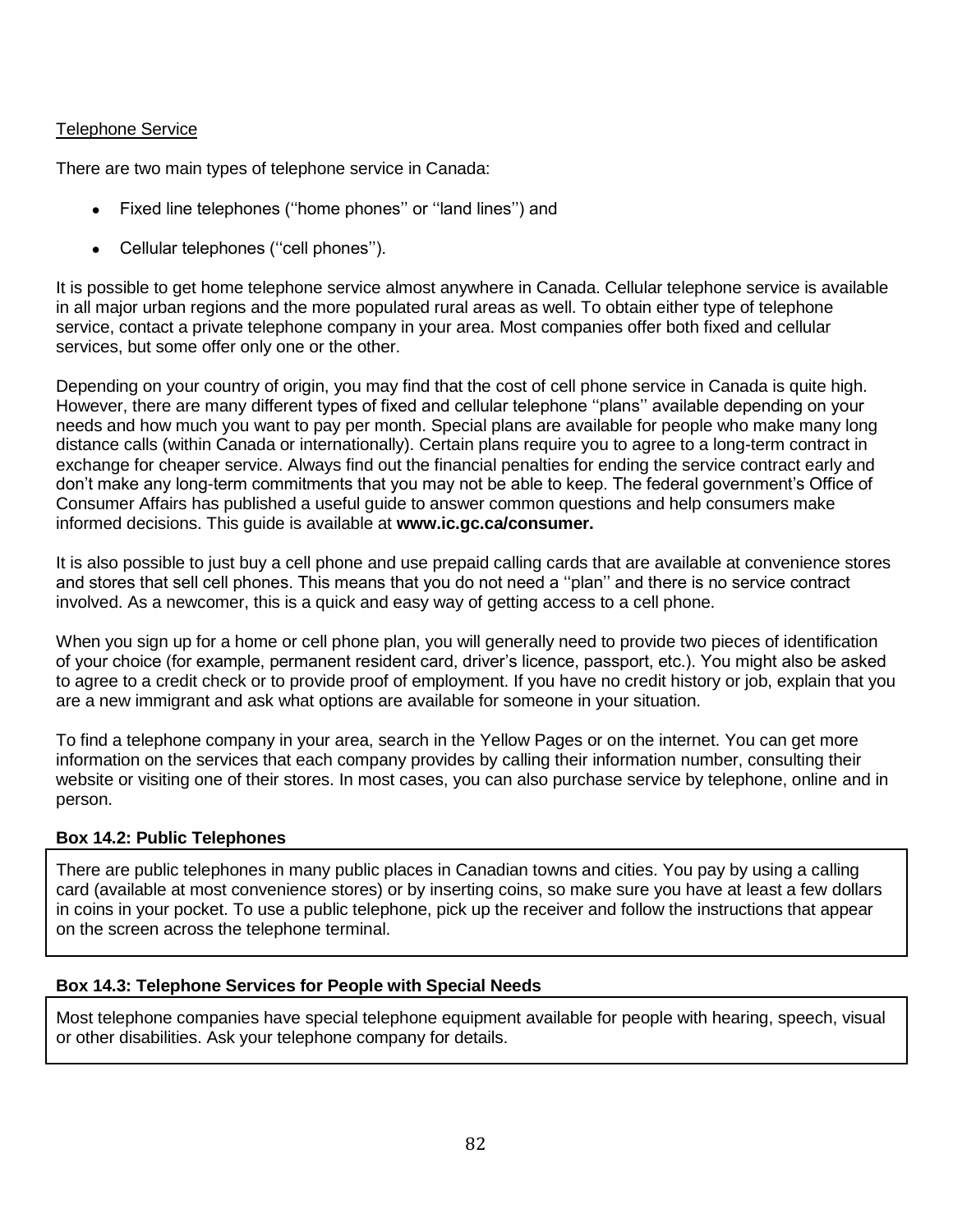## Telephone Service

There are two main types of telephone service in Canada:

- Fixed line telephones (''home phones'' or ''land lines'') and
- Cellular telephones (''cell phones'').

It is possible to get home telephone service almost anywhere in Canada. Cellular telephone service is available in all major urban regions and the more populated rural areas as well. To obtain either type of telephone service, contact a private telephone company in your area. Most companies offer both fixed and cellular services, but some offer only one or the other.

Depending on your country of origin, you may find that the cost of cell phone service in Canada is quite high. However, there are many different types of fixed and cellular telephone ''plans'' available depending on your needs and how much you want to pay per month. Special plans are available for people who make many long distance calls (within Canada or internationally). Certain plans require you to agree to a long-term contract in exchange for cheaper service. Always find out the financial penalties for ending the service contract early and don't make any long-term commitments that you may not be able to keep. The federal government's Office of Consumer Affairs has published a useful guide to answer common questions and help consumers make informed decisions. This guide is available at **www.ic.gc.ca/consumer.**

It is also possible to just buy a cell phone and use prepaid calling cards that are available at convenience stores and stores that sell cell phones. This means that you do not need a ''plan'' and there is no service contract involved. As a newcomer, this is a quick and easy way of getting access to a cell phone.

When you sign up for a home or cell phone plan, you will generally need to provide two pieces of identification of your choice (for example, permanent resident card, driver's licence, passport, etc.). You might also be asked to agree to a credit check or to provide proof of employment. If you have no credit history or job, explain that you are a new immigrant and ask what options are available for someone in your situation.

To find a telephone company in your area, search in the Yellow Pages or on the internet. You can get more information on the services that each company provides by calling their information number, consulting their website or visiting one of their stores. In most cases, you can also purchase service by telephone, online and in person.

**Box 14.2: Public Telephones**

There are public telephones in many public places in Canadian towns and cities. You pay by using a calling card (available at most convenience stores) or by inserting coins, so make sure you have at least a few dollars in coins in your pocket. To use a public telephone, pick up the receiver and follow the instructions that appear on the screen across the telephone terminal.

**Box 14.3: Telephone Services for People with Special Needs**

Most telephone companies have special telephone equipment available for people with hearing, speech, visual or other disabilities. Ask your telephone company for details.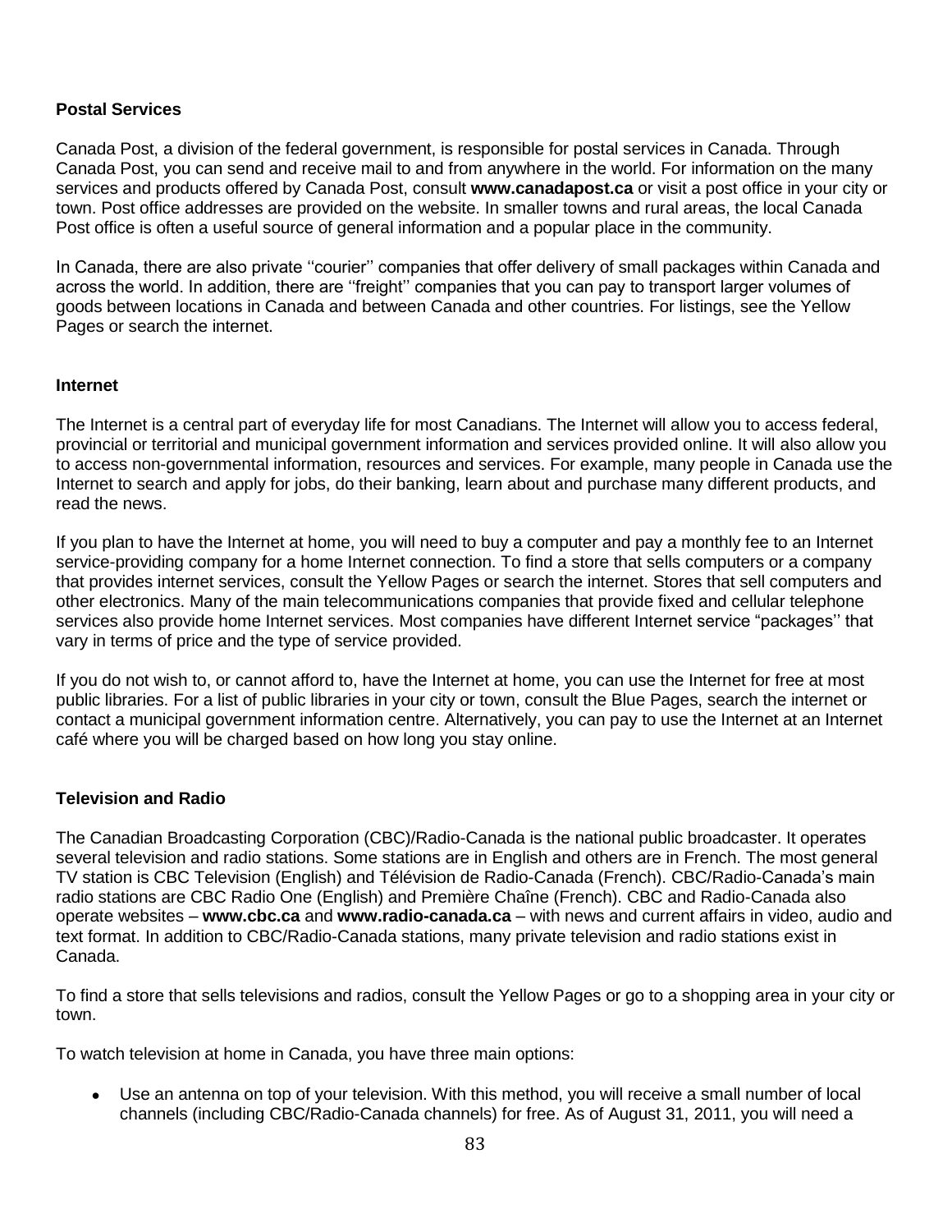**Postal Services**

Canada Post, a division of the federal government, is responsible for postal services in Canada. Through Canada Post, you can send and receive mail to and from anywhere in the world. For information on the many services and products offered by Canada Post, consult **www.canadapost.ca** or visit a post office in your city or town. Post office addresses are provided on the website. In smaller towns and rural areas, the local Canada Post office is often a useful source of general information and a popular place in the community.

In Canada, there are also private ''courier'' companies that offer delivery of small packages within Canada and across the world. In addition, there are ''freight'' companies that you can pay to transport larger volumes of goods between locations in Canada and between Canada and other countries. For listings, see the Yellow Pages or search the internet.

**Internet**

The Internet is a central part of everyday life for most Canadians. The Internet will allow you to access federal, provincial or territorial and municipal government information and services provided online. It will also allow you to access non-governmental information, resources and services. For example, many people in Canada use the Internet to search and apply for jobs, do their banking, learn about and purchase many different products, and read the news.

If you plan to have the Internet at home, you will need to buy a computer and pay a monthly fee to an Internet service-providing company for a home Internet connection. To find a store that sells computers or a company that provides internet services, consult the Yellow Pages or search the internet. Stores that sell computers and other electronics. Many of the main telecommunications companies that provide fixed and cellular telephone services also provide home Internet services. Most companies have different Internet service "packages'' that vary in terms of price and the type of service provided.

If you do not wish to, or cannot afford to, have the Internet at home, you can use the Internet for free at most public libraries. For a list of public libraries in your city or town, consult the Blue Pages, search the internet or contact a municipal government information centre. Alternatively, you can pay to use the Internet at an Internet café where you will be charged based on how long you stay online.

**Television and Radio**

The Canadian Broadcasting Corporation (CBC)/Radio-Canada is the national public broadcaster. It operates several television and radio stations. Some stations are in English and others are in French. The most general TV station is CBC Television (English) and Télévision de Radio-Canada (French). CBC/Radio-Canada's main radio stations are CBC Radio One (English) and Première Chaîne (French). CBC and Radio-Canada also operate websites – **www.cbc.ca** and **www.radio-canada.ca** – with news and current affairs in video, audio and text format. In addition to CBC/Radio-Canada stations, many private television and radio stations exist in Canada.

To find a store that sells televisions and radios, consult the Yellow Pages or go to a shopping area in your city or town.

To watch television at home in Canada, you have three main options:

- Use an antenna on top of your television. With this method, you will receive a small number of local channels (including CBC/Radio-Canada channels) for free. As of August 31, 2011, you will need a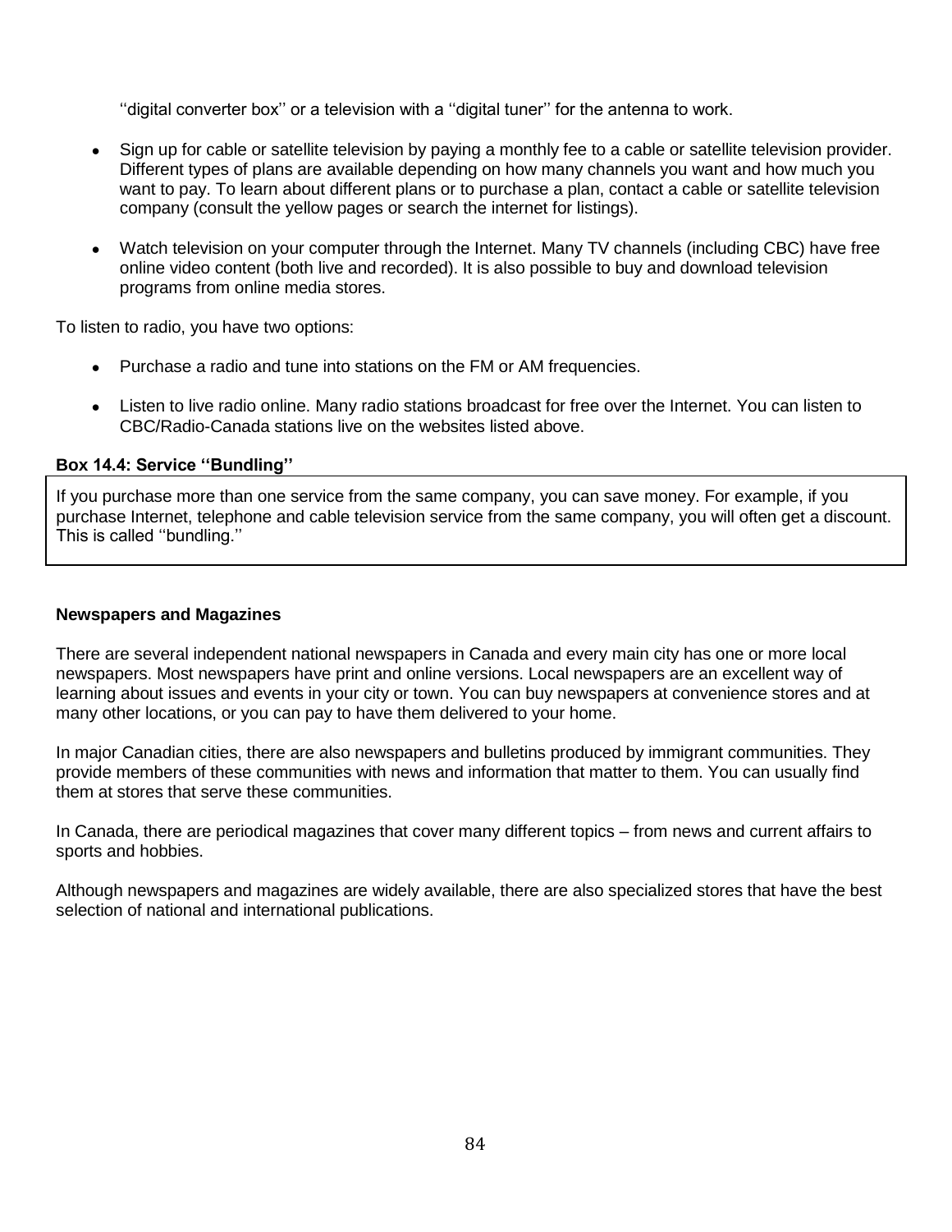''digital converter box'' or a television with a ''digital tuner'' for the antenna to work.

- Sign up for cable or satellite television by paying a monthly fee to a cable or satellite television provider. Different types of plans are available depending on how many channels you want and how much you want to pay. To learn about different plans or to purchase a plan, contact a cable or satellite television company (consult the yellow pages or search the internet for listings).

- Watch television on your computer through the Internet. Many TV channels (including CBC) have free online video content (both live and recorded). It is also possible to buy and download television programs from online media stores.

To listen to radio, you have two options:

- Purchase a radio and tune into stations on the FM or AM frequencies.

- Listen to live radio online. Many radio stations broadcast for free over the Internet. You can listen to CBC/Radio-Canada stations live on the websites listed above.

**Box 14.4: Service ''Bundling''**

If you purchase more than one service from the same company, you can save money. For example, if you purchase Internet, telephone and cable television service from the same company, you will often get a discount. This is called ''bundling.''

**Newspapers and Magazines**

There are several independent national newspapers in Canada and every main city has one or more local newspapers. Most newspapers have print and online versions. Local newspapers are an excellent way of learning about issues and events in your city or town. You can buy newspapers at convenience stores and at many other locations, or you can pay to have them delivered to your home.

In major Canadian cities, there are also newspapers and bulletins produced by immigrant communities. They provide members of these communities with news and information that matter to them. You can usually find them at stores that serve these communities.

In Canada, there are periodical magazines that cover many different topics – from news and current affairs to sports and hobbies.

Although newspapers and magazines are widely available, there are also specialized stores that have the best selection of national and international publications.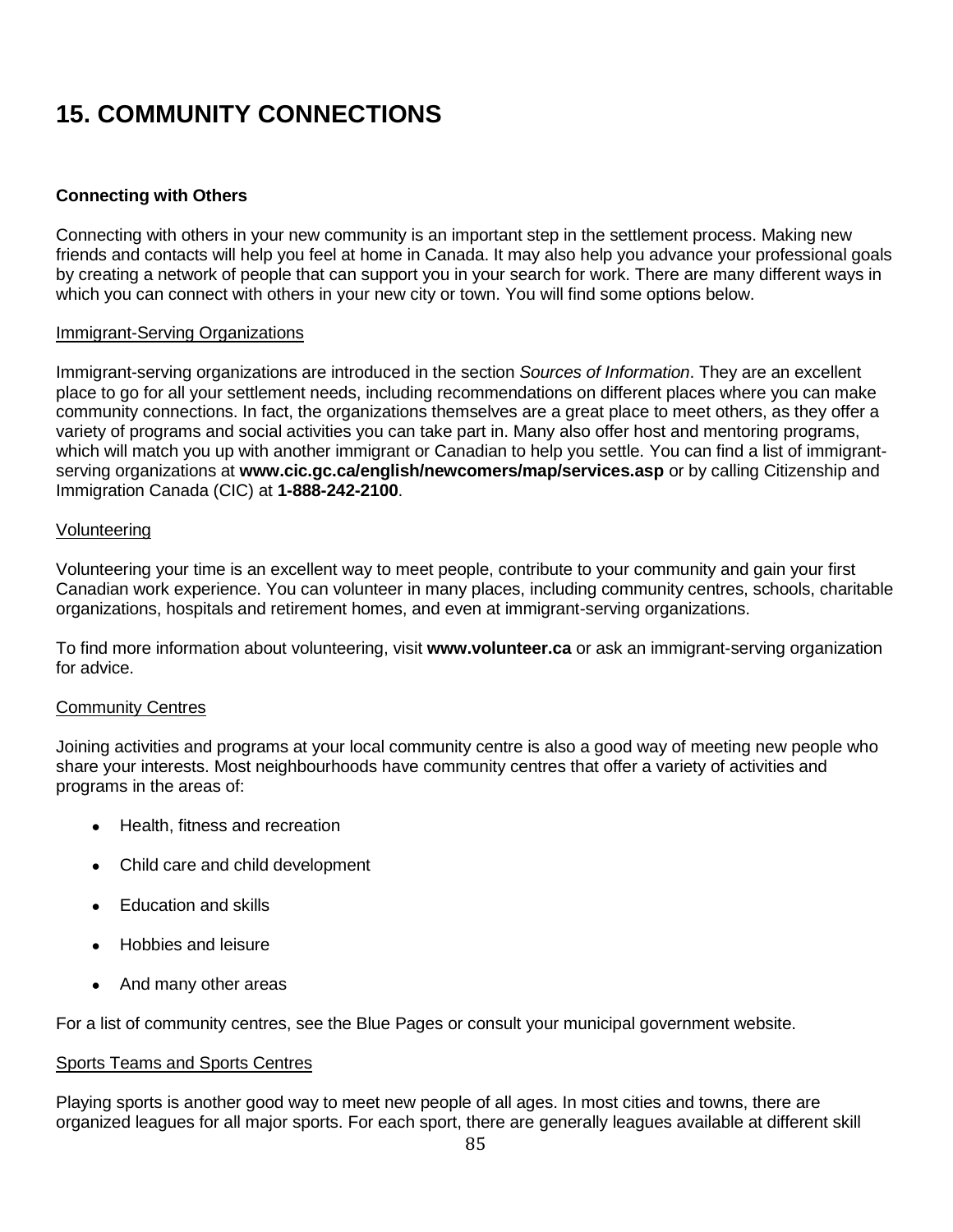# 15. COMMUNITY CONNECTIONS

### Connecting with Others

Connecting with others in your new community is an important step in the settlement process. Making new friends and contacts will help you feel at home in Canada. It may also help you advance your professional goals by creating a network of people that can support you in your search for work. There are many different ways in which you can connect with others in your new city or town. You will find some options below.

<u>Immigrant-Serving Organizations</u>

Immigrant-serving organizations are introduced in the section *Sources of Information*. They are an excellent place to go for all your settlement needs, including recommendations on different places where you can make community connections. In fact, the organizations themselves are a great place to meet others, as they offer a variety of programs and social activities you can take part in. Many also offer host and mentoring programs, which will match you up with another immigrant or Canadian to help you settle. You can find a list of immigrant-serving organizations at **www.cic.gc.ca/english/newcomers/map/services.asp** or by calling Citizenship and Immigration Canada (CIC) at **1-888-242-2100**.

<u>Volunteering</u>

Volunteering your time is an excellent way to meet people, contribute to your community and gain your first Canadian work experience. You can volunteer in many places, including community centres, schools, charitable organizations, hospitals and retirement homes, and even at immigrant-serving organizations.

To find more information about volunteering, visit **www.volunteer.ca** or ask an immigrant-serving organization for advice.

<u>Community Centres</u>

Joining activities and programs at your local community centre is also a good way of meeting new people who share your interests. Most neighbourhoods have community centres that offer a variety of activities and programs in the areas of:

- Health, fitness and recreation
- Child care and child development
- Education and skills
- Hobbies and leisure
- And many other areas

For a list of community centres, see the Blue Pages or consult your municipal government website.

<u>Sports Teams and Sports Centres</u>

Playing sports is another good way to meet new people of all ages. In most cities and towns, there are organized leagues for all major sports. For each sport, there are generally leagues available at different skill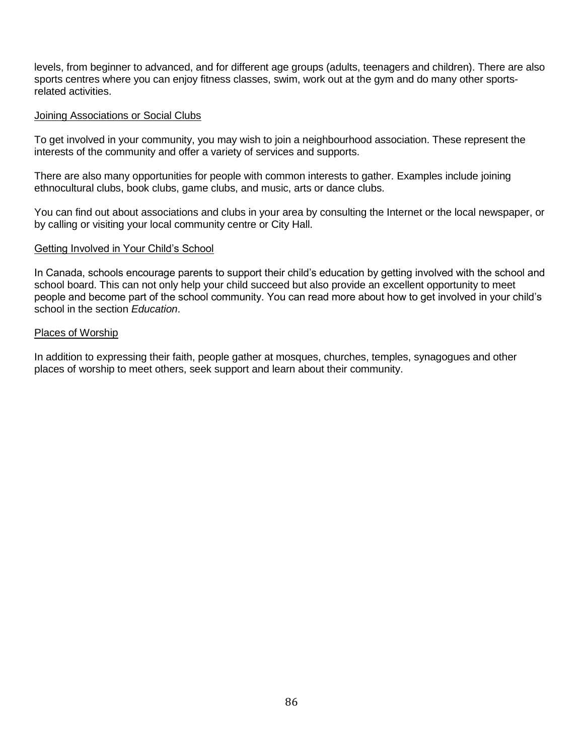levels, from beginner to advanced, and for different age groups (adults, teenagers and children). There are also sports centres where you can enjoy fitness classes, swim, work out at the gym and do many other sports-related activities.

### Joining Associations or Social Clubs

To get involved in your community, you may wish to join a neighbourhood association. These represent the interests of the community and offer a variety of services and supports.

There are also many opportunities for people with common interests to gather. Examples include joining ethnocultural clubs, book clubs, game clubs, and music, arts or dance clubs.

You can find out about associations and clubs in your area by consulting the Internet or the local newspaper, or by calling or visiting your local community centre or City Hall.

### Getting Involved in Your Child's School

In Canada, schools encourage parents to support their child's education by getting involved with the school and school board. This can not only help your child succeed but also provide an excellent opportunity to meet people and become part of the school community. You can read more about how to get involved in your child's school in the section *Education*.

### Places of Worship

In addition to expressing their faith, people gather at mosques, churches, temples, synagogues and other places of worship to meet others, seek support and learn about their community.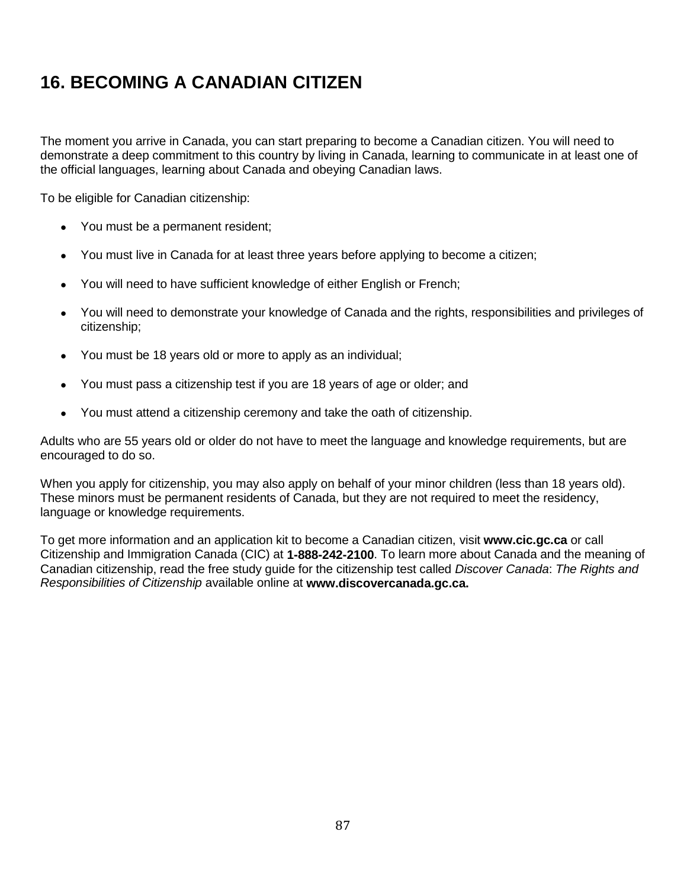# 16. BECOMING A CANADIAN CITIZEN

The moment you arrive in Canada, you can start preparing to become a Canadian citizen. You will need to demonstrate a deep commitment to this country by living in Canada, learning to communicate in at least one of the official languages, learning about Canada and obeying Canadian laws.

To be eligible for Canadian citizenship:

- You must be a permanent resident;
- You must live in Canada for at least three years before applying to become a citizen;
- You will need to have sufficient knowledge of either English or French;
- You will need to demonstrate your knowledge of Canada and the rights, responsibilities and privileges of citizenship;
- You must be 18 years old or more to apply as an individual;
- You must pass a citizenship test if you are 18 years of age or older; and
- You must attend a citizenship ceremony and take the oath of citizenship.

Adults who are 55 years old or older do not have to meet the language and knowledge requirements, but are encouraged to do so.

When you apply for citizenship, you may also apply on behalf of your minor children (less than 18 years old). These minors must be permanent residents of Canada, but they are not required to meet the residency, language or knowledge requirements.

To get more information and an application kit to become a Canadian citizen, visit **www.cic.gc.ca** or call Citizenship and Immigration Canada (CIC) at **1-888-242-2100**. To learn more about Canada and the meaning of Canadian citizenship, read the free study guide for the citizenship test called *Discover Canada*: *The Rights and Responsibilities of Citizenship* available online at **www.discovercanada.gc.ca.**